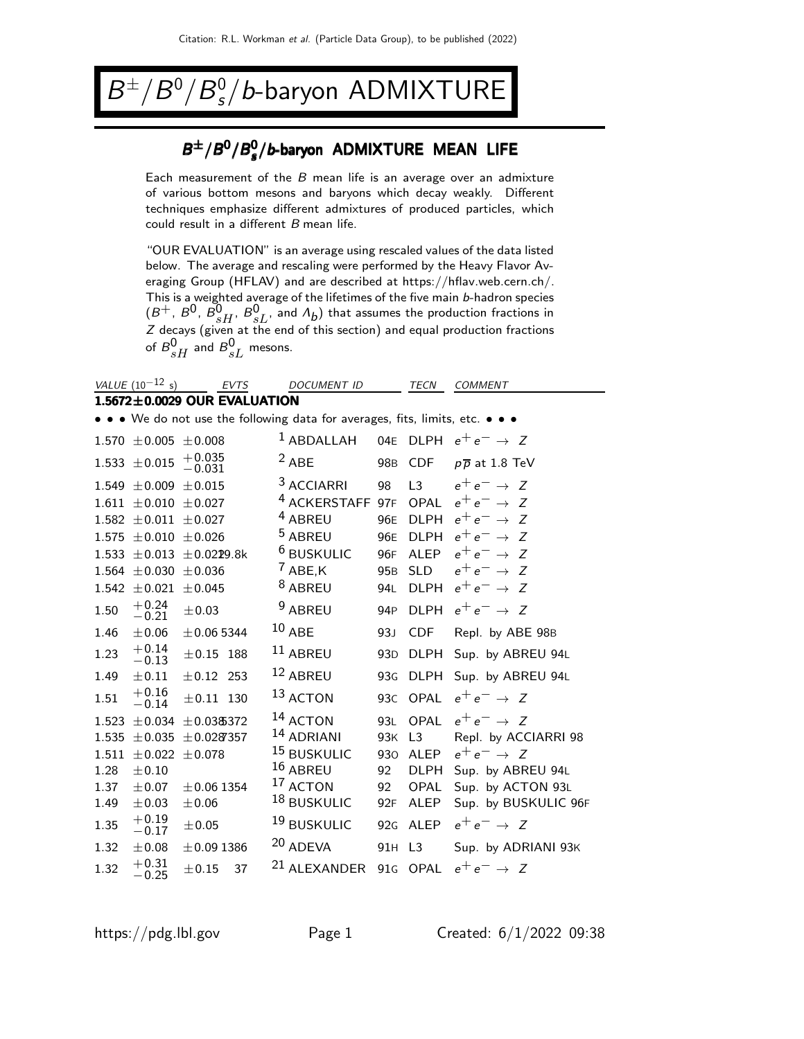# $B^{\pm}/B^0/B^0_s/b$-baryon ADMIXTURE

## $B^{\pm}/B^0/B^0_s/b$-baryon ADMIXTURE MEAN LIFE

Each measurement of the $B$ mean life is an average over an admixture of various bottom mesons and baryons which decay weakly. Different techniques emphasize different admixtures of produced particles, which could result in a different $B$ mean life.

"OUR EVALUATION" is an average using rescaled values of the data listed below. The average and rescaling were performed by the Heavy Flavor Averaging Group (HFLAV) and are described at https://hflav.web.cern.ch/. This is a weighted average of the lifetimes of the five main $b$-hadron species ($B^+$, $B^0$, $B^0_{sH}$, $B^0_{sL}$, and $\Lambda_b$) that assumes the production fractions in $Z$ decays (given at the end of this section) and equal production fractions of $B^0_{sH}$ and $B^0_{sL}$ mesons.

| VALUE ($10^{-12}$ s) | EVTS | DOCUMENT ID | | TECN | COMMENT |
|---|---|---|---|---|---|
| **1.5672±0.0029 OUR EVALUATION** | | | | | |
| • • • We do not use the following data for averages, fits, limits, etc. • • • | | | | | |
| 1.570 ±0.005 ±0.008 | | [1] ABDALLAH | 04E | DLPH | $e^+e^- \to Z$ |
| 1.533 ±0.015 $^{+0.035}_{-0.031}$ | | [2] ABE | 98B | CDF | $p\overline{p}$ at 1.8 TeV |
| 1.549 ±0.009 ±0.015 | | [3] ACCIARRI | 98 | L3 | $e^+e^- \to Z$ |
| 1.611 ±0.010 ±0.027 | | [4] ACKERSTAFF | 97F | OPAL | $e^+e^- \to Z$ |
| 1.582 ±0.011 ±0.027 | | [4] ABREU | 96E | DLPH | $e^+e^- \to Z$ |
| 1.575 ±0.010 ±0.026 | | [5] ABREU | 96E | DLPH | $e^+e^- \to Z$ |
| 1.533 ±0.013 ±0.022 | 29.8k | [6] BUSKULIC | 96F | ALEP | $e^+e^- \to Z$ |
| 1.564 ±0.030 ±0.036 | | [7] ABE,K | 95B | SLD | $e^+e^- \to Z$ |
| 1.542 ±0.021 ±0.045 | | [8] ABREU | 94L | DLPH | $e^+e^- \to Z$ |
| 1.50 $^{+0.24}_{-0.21}$ ±0.03 | | [9] ABREU | 94P | DLPH | $e^+e^- \to Z$ |
| 1.46 ±0.06 ±0.06 | 5344 | [10] ABE | 93J | CDF | Repl. by ABE 98B |
| 1.23 $^{+0.14}_{-0.13}$ ±0.15 | 188 | [11] ABREU | 93D | DLPH | Sup. by ABREU 94L |
| 1.49 ±0.11 ±0.12 | 253 | [12] ABREU | 93G | DLPH | Sup. by ABREU 94L |
| 1.51 $^{+0.16}_{-0.14}$ ±0.11 | 130 | [13] ACTON | 93C | OPAL | $e^+e^- \to Z$ |
| 1.523 ±0.034 ±0.038 | 5372 | [14] ACTON | 93L | OPAL | $e^+e^- \to Z$ |
| 1.535 ±0.035 ±0.028 | 7357 | [14] ADRIANI | 93K | L3 | Repl. by ACCIARRI 98 |
| 1.511 ±0.022 ±0.078 | | [15] BUSKULIC | 93O | ALEP | $e^+e^- \to Z$ |
| 1.28 ±0.10 | | [16] ABREU | 92 | DLPH | Sup. by ABREU 94L |
| 1.37 ±0.07 ±0.06 | 1354 | [17] ACTON | 92 | OPAL | Sup. by ACTON 93L |
| 1.49 ±0.03 ±0.06 | | [18] BUSKULIC | 92F | ALEP | Sup. by BUSKULIC 96F |
| 1.35 $^{+0.19}_{-0.17}$ ±0.05 | | [19] BUSKULIC | 92G | ALEP | $e^+e^- \to Z$ |
| 1.32 ±0.08 ±0.09 | 1386 | [20] ADEVA | 91H | L3 | Sup. by ADRIANI 93K |
| 1.32 $^{+0.31}_{-0.25}$ ±0.15 | 37 | [21] ALEXANDER | 91G | OPAL | $e^+e^- \to Z$ |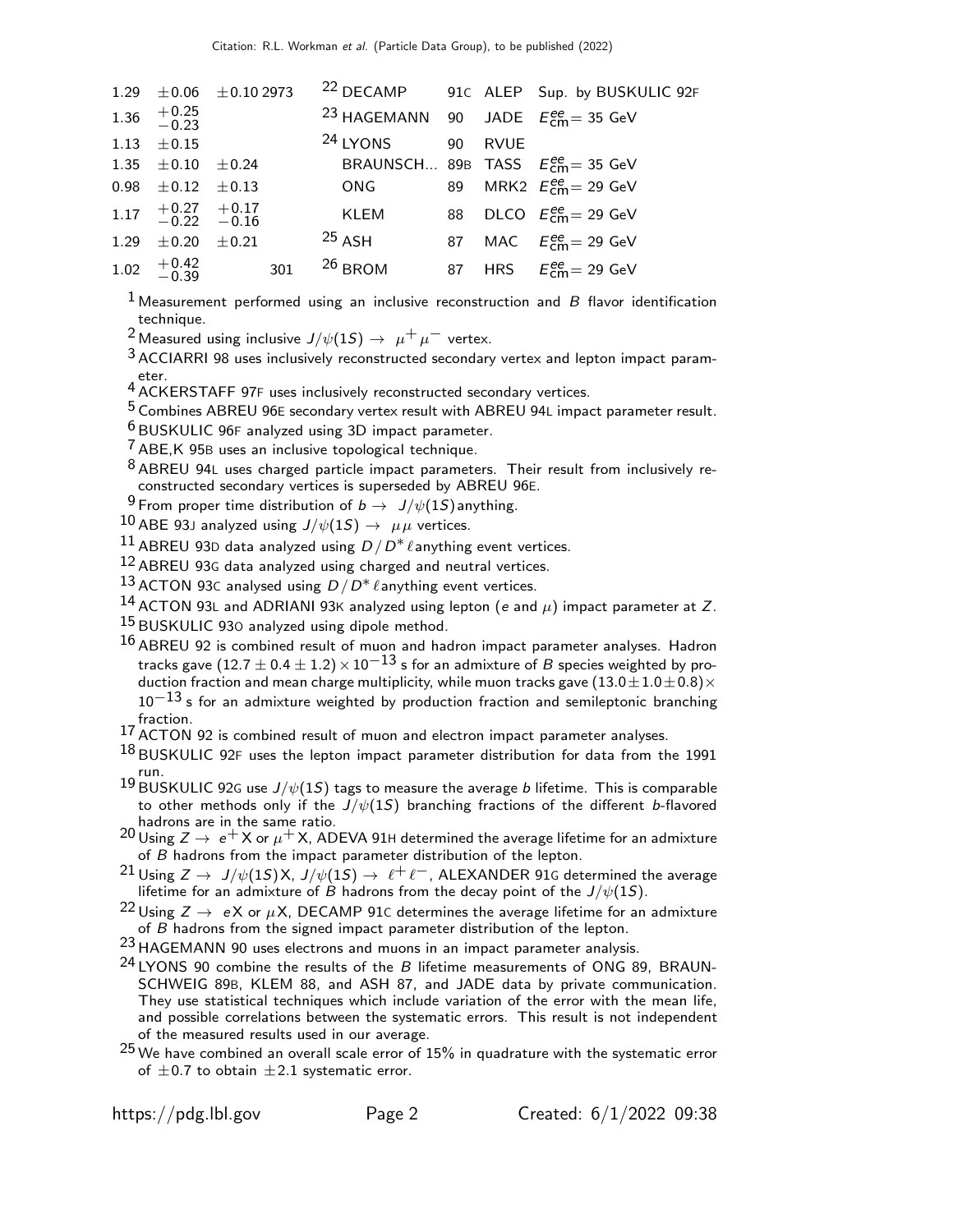| VALUE | | | EVTS | DOCUMENT ID | | TECN | COMMENT |
|---|---|---|---|---|---|---|---|
| 1.29 | ±0.06 | ±0.10 | 2973 | DECAMP [22] | 91C | ALEP | Sup. by BUSKULIC 92F |
| 1.36 | $^{+0.25}_{-0.23}$ | | | HAGEMANN [23] | 90 | JADE | $E^{ee}_{cm}$= 35 GeV |
| 1.13 | ±0.15 | | | LYONS [24] | 90 | RVUE | |
| 1.35 | ±0.10 | ±0.24 | | BRAUNSCH... | 89B | TASS | $E^{ee}_{cm}$= 35 GeV |
| 0.98 | ±0.12 | ±0.13 | | ONG | 89 | MRK2 | $E^{ee}_{cm}$= 29 GeV |
| 1.17 | $^{+0.27}_{-0.22}$ | $^{+0.17}_{-0.16}$ | | KLEM | 88 | DLCO | $E^{ee}_{cm}$= 29 GeV |
| 1.29 | ±0.20 | ±0.21 | | ASH [25] | 87 | MAC | $E^{ee}_{cm}$= 29 GeV |
| 1.02 | $^{+0.42}_{-0.39}$ | | 301 | BROM [26] | 87 | HRS | $E^{ee}_{cm}$= 29 GeV |

[1] Measurement performed using an inclusive reconstruction and $B$ flavor identification technique.

[2] Measured using inclusive $J/\psi(1S) \rightarrow \mu^+\mu^-$ vertex.

[3] ACCIARRI 98 uses inclusively reconstructed secondary vertex and lepton impact parameter.

[4] ACKERSTAFF 97F uses inclusively reconstructed secondary vertices.

[5] Combines ABREU 96E secondary vertex result with ABREU 94L impact parameter result.

[6] BUSKULIC 96F analyzed using 3D impact parameter.

[7] ABE,K 95B uses an inclusive topological technique.

[8] ABREU 94L uses charged particle impact parameters. Their result from inclusively reconstructed secondary vertices is superseded by ABREU 96E.

[9] From proper time distribution of $b \rightarrow J/\psi(1S)$ anything.

[10] ABE 93J analyzed using $J/\psi(1S) \rightarrow \mu\mu$ vertices.

[11] ABREU 93D data analyzed using $D/D^*\ell$ anything event vertices.

[12] ABREU 93G data analyzed using charged and neutral vertices.

[13] ACTON 93C analysed using $D/D^*\ell$ anything event vertices.

[14] ACTON 93L and ADRIANI 93K analyzed using lepton ($e$ and $\mu$) impact parameter at $Z$.

[15] BUSKULIC 93O analyzed using dipole method.

[16] ABREU 92 is combined result of muon and hadron impact parameter analyses. Hadron tracks gave $(12.7 \pm 0.4 \pm 1.2) \times 10^{-13}$ s for an admixture of $B$ species weighted by production fraction and mean charge multiplicity, while muon tracks gave $(13.0 \pm 1.0 \pm 0.8) \times 10^{-13}$ s for an admixture weighted by production fraction and semileptonic branching fraction.

[17] ACTON 92 is combined result of muon and electron impact parameter analyses.

[18] BUSKULIC 92F uses the lepton impact parameter distribution for data from the 1991 run.

[19] BUSKULIC 92G use $J/\psi(1S)$ tags to measure the average $b$ lifetime. This is comparable to other methods only if the $J/\psi(1S)$ branching fractions of the different $b$-flavored hadrons are in the same ratio.

[20] Using $Z \rightarrow e^+ X$ or $\mu^+ X$, ADEVA 91H determined the average lifetime for an admixture of $B$ hadrons from the impact parameter distribution of the lepton.

[21] Using $Z \rightarrow J/\psi(1S) X$, $J/\psi(1S) \rightarrow \ell^+\ell^-$, ALEXANDER 91G determined the average lifetime for an admixture of $B$ hadrons from the decay point of the $J/\psi(1S)$.

[22] Using $Z \rightarrow eX$ or $\mu X$, DECAMP 91C determines the average lifetime for an admixture of $B$ hadrons from the signed impact parameter distribution of the lepton.

[23] HAGEMANN 90 uses electrons and muons in an impact parameter analysis.

[24] LYONS 90 combine the results of the $B$ lifetime measurements of ONG 89, BRAUNSCHWEIG 89B, KLEM 88, and ASH 87, and JADE data by private communication. They use statistical techniques which include variation of the error with the mean life, and possible correlations between the systematic errors. This result is not independent of the measured results used in our average.

[25] We have combined an overall scale error of 15% in quadrature with the systematic error of ±0.7 to obtain ±2.1 systematic error.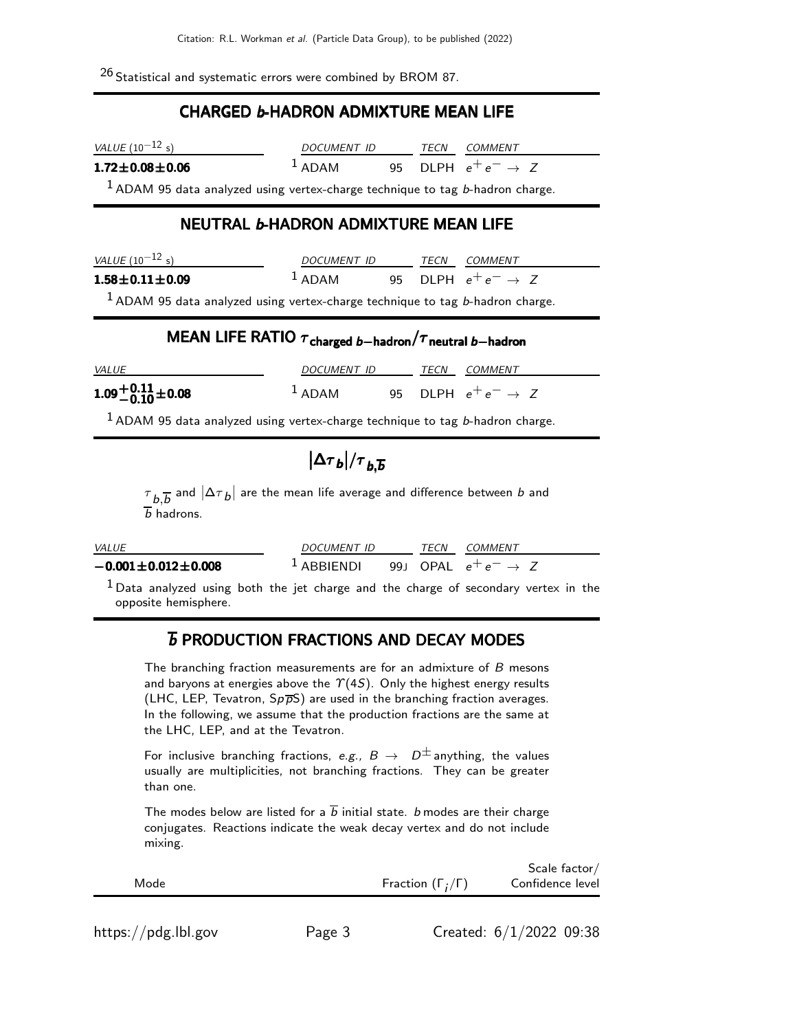[26] Statistical and systematic errors were combined by BROM 87.

## CHARGED *b*-HADRON ADMIXTURE MEAN LIFE

| *VALUE* ($10^{-12}$ s) | *DOCUMENT ID* | | *TECN* | *COMMENT* |
|---|---|---|---|---|
| **1.72±0.08±0.06** | [1] ADAM | 95 | DLPH | $e^+e^- \rightarrow Z$ |

[1] ADAM 95 data analyzed using vertex-charge technique to tag *b*-hadron charge.

## NEUTRAL *b*-HADRON ADMIXTURE MEAN LIFE

| *VALUE* ($10^{-12}$ s) | *DOCUMENT ID* | | *TECN* | *COMMENT* |
|---|---|---|---|---|
| **1.58±0.11±0.09** | [1] ADAM | 95 | DLPH | $e^+e^- \rightarrow Z$ |

[1] ADAM 95 data analyzed using vertex-charge technique to tag *b*-hadron charge.

## MEAN LIFE RATIO $\tau_{\text{charged } b-\text{hadron}}/\tau_{\text{neutral } b-\text{hadron}}$

| *VALUE* | *DOCUMENT ID* | | *TECN* | *COMMENT* |
|---|---|---|---|---|
| $\mathbf{1.09^{+0.11}_{-0.10}\pm0.08}$ | [1] ADAM | 95 | DLPH | $e^+e^- \rightarrow Z$ |

[1] ADAM 95 data analyzed using vertex-charge technique to tag *b*-hadron charge.

## $|\Delta\tau_b|/\tau_{b,\overline{b}}$

$\tau_{b,\overline{b}}$ and $|\Delta\tau_b|$ are the mean life average and difference between $b$ and $\overline{b}$ hadrons.

| *VALUE* | *DOCUMENT ID* | | *TECN* | *COMMENT* |
|---|---|---|---|---|
| **−0.001±0.012±0.008** | [1] ABBIENDI | 99J | OPAL | $e^+e^- \rightarrow Z$ |

[1] Data analyzed using both the jet charge and the charge of secondary vertex in the opposite hemisphere.

## $\overline{b}$ PRODUCTION FRACTIONS AND DECAY MODES

The branching fraction measurements are for an admixture of $B$ mesons and baryons at energies above the $\Upsilon(4S)$. Only the highest energy results (LHC, LEP, Tevatron, $Sp\overline{p}S$) are used in the branching fraction averages. In the following, we assume that the production fractions are the same at the LHC, LEP, and at the Tevatron.

For inclusive branching fractions, *e.g.*, $B \rightarrow D^{\pm}$ anything, the values usually are multiplicities, not branching fractions. They can be greater than one.

The modes below are listed for a $\overline{b}$ initial state. $b$ modes are their charge conjugates. Reactions indicate the weak decay vertex and do not include mixing.

| Mode | Fraction ($\Gamma_i/\Gamma$) | Scale factor/ Confidence level |
|---|---|---|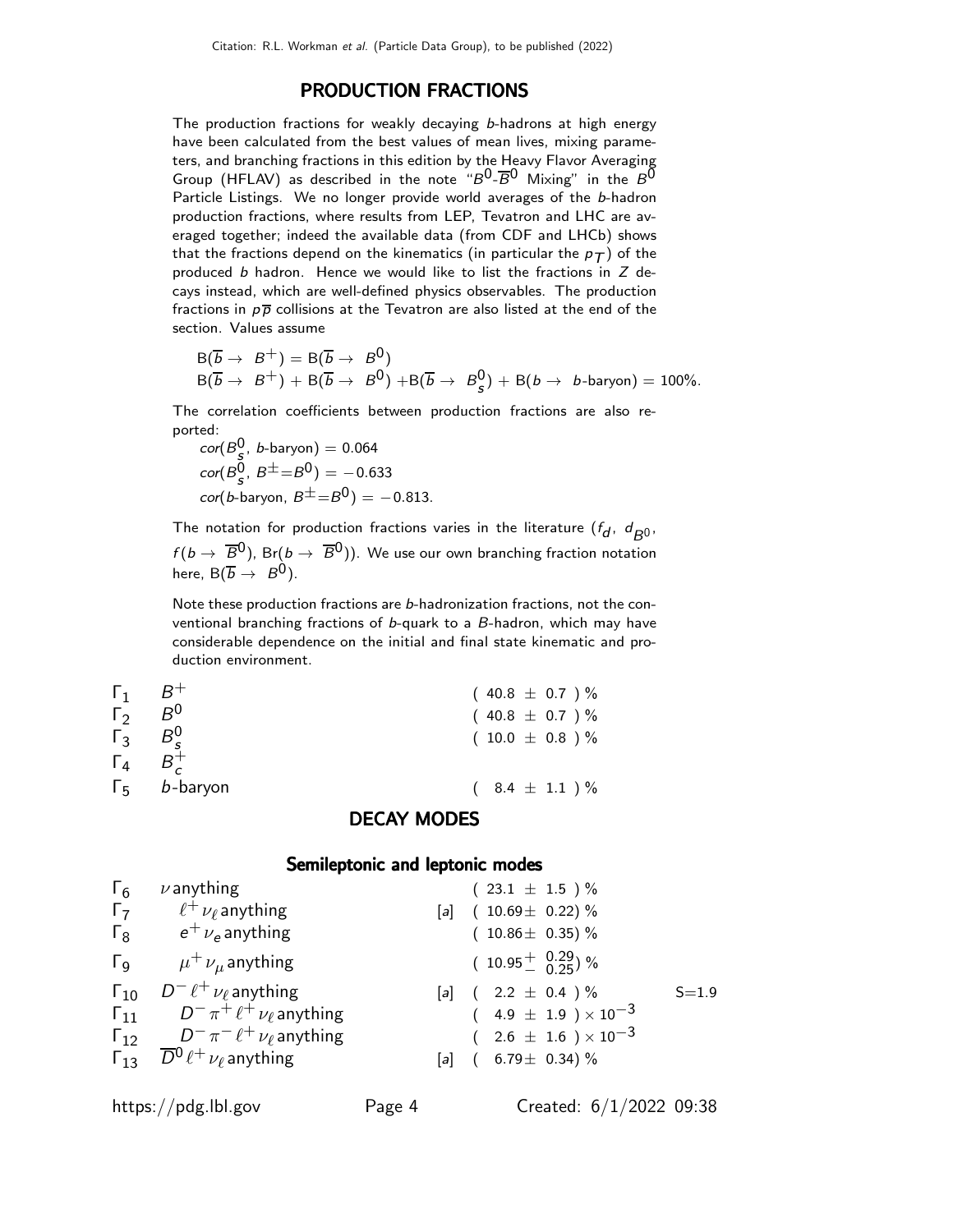## PRODUCTION FRACTIONS

The production fractions for weakly decaying *b*-hadrons at high energy have been calculated from the best values of mean lives, mixing parameters, and branching fractions in this edition by the Heavy Flavor Averaging Group (HFLAV) as described in the note "$B^0$-$\overline{B}^0$ Mixing" in the $B^0$ Particle Listings. We no longer provide world averages of the *b*-hadron production fractions, where results from LEP, Tevatron and LHC are averaged together; indeed the available data (from CDF and LHCb) shows that the fractions depend on the kinematics (in particular the $p_T$) of the produced *b* hadron. Hence we would like to list the fractions in *Z* decays instead, which are well-defined physics observables. The production fractions in $p\overline{p}$ collisions at the Tevatron are also listed at the end of the section. Values assume

$$\mathrm{B}(\overline{b} \to B^+) = \mathrm{B}(\overline{b} \to B^0)$$
$$\mathrm{B}(\overline{b} \to B^+) + \mathrm{B}(\overline{b} \to B^0) + \mathrm{B}(\overline{b} \to B^0_s) + \mathrm{B}(b \to b\text{-baryon}) = 100\%.$$

The correlation coefficients between production fractions are also reported:

$cor(B^0_s, b\text{-baryon}) = 0.064$
$cor(B^0_s, B^\pm{=}B^0) = -0.633$
$cor(b\text{-baryon}, B^\pm{=}B^0) = -0.813$.

The notation for production fractions varies in the literature ($f_d$, $d_{B^0}$, $f(b \to \overline{B}^0)$, $\mathrm{Br}(b \to \overline{B}^0)$). We use our own branching fraction notation here, $\mathrm{B}(\overline{b} \to B^0)$.

Note these production fractions are *b*-hadronization fractions, not the conventional branching fractions of *b*-quark to a *B*-hadron, which may have considerable dependence on the initial and final state kinematic and production environment.

| | | |
|---|---|---|
| $\Gamma_1$ | $B^+$ | $(40.8 \pm 0.7)$ % |
| $\Gamma_2$ | $B^0$ | $(40.8 \pm 0.7)$ % |
| $\Gamma_3$ | $B^0_s$ | $(10.0 \pm 0.8)$ % |
| $\Gamma_4$ | $B^+_c$ | |
| $\Gamma_5$ | $b$-baryon | $(8.4 \pm 1.1)$ % |

## DECAY MODES

### Semileptonic and leptonic modes

| | | | | |
|---|---|---|---|---|
| $\Gamma_6$ | $\nu$ anything | | $(23.1 \pm 1.5)$ % | |
| $\Gamma_7$ | $\ell^+ \nu_\ell$ anything | [a] | $(10.69 \pm 0.22)$ % | |
| $\Gamma_8$ | $e^+ \nu_e$ anything | | $(10.86 \pm 0.35)$ % | |
| $\Gamma_9$ | $\mu^+ \nu_\mu$ anything | | $(10.95^{+0.29}_{-0.25})$ % | |
| $\Gamma_{10}$ | $D^- \ell^+ \nu_\ell$ anything | [a] | $(2.2 \pm 0.4)$ % | S=1.9 |
| $\Gamma_{11}$ | $D^- \pi^+ \ell^+ \nu_\ell$ anything | | $(4.9 \pm 1.9) \times 10^{-3}$ | |
| $\Gamma_{12}$ | $D^- \pi^- \ell^+ \nu_\ell$ anything | | $(2.6 \pm 1.6) \times 10^{-3}$ | |
| $\Gamma_{13}$ | $\overline{D}^0 \ell^+ \nu_\ell$ anything | [a] | $(6.79 \pm 0.34)$ % | |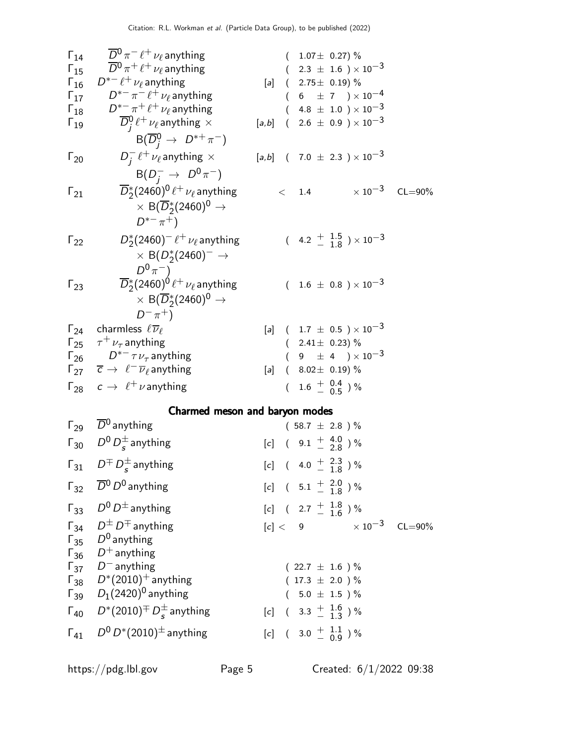| | Mode | | Fraction | |
|---|---|---|---|---|
| $\Gamma_{14}$ | $\overline{D}^0 \pi^- \ell^+ \nu_\ell$ anything | | $(1.07 \pm 0.27)$ % | |
| $\Gamma_{15}$ | $\overline{D}^0 \pi^+ \ell^+ \nu_\ell$ anything | | $(2.3 \pm 1.6) \times 10^{-3}$ | |
| $\Gamma_{16}$ | $D^{*-} \ell^+ \nu_\ell$ anything | [a] | $(2.75 \pm 0.19)$ % | |
| $\Gamma_{17}$ | $D^{*-} \pi^- \ell^+ \nu_\ell$ anything | | $(6 \pm 7) \times 10^{-4}$ | |
| $\Gamma_{18}$ | $D^{*-} \pi^+ \ell^+ \nu_\ell$ anything | | $(4.8 \pm 1.0) \times 10^{-3}$ | |
| $\Gamma_{19}$ | $\overline{D}_j^0 \ell^+ \nu_\ell$ anything $\times$ $\mathrm{B}(\overline{D}_j^0 \to D^{*+} \pi^-)$ | [a,b] | $(2.6 \pm 0.9) \times 10^{-3}$ | |
| $\Gamma_{20}$ | $D_j^- \ell^+ \nu_\ell$ anything $\times$ $\mathrm{B}(D_j^- \to D^0 \pi^-)$ | [a,b] | $(7.0 \pm 2.3) \times 10^{-3}$ | |
| $\Gamma_{21}$ | $\overline{D}_2^*(2460)^0 \ell^+ \nu_\ell$ anything $\times$ $\mathrm{B}(\overline{D}_2^*(2460)^0 \to D^{*-} \pi^+)$ | | $< 1.4 \times 10^{-3}$ | CL=90% |
| $\Gamma_{22}$ | $D_2^*(2460)^- \ell^+ \nu_\ell$ anything $\times$ $\mathrm{B}(D_2^*(2460)^- \to D^0 \pi^-)$ | | $(4.2 {}^{+1.5}_{-1.8}) \times 10^{-3}$ | |
| $\Gamma_{23}$ | $\overline{D}_2^*(2460)^0 \ell^+ \nu_\ell$ anything $\times$ $\mathrm{B}(\overline{D}_2^*(2460)^0 \to D^- \pi^+)$ | | $(1.6 \pm 0.8) \times 10^{-3}$ | |
| $\Gamma_{24}$ | charmless $\ell \overline{\nu}_\ell$ | [a] | $(1.7 \pm 0.5) \times 10^{-3}$ | |
| $\Gamma_{25}$ | $\tau^+ \nu_\tau$ anything | | $(2.41 \pm 0.23)$ % | |
| $\Gamma_{26}$ | $D^{*-} \tau \nu_\tau$ anything | | $(9 \pm 4) \times 10^{-3}$ | |
| $\Gamma_{27}$ | $\overline{c} \to \ell^- \overline{\nu}_\ell$ anything | [a] | $(8.02 \pm 0.19)$ % | |
| $\Gamma_{28}$ | $c \to \ell^+ \nu$ anything | | $(1.6 {}^{+0.4}_{-0.5})$ % | |

## Charmed meson and baryon modes

| | Mode | | Fraction | |
|---|---|---|---|---|
| $\Gamma_{29}$ | $\overline{D}^0$ anything | | $(58.7 \pm 2.8)$ % | |
| $\Gamma_{30}$ | $D^0 D_s^\pm$ anything | [c] | $(9.1 {}^{+4.0}_{-2.8})$ % | |
| $\Gamma_{31}$ | $D^\mp D_s^\pm$ anything | [c] | $(4.0 {}^{+2.3}_{-1.8})$ % | |
| $\Gamma_{32}$ | $\overline{D}^0 D^0$ anything | [c] | $(5.1 {}^{+2.0}_{-1.8})$ % | |
| $\Gamma_{33}$ | $D^0 D^\pm$ anything | [c] | $(2.7 {}^{+1.8}_{-1.6})$ % | |
| $\Gamma_{34}$ | $D^\pm D^\mp$ anything | [c] | $< 9 \times 10^{-3}$ | CL=90% |
| $\Gamma_{35}$ | $D^0$ anything | | | |
| $\Gamma_{36}$ | $D^+$ anything | | | |
| $\Gamma_{37}$ | $D^-$ anything | | $(22.7 \pm 1.6)$ % | |
| $\Gamma_{38}$ | $D^*(2010)^+$ anything | | $(17.3 \pm 2.0)$ % | |
| $\Gamma_{39}$ | $D_1(2420)^0$ anything | | $(5.0 \pm 1.5)$ % | |
| $\Gamma_{40}$ | $D^*(2010)^\mp D_s^\pm$ anything | [c] | $(3.3 {}^{+1.6}_{-1.3})$ % | |
| $\Gamma_{41}$ | $D^0 D^*(2010)^\pm$ anything | [c] | $(3.0 {}^{+1.1}_{-0.9})$ % | |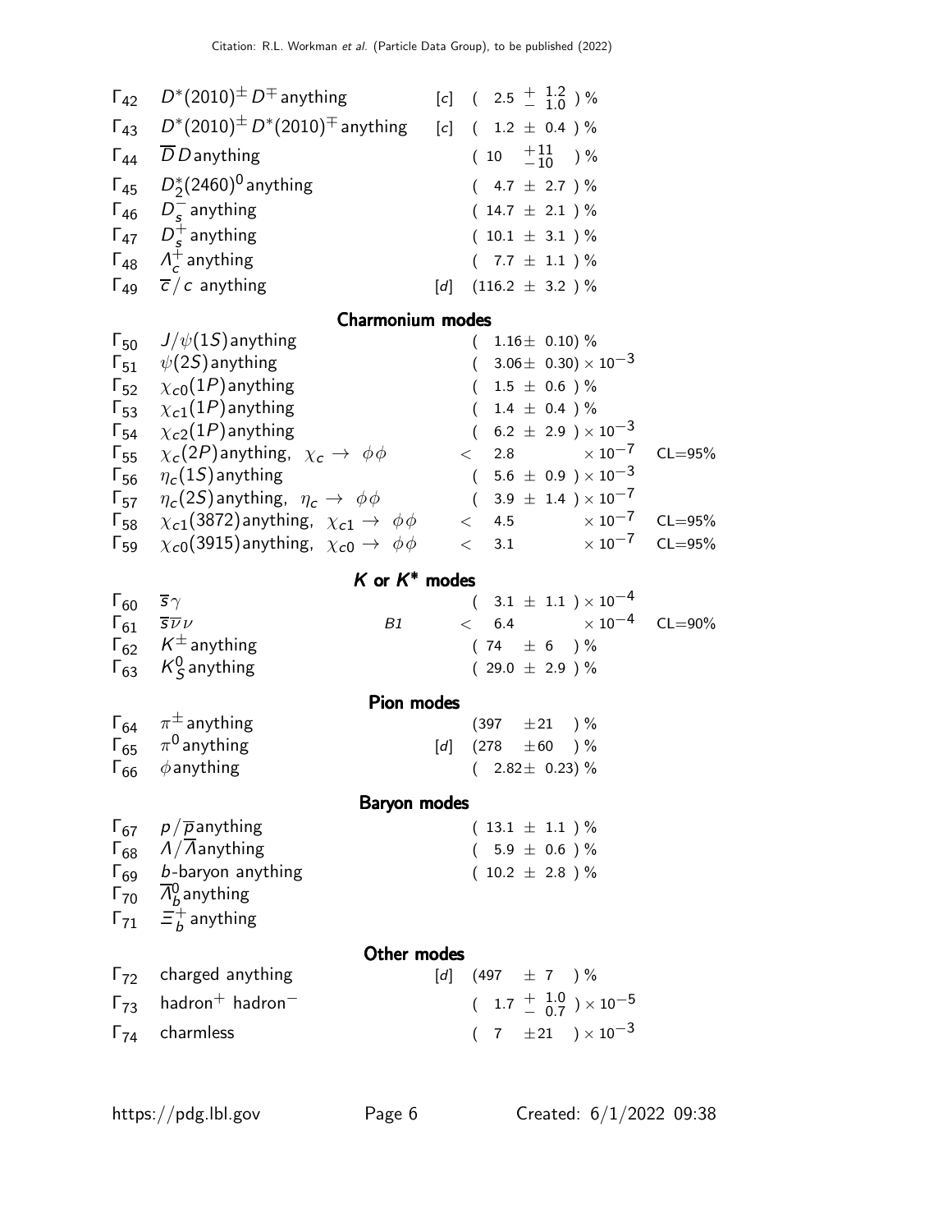| | Mode | | Fraction ($\Gamma_i/\Gamma$) | Confidence level |
|---|---|---|---|---|
| $\Gamma_{42}$ | $D^*(2010)^{\pm} D^{\mp}$ anything | [c] | $(2.5 \ {}^{+\ 1.2}_{-\ 1.0})$ % | |
| $\Gamma_{43}$ | $D^*(2010)^{\pm} D^*(2010)^{\mp}$ anything | [c] | $(1.2 \pm 0.4)$ % | |
| $\Gamma_{44}$ | $\overline{D} D$ anything | | $(10 \ {}^{+11}_{-10})$ % | |
| $\Gamma_{45}$ | $D_2^*(2460)^0$ anything | | $(4.7 \pm 2.7)$ % | |
| $\Gamma_{46}$ | $D_s^-$ anything | | $(14.7 \pm 2.1)$ % | |
| $\Gamma_{47}$ | $D_s^+$ anything | | $(10.1 \pm 3.1)$ % | |
| $\Gamma_{48}$ | $\Lambda_c^+$ anything | | $(7.7 \pm 1.1)$ % | |
| $\Gamma_{49}$ | $\overline{c}/c$ anything | [d] | $(116.2 \pm 3.2)$ % | |
| | **Charmonium modes** | | | |
| $\Gamma_{50}$ | $J/\psi(1S)$ anything | | $(1.16 \pm 0.10)$ % | |
| $\Gamma_{51}$ | $\psi(2S)$ anything | | $(3.06 \pm 0.30) \times 10^{-3}$ | |
| $\Gamma_{52}$ | $\chi_{c0}(1P)$ anything | | $(1.5 \pm 0.6)$ % | |
| $\Gamma_{53}$ | $\chi_{c1}(1P)$ anything | | $(1.4 \pm 0.4)$ % | |
| $\Gamma_{54}$ | $\chi_{c2}(1P)$ anything | | $(6.2 \pm 2.9) \times 10^{-3}$ | |
| $\Gamma_{55}$ | $\chi_c(2P)$ anything, $\chi_c \to \phi\phi$ | | $< 2.8 \times 10^{-7}$ | CL=95% |
| $\Gamma_{56}$ | $\eta_c(1S)$ anything | | $(5.6 \pm 0.9) \times 10^{-3}$ | |
| $\Gamma_{57}$ | $\eta_c(2S)$ anything, $\eta_c \to \phi\phi$ | | $(3.9 \pm 1.4) \times 10^{-7}$ | |
| $\Gamma_{58}$ | $\chi_{c1}(3872)$ anything, $\chi_{c1} \to \phi\phi$ | | $< 4.5 \times 10^{-7}$ | CL=95% |
| $\Gamma_{59}$ | $\chi_{c0}(3915)$ anything, $\chi_{c0} \to \phi\phi$ | | $< 3.1 \times 10^{-7}$ | CL=95% |
| | **$K$ or $K^*$ modes** | | | |
| $\Gamma_{60}$ | $\overline{s}\gamma$ | | $(3.1 \pm 1.1) \times 10^{-4}$ | |
| $\Gamma_{61}$ | $\overline{s}\overline{\nu}\nu$ | B1 | $< 6.4 \times 10^{-4}$ | CL=90% |
| $\Gamma_{62}$ | $K^{\pm}$ anything | | $(74 \pm 6)$ % | |
| $\Gamma_{63}$ | $K_S^0$ anything | | $(29.0 \pm 2.9)$ % | |
| | **Pion modes** | | | |
| $\Gamma_{64}$ | $\pi^{\pm}$ anything | | $(397 \pm 21)$ % | |
| $\Gamma_{65}$ | $\pi^0$ anything | [d] | $(278 \pm 60)$ % | |
| $\Gamma_{66}$ | $\phi$ anything | | $(2.82 \pm 0.23)$ % | |
| | **Baryon modes** | | | |
| $\Gamma_{67}$ | $p/\overline{p}$ anything | | $(13.1 \pm 1.1)$ % | |
| $\Gamma_{68}$ | $\Lambda/\overline{\Lambda}$ anything | | $(5.9 \pm 0.6)$ % | |
| $\Gamma_{69}$ | $b$-baryon anything | | $(10.2 \pm 2.8)$ % | |
| $\Gamma_{70}$ | $\overline{\Lambda}_b^0$ anything | | | |
| $\Gamma_{71}$ | $\Xi_b^+$ anything | | | |
| | **Other modes** | | | |
| $\Gamma_{72}$ | charged anything | [d] | $(497 \pm 7)$ % | |
| $\Gamma_{73}$ | hadron$^+$ hadron$^-$ | | $(1.7 \ {}^{+\ 1.0}_{-\ 0.7}) \times 10^{-5}$ | |
| $\Gamma_{74}$ | charmless | | $(7 \pm 21) \times 10^{-3}$ | |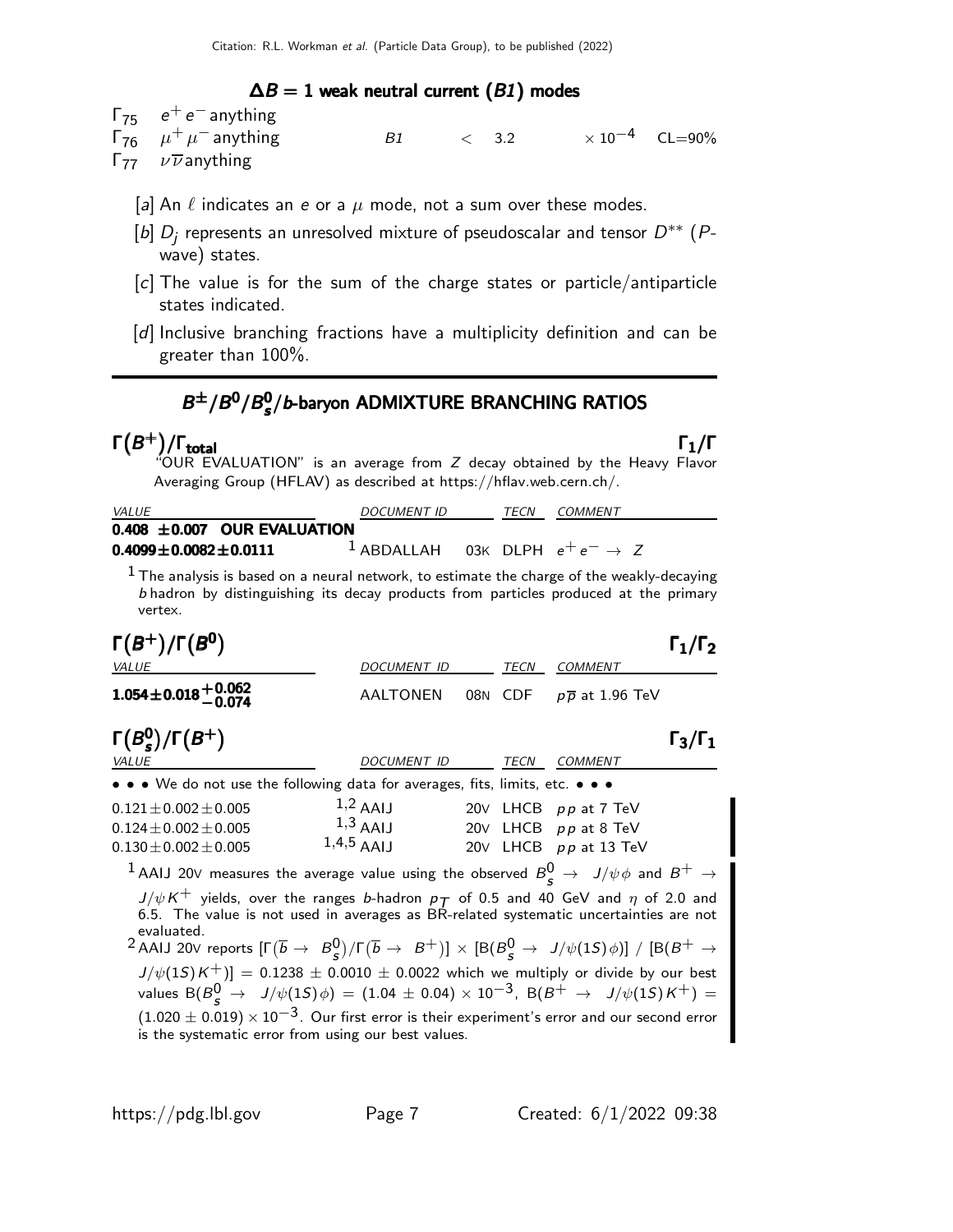### $\Delta B = 1$ weak neutral current ($B1$) modes

| | | | | |
|---|---|---|---|---|
| $\Gamma_{75}$ $e^+e^-$ anything | | | | |
| $\Gamma_{76}$ $\mu^+\mu^-$ anything | $B1$ | $< 3.2$ | $\times 10^{-4}$ | CL=90% |
| $\Gamma_{77}$ $\nu\overline{\nu}$anything | | | | |

[a] An $\ell$ indicates an $e$ or a $\mu$ mode, not a sum over these modes.

[b] $D_j$ represents an unresolved mixture of pseudoscalar and tensor $D^{**}$ ($P$-wave) states.

[c] The value is for the sum of the charge states or particle/antiparticle states indicated.

[d] Inclusive branching fractions have a multiplicity definition and can be greater than 100%.

## $B^{\pm}/B^0/B^0_s/b$-baryon ADMIXTURE BRANCHING RATIOS

### $\Gamma(B^+)/\Gamma_{\text{total}}$ $\qquad\Gamma_1/\Gamma$

"OUR EVALUATION" is an average from $Z$ decay obtained by the Heavy Flavor Averaging Group (HFLAV) as described at https://hflav.web.cern.ch/.

| VALUE | DOCUMENT ID | | TECN | COMMENT |
|---|---|---|---|---|
| **0.408 ±0.007 OUR EVALUATION** | | | | |
| **0.4099±0.0082±0.0111** | [1] ABDALLAH | 03K | DLPH | $e^+e^- \to Z$ |

[1] The analysis is based on a neural network, to estimate the charge of the weakly-decaying $b$ hadron by distinguishing its decay products from particles produced at the primary vertex.

### $\Gamma(B^+)/\Gamma(B^0)$ $\qquad\Gamma_1/\Gamma_2$

| VALUE | DOCUMENT ID | | TECN | COMMENT |
|---|---|---|---|---|
| $\mathbf{1.054 \pm 0.018 ^{+0.062}_{-0.074}}$ | AALTONEN | 08N | CDF | $p\overline{p}$ at 1.96 TeV |

### $\Gamma(B^0_s)/\Gamma(B^+)$ $\qquad\Gamma_3/\Gamma_1$

| VALUE | DOCUMENT ID | | TECN | COMMENT |
|---|---|---|---|---|
| • • • We do not use the following data for averages, fits, limits, etc. • • • | | | | |
| $0.121 \pm 0.002 \pm 0.005$ | [1,2] AAIJ | 20V | LHCB | $pp$ at 7 TeV |
| $0.124 \pm 0.002 \pm 0.005$ | [1,3] AAIJ | 20V | LHCB | $pp$ at 8 TeV |
| $0.130 \pm 0.002 \pm 0.005$ | [1,4,5] AAIJ | 20V | LHCB | $pp$ at 13 TeV |

[1] AAIJ 20V measures the average value using the observed $B^0_s \to J/\psi\phi$ and $B^+ \to J/\psi K^+$ yields, over the ranges $b$-hadron $p_T$ of 0.5 and 40 GeV and $\eta$ of 2.0 and 6.5. The value is not used in averages as BR-related systematic uncertainties are not evaluated.

[2] AAIJ 20V reports $[\Gamma(\overline{b} \to B^0_s)/\Gamma(\overline{b} \to B^+)] \times [B(B^0_s \to J/\psi(1S)\phi)] / [B(B^+ \to J/\psi(1S)K^+)] = 0.1238 \pm 0.0010 \pm 0.0022$ which we multiply or divide by our best values $B(B^0_s \to J/\psi(1S)\phi) = (1.04 \pm 0.04) \times 10^{-3}$, $B(B^+ \to J/\psi(1S)K^+) = (1.020 \pm 0.019) \times 10^{-3}$. Our first error is their experiment's error and our second error is the systematic error from using our best values.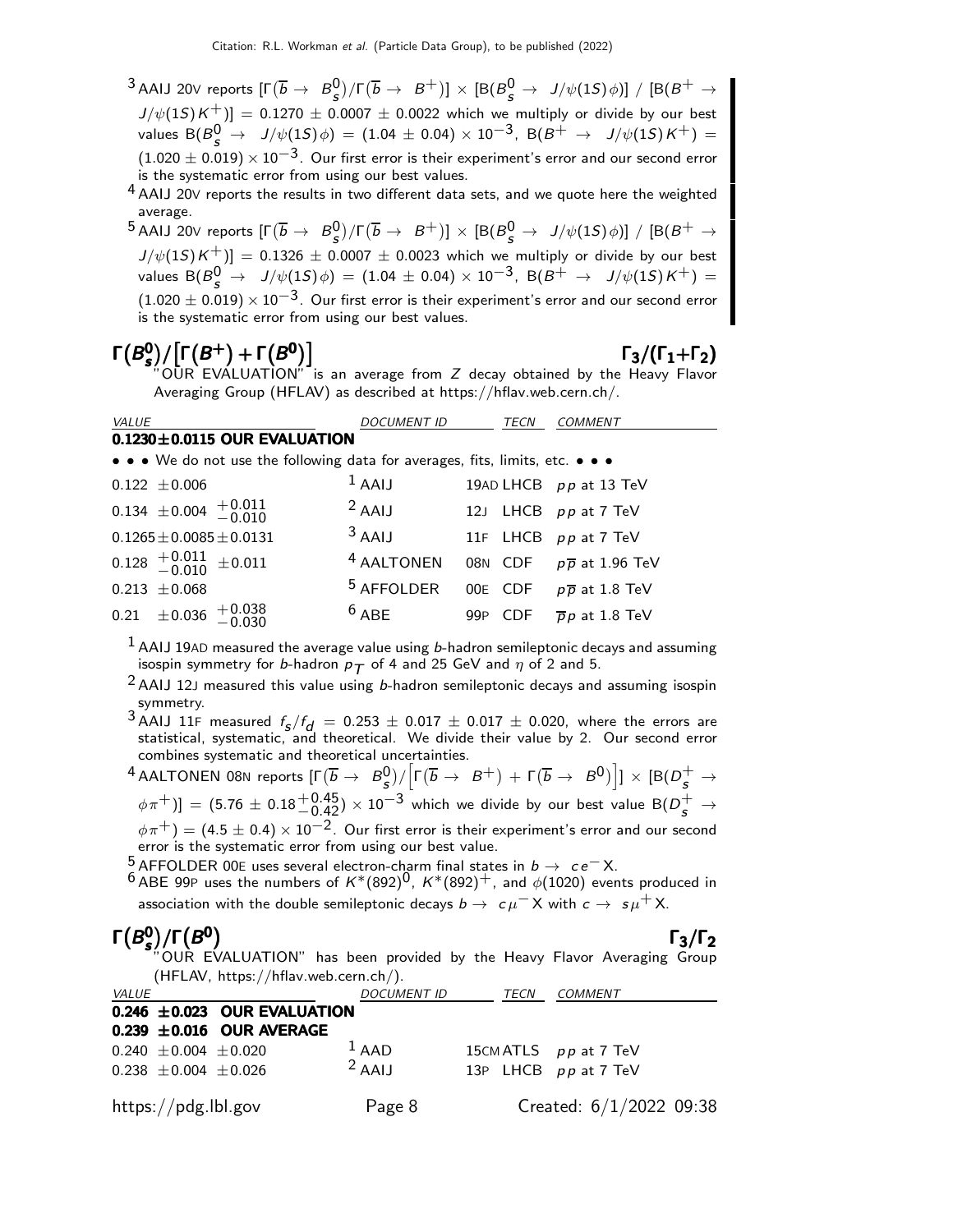[3] AAIJ 20V reports $[\Gamma(\overline{b} \to B^0_s)/\Gamma(\overline{b} \to B^+)] \times [B(B^0_s \to J/\psi(1S)\phi)] / [B(B^+ \to J/\psi(1S)K^+)] = 0.1270 \pm 0.0007 \pm 0.0022$ which we multiply or divide by our best values $B(B^0_s \to J/\psi(1S)\phi) = (1.04 \pm 0.04) \times 10^{-3}$, $B(B^+ \to J/\psi(1S)K^+) = (1.020 \pm 0.019) \times 10^{-3}$. Our first error is their experiment's error and our second error is the systematic error from using our best values.

[4] AAIJ 20V reports the results in two different data sets, and we quote here the weighted average.

[5] AAIJ 20V reports $[\Gamma(\overline{b} \to B^0_s)/\Gamma(\overline{b} \to B^+)] \times [B(B^0_s \to J/\psi(1S)\phi)] / [B(B^+ \to J/\psi(1S)K^+)] = 0.1326 \pm 0.0007 \pm 0.0023$ which we multiply or divide by our best values $B(B^0_s \to J/\psi(1S)\phi) = (1.04 \pm 0.04) \times 10^{-3}$, $B(B^+ \to J/\psi(1S)K^+) = (1.020 \pm 0.019) \times 10^{-3}$. Our first error is their experiment's error and our second error is the systematic error from using our best values.

## $\Gamma(B^0_s)/\left[\Gamma(B^+) + \Gamma(B^0)\right]$ $\qquad\qquad$ $\Gamma_3/(\Gamma_1+\Gamma_2)$

"OUR EVALUATION" is an average from $Z$ decay obtained by the Heavy Flavor Averaging Group (HFLAV) as described at https://hflav.web.cern.ch/.

| VALUE | DOCUMENT ID | | TECN | COMMENT |
|---|---|---|---|---|
| **0.1230±0.0115 OUR EVALUATION** | | | | |
| • • • We do not use the following data for averages, fits, limits, etc. • • • | | | | |
| $0.122 \pm 0.006$ | [1] AAIJ | 19AD | LHCB | $pp$ at 13 TeV |
| $0.134 \pm 0.004 \ {}^{+0.011}_{-0.010}$ | [2] AAIJ | 12J | LHCB | $pp$ at 7 TeV |
| $0.1265 \pm 0.0085 \pm 0.0131$ | [3] AAIJ | 11F | LHCB | $pp$ at 7 TeV |
| $0.128 \ {}^{+0.011}_{-0.010} \pm 0.011$ | [4] AALTONEN | 08N | CDF | $p\overline{p}$ at 1.96 TeV |
| $0.213 \pm 0.068$ | [5] AFFOLDER | 00E | CDF | $p\overline{p}$ at 1.8 TeV |
| $0.21 \pm 0.036 \ {}^{+0.038}_{-0.030}$ | [6] ABE | 99P | CDF | $\overline{p}p$ at 1.8 TeV |

[1] AAIJ 19AD measured the average value using $b$-hadron semileptonic decays and assuming isospin symmetry for $b$-hadron $p_T$ of 4 and 25 GeV and $\eta$ of 2 and 5.

[2] AAIJ 12J measured this value using $b$-hadron semileptonic decays and assuming isospin symmetry.

[3] AAIJ 11F measured $f_s/f_d = 0.253 \pm 0.017 \pm 0.017 \pm 0.020$, where the errors are statistical, systematic, and theoretical. We divide their value by 2. Our second error combines systematic and theoretical uncertainties.

[4] AALTONEN 08N reports $[\Gamma(\overline{b} \to B^0_s)/\left[\Gamma(\overline{b} \to B^+) + \Gamma(\overline{b} \to B^0)\right]] \times [B(D^+_s \to \phi\pi^+)] = (5.76 \pm 0.18 {}^{+0.45}_{-0.42}) \times 10^{-3}$ which we divide by our best value $B(D^+_s \to \phi\pi^+) = (4.5 \pm 0.4) \times 10^{-2}$. Our first error is their experiment's error and our second error is the systematic error from using our best value.

[5] AFFOLDER 00E uses several electron-charm final states in $b \to c e^- X$.

[6] ABE 99P uses the numbers of $K^*(892)^0$, $K^*(892)^+$, and $\phi(1020)$ events produced in association with the double semileptonic decays $b \to c\mu^- X$ with $c \to s\mu^+ X$.

## $\Gamma(B^0_s)/\Gamma(B^0)$ $\qquad\qquad$ $\Gamma_3/\Gamma_2$

"OUR EVALUATION" has been provided by the Heavy Flavor Averaging Group (HFLAV, https://hflav.web.cern.ch/).

| VALUE | DOCUMENT ID | | TECN | COMMENT |
|---|---|---|---|---|
| **0.246 ±0.023 OUR EVALUATION** | | | | |
| **0.239 ±0.016 OUR AVERAGE** | | | | |
| $0.240 \pm 0.004 \pm 0.020$ | [1] AAD | 15CM | ATLS | $pp$ at 7 TeV |
| $0.238 \pm 0.004 \pm 0.026$ | [2] AAIJ | 13P | LHCB | $pp$ at 7 TeV |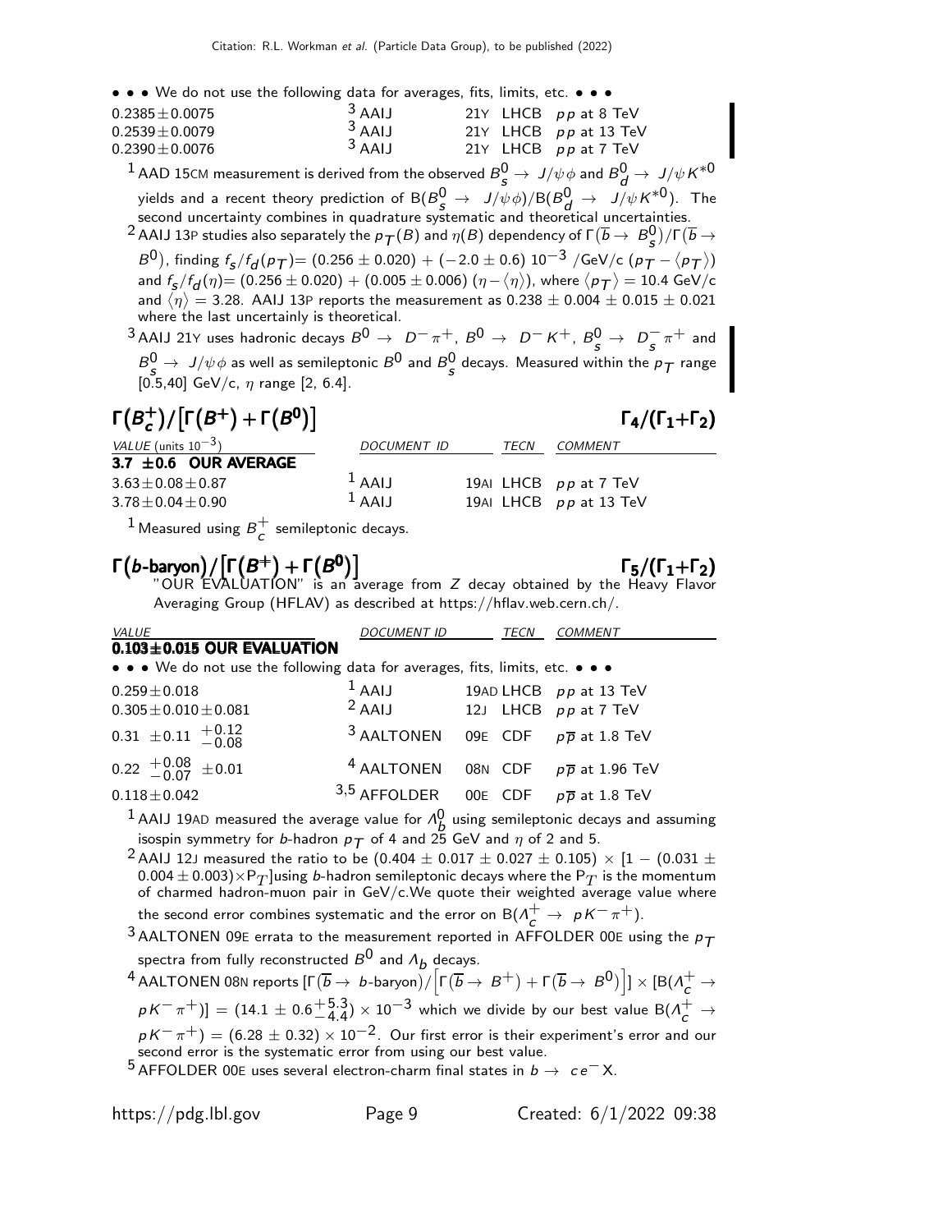• • • We do not use the following data for averages, fits, limits, etc. • • •

| | | | |
|---|---|---|---|
| $0.2385 \pm 0.0075$ | [3] AAIJ | 21Y LHCB | $pp$ at 8 TeV |
| $0.2539 \pm 0.0079$ | [3] AAIJ | 21Y LHCB | $pp$ at 13 TeV |
| $0.2390 \pm 0.0076$ | [3] AAIJ | 21Y LHCB | $pp$ at 7 TeV |

[1] AAD 15CM measurement is derived from the observed $B^0_s \to J/\psi\phi$ and $B^0_d \to J/\psi K^{*0}$ yields and a recent theory prediction of B($B^0_s \to J/\psi\phi$)/B($B^0_d \to J/\psi K^{*0}$). The second uncertainty combines in quadrature systematic and theoretical uncertainties.

[2] AAIJ 13P studies also separately the $p_T(B)$ and $\eta(B)$ dependency of $\Gamma(\overline{b} \to B^0_s)/\Gamma(\overline{b} \to B^0)$, finding $f_s/f_d(p_T) = (0.256 \pm 0.020) + (-2.0 \pm 0.6)\ 10^{-3}$ /GeV/c $(p_T - \langle p_T \rangle)$ and $f_s/f_d(\eta) = (0.256 \pm 0.020) + (0.005 \pm 0.006)\ (\eta - \langle \eta \rangle)$, where $\langle p_T \rangle = 10.4$ GeV/c and $\langle \eta \rangle = 3.28$. AAIJ 13P reports the measurement as $0.238 \pm 0.004 \pm 0.015 \pm 0.021$ where the last uncertainly is theoretical.

[3] AAIJ 21Y uses hadronic decays $B^0 \to D^- \pi^+$, $B^0 \to D^- K^+$, $B^0_s \to D^-_s \pi^+$ and $B^0_s \to J/\psi\phi$ as well as semileptonic $B^0$ and $B^0_s$ decays. Measured within the $p_T$ range [0.5,40] GeV/c, $\eta$ range [2, 6.4].

## $\Gamma(B^+_c)/[\Gamma(B^+)+\Gamma(B^0)]$ — $\Gamma_4/(\Gamma_1+\Gamma_2)$

| VALUE (units $10^{-3}$) | DOCUMENT ID | TECN | COMMENT |
|---|---|---|---|
| **3.7 ±0.6 OUR AVERAGE** | | | |
| $3.63 \pm 0.08 \pm 0.87$ | [1] AAIJ | 19AI LHCB | $pp$ at 7 TeV |
| $3.78 \pm 0.04 \pm 0.90$ | [1] AAIJ | 19AI LHCB | $pp$ at 13 TeV |

[1] Measured using $B^+_c$ semileptonic decays.

## $\Gamma(b\text{-baryon})/[\Gamma(B^+)+\Gamma(B^0)]$ — $\Gamma_5/(\Gamma_1+\Gamma_2)$

"OUR EVALUATION" is an average from $Z$ decay obtained by the Heavy Flavor Averaging Group (HFLAV) as described at https://hflav.web.cern.ch/.

| VALUE | DOCUMENT ID | TECN | COMMENT |
|---|---|---|---|
| **0.103±0.015 OUR EVALUATION** | | | |
| • • • We do not use the following data for averages, fits, limits, etc. • • • | | | |
| $0.259 \pm 0.018$ | [1] AAIJ | 19AD LHCB | $pp$ at 13 TeV |
| $0.305 \pm 0.010 \pm 0.081$ | [2] AAIJ | 12J LHCB | $pp$ at 7 TeV |
| $0.31\ \pm 0.11\ ^{+0.12}_{-0.08}$ | [3] AALTONEN | 09E CDF | $p\overline{p}$ at 1.8 TeV |
| $0.22\ ^{+0.08}_{-0.07}\ \pm 0.01$ | [4] AALTONEN | 08N CDF | $p\overline{p}$ at 1.96 TeV |
| $0.118 \pm 0.042$ | [3,5] AFFOLDER | 00E CDF | $p\overline{p}$ at 1.8 TeV |

[1] AAIJ 19AD measured the average value for $\Lambda^0_b$ using semileptonic decays and assuming isospin symmetry for $b$-hadron $p_T$ of 4 and 25 GeV and $\eta$ of 2 and 5.

[2] AAIJ 12J measured the ratio to be $(0.404 \pm 0.017 \pm 0.027 \pm 0.105) \times [1 - (0.031 \pm 0.004 \pm 0.003) \times P_T]$ using $b$-hadron semileptonic decays where the $P_T$ is the momentum of charmed hadron-muon pair in GeV/c. We quote their weighted average value where the second error combines systematic and the error on B($\Lambda^+_c \to pK^-\pi^+$).

[3] AALTONEN 09E errata to the measurement reported in AFFOLDER 00E using the $p_T$ spectra from fully reconstructed $B^0$ and $\Lambda_b$ decays.

[4] AALTONEN 08N reports $[\Gamma(\overline{b} \to b\text{-baryon})/[\Gamma(\overline{b} \to B^+) + \Gamma(\overline{b} \to B^0)]] \times [B(\Lambda^+_c \to pK^-\pi^+)] = (14.1 \pm 0.6^{+5.3}_{-4.4}) \times 10^{-3}$ which we divide by our best value B($\Lambda^+_c \to pK^-\pi^+$) $= (6.28 \pm 0.32) \times 10^{-2}$. Our first error is their experiment's error and our second error is the systematic error from using our best value.

[5] AFFOLDER 00E uses several electron-charm final states in $b \to ce^- X$.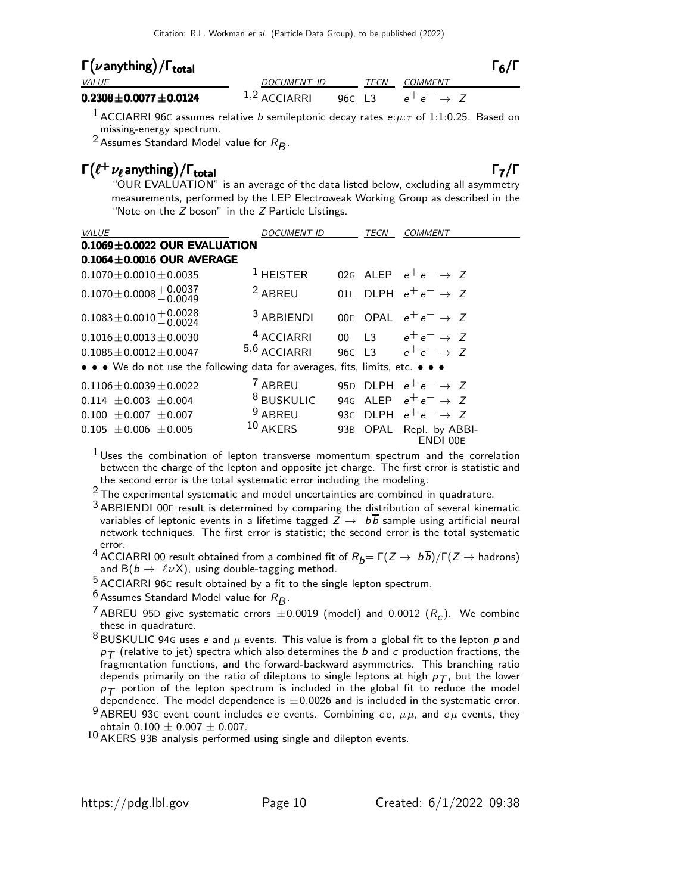## $\Gamma(\nu\,\text{anything})/\Gamma_{\text{total}}$ $\Gamma_6/\Gamma$

| VALUE | DOCUMENT ID | | TECN | COMMENT |
|---|---|---|---|---|
| **$0.2308 \pm 0.0077 \pm 0.0124$** | [1,2] ACCIARRI | 96C | L3 | $e^+e^- \to Z$ |

[1] ACCIARRI 96C assumes relative $b$ semileptonic decay rates $e$:$\mu$:$\tau$ of 1:1:0.25. Based on missing-energy spectrum.

[2] Assumes Standard Model value for $R_B$.

## $\Gamma(\ell^+\nu_\ell\,\text{anything})/\Gamma_{\text{total}}$ $\Gamma_7/\Gamma$

"OUR EVALUATION" is an average of the data listed below, excluding all asymmetry measurements, performed by the LEP Electroweak Working Group as described in the "Note on the $Z$ boson" in the $Z$ Particle Listings.

| VALUE | DOCUMENT ID | | TECN | COMMENT |
|---|---|---|---|---|
| **$0.1069 \pm 0.0022$ OUR EVALUATION** | | | | |
| **$0.1064 \pm 0.0016$ OUR AVERAGE** | | | | |
| $0.1070 \pm 0.0010 \pm 0.0035$ | [1] HEISTER | 02G | ALEP | $e^+e^- \to Z$ |
| $0.1070 \pm 0.0008 {}^{+0.0037}_{-0.0049}$ | [2] ABREU | 01L | DLPH | $e^+e^- \to Z$ |
| $0.1083 \pm 0.0010 {}^{+0.0028}_{-0.0024}$ | [3] ABBIENDI | 00E | OPAL | $e^+e^- \to Z$ |
| $0.1016 \pm 0.0013 \pm 0.0030$ | [4] ACCIARRI | 00 | L3 | $e^+e^- \to Z$ |
| $0.1085 \pm 0.0012 \pm 0.0047$ | [5,6] ACCIARRI | 96C | L3 | $e^+e^- \to Z$ |
| • • • We do not use the following data for averages, fits, limits, etc. • • • | | | | |
| $0.1106 \pm 0.0039 \pm 0.0022$ | [7] ABREU | 95D | DLPH | $e^+e^- \to Z$ |
| $0.114 \pm 0.003 \pm 0.004$ | [8] BUSKULIC | 94G | ALEP | $e^+e^- \to Z$ |
| $0.100 \pm 0.007 \pm 0.007$ | [9] ABREU | 93C | DLPH | $e^+e^- \to Z$ |
| $0.105 \pm 0.006 \pm 0.005$ | [10] AKERS | 93B | OPAL | Repl. by ABBIENDI 00E |

[1] Uses the combination of lepton transverse momentum spectrum and the correlation between the charge of the lepton and opposite jet charge. The first error is statistic and the second error is the total systematic error including the modeling.

[2] The experimental systematic and model uncertainties are combined in quadrature.

[3] ABBIENDI 00E result is determined by comparing the distribution of several kinematic variables of leptonic events in a lifetime tagged $Z \to b\overline{b}$ sample using artificial neural network techniques. The first error is statistic; the second error is the total systematic error.

[4] ACCIARRI 00 result obtained from a combined fit of $R_b = \Gamma(Z \to b\overline{b})/\Gamma(Z \to \text{hadrons})$ and $B(b \to \ell\nu X)$, using double-tagging method.

[5] ACCIARRI 96C result obtained by a fit to the single lepton spectrum.

[6] Assumes Standard Model value for $R_B$.

[7] ABREU 95D give systematic errors $\pm 0.0019$ (model) and 0.0012 ($R_c$). We combine these in quadrature.

[8] BUSKULIC 94G uses $e$ and $\mu$ events. This value is from a global fit to the lepton $p$ and $p_T$ (relative to jet) spectra which also determines the $b$ and $c$ production fractions, the fragmentation functions, and the forward-backward asymmetries. This branching ratio depends primarily on the ratio of dileptons to single leptons at high $p_T$, but the lower $p_T$ portion of the lepton spectrum is included in the global fit to reduce the model dependence. The model dependence is $\pm 0.0026$ and is included in the systematic error.

[9] ABREU 93C event count includes $ee$ events. Combining $ee$, $\mu\mu$, and $e\mu$ events, they obtain $0.100 \pm 0.007 \pm 0.007$.

[10] AKERS 93B analysis performed using single and dilepton events.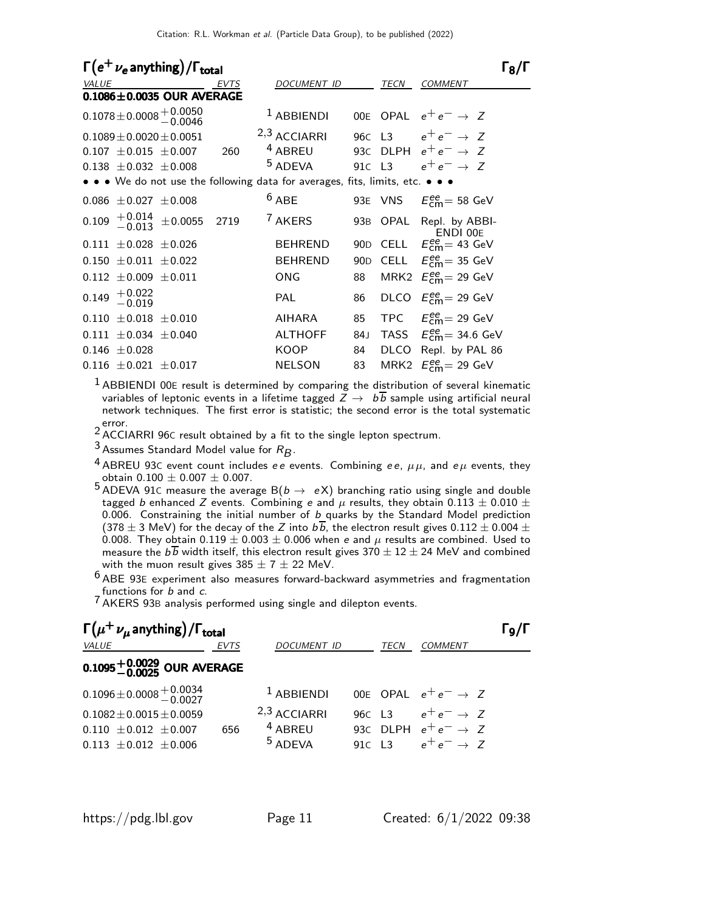## $\Gamma(e^+ \nu_e \text{anything})/\Gamma_{\text{total}}$ — $\Gamma_8/\Gamma$

| VALUE | EVTS | DOCUMENT ID | | TECN | COMMENT |
|---|---|---|---|---|---|
| **0.1086±0.0035 OUR AVERAGE** | | | | | |
| $0.1078 \pm 0.0008 ^{+0.0050}_{-0.0046}$ | | [1] ABBIENDI | 00E | OPAL | $e^+ e^- \rightarrow Z$ |
| $0.1089 \pm 0.0020 \pm 0.0051$ | | [2,3] ACCIARRI | 96C | L3 | $e^+ e^- \rightarrow Z$ |
| $0.107 \pm 0.015 \pm 0.007$ | 260 | [4] ABREU | 93C | DLPH | $e^+ e^- \rightarrow Z$ |
| $0.138 \pm 0.032 \pm 0.008$ | | [5] ADEVA | 91C | L3 | $e^+ e^- \rightarrow Z$ |
| • • • We do not use the following data for averages, fits, limits, etc. • • • | | | | | |
| $0.086 \pm 0.027 \pm 0.008$ | | [6] ABE | 93E | VNS | $E^{ee}_{\text{cm}}$= 58 GeV |
| $0.109 ^{+0.014}_{-0.013} \pm 0.0055$ | 2719 | [7] AKERS | 93B | OPAL | Repl. by ABBIENDI 00E |
| $0.111 \pm 0.028 \pm 0.026$ | | BEHREND | 90D | CELL | $E^{ee}_{\text{cm}}$= 43 GeV |
| $0.150 \pm 0.011 \pm 0.022$ | | BEHREND | 90D | CELL | $E^{ee}_{\text{cm}}$= 35 GeV |
| $0.112 \pm 0.009 \pm 0.011$ | | ONG | 88 | MRK2 | $E^{ee}_{\text{cm}}$= 29 GeV |
| $0.149 ^{+0.022}_{-0.019}$ | | PAL | 86 | DLCO | $E^{ee}_{\text{cm}}$= 29 GeV |
| $0.110 \pm 0.018 \pm 0.010$ | | AIHARA | 85 | TPC | $E^{ee}_{\text{cm}}$= 29 GeV |
| $0.111 \pm 0.034 \pm 0.040$ | | ALTHOFF | 84J | TASS | $E^{ee}_{\text{cm}}$= 34.6 GeV |
| $0.146 \pm 0.028$ | | KOOP | 84 | DLCO | Repl. by PAL 86 |
| $0.116 \pm 0.021 \pm 0.017$ | | NELSON | 83 | MRK2 | $E^{ee}_{\text{cm}}$= 29 GeV |

[1] ABBIENDI 00E result is determined by comparing the distribution of several kinematic variables of leptonic events in a lifetime tagged $Z \rightarrow b\overline{b}$ sample using artificial neural network techniques. The first error is statistic; the second error is the total systematic error.

[2] ACCIARRI 96C result obtained by a fit to the single lepton spectrum.

[3] Assumes Standard Model value for $R_B$.

[4] ABREU 93C event count includes $ee$ events. Combining $ee$, $\mu\mu$, and $e\mu$ events, they obtain $0.100 \pm 0.007 \pm 0.007$.

[5] ADEVA 91C measure the average $B(b \rightarrow eX)$ branching ratio using single and double tagged $b$ enhanced $Z$ events. Combining $e$ and $\mu$ results, they obtain $0.113 \pm 0.010 \pm 0.006$. Constraining the initial number of $b$ quarks by the Standard Model prediction ($378 \pm 3$ MeV) for the decay of the $Z$ into $b\overline{b}$, the electron result gives $0.112 \pm 0.004 \pm 0.008$. They obtain $0.119 \pm 0.003 \pm 0.006$ when $e$ and $\mu$ results are combined. Used to measure the $b\overline{b}$ width itself, this electron result gives $370 \pm 12 \pm 24$ MeV and combined with the muon result gives $385 \pm 7 \pm 22$ MeV.

[6] ABE 93E experiment also measures forward-backward asymmetries and fragmentation functions for $b$ and $c$.

[7] AKERS 93B analysis performed using single and dilepton events.

## $\Gamma(\mu^+ \nu_\mu \text{anything})/\Gamma_{\text{total}}$ — $\Gamma_9/\Gamma$

| VALUE | EVTS | DOCUMENT ID | | TECN | COMMENT |
|---|---|---|---|---|---|
| **$0.1095 ^{+0.0029}_{-0.0025}$ OUR AVERAGE** | | | | | |
| $0.1096 \pm 0.0008 ^{+0.0034}_{-0.0027}$ | | [1] ABBIENDI | 00E | OPAL | $e^+ e^- \rightarrow Z$ |
| $0.1082 \pm 0.0015 \pm 0.0059$ | | [2,3] ACCIARRI | 96C | L3 | $e^+ e^- \rightarrow Z$ |
| $0.110 \pm 0.012 \pm 0.007$ | 656 | [4] ABREU | 93C | DLPH | $e^+ e^- \rightarrow Z$ |
| $0.113 \pm 0.012 \pm 0.006$ | | [5] ADEVA | 91C | L3 | $e^+ e^- \rightarrow Z$ |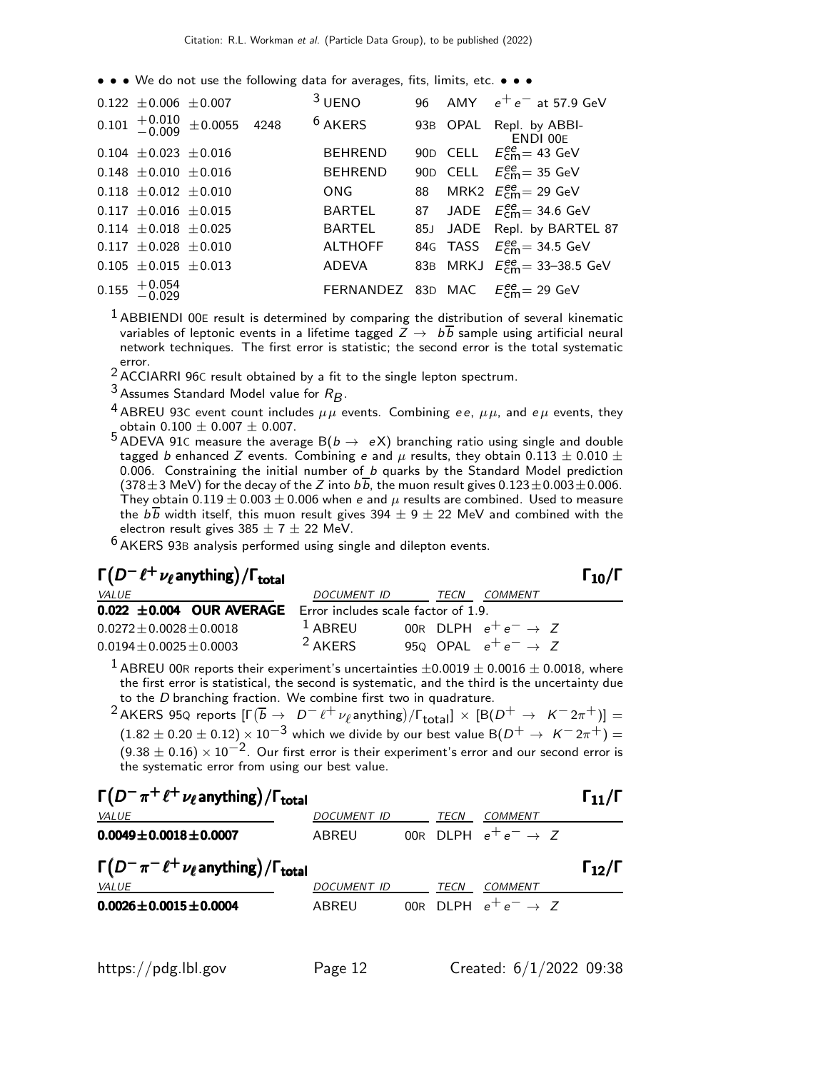• • • We do not use the following data for averages, fits, limits, etc. • • •

| | | | | | |
|---|---|---|---|---|---|
| $0.122 \pm 0.006 \pm 0.007$ | | [3] UENO | 96 | AMY | $e^+e^-$ at 57.9 GeV |
| $0.101 \,^{+0.010}_{-0.009} \pm 0.0055$ | 4248 | [6] AKERS | 93B | OPAL | Repl. by ABBIENDI 00E |
| $0.104 \pm 0.023 \pm 0.016$ | | BEHREND | 90D | CELL | $E^{ee}_{cm}$= 43 GeV |
| $0.148 \pm 0.010 \pm 0.016$ | | BEHREND | 90D | CELL | $E^{ee}_{cm}$= 35 GeV |
| $0.118 \pm 0.012 \pm 0.010$ | | ONG | 88 | MRK2 | $E^{ee}_{cm}$= 29 GeV |
| $0.117 \pm 0.016 \pm 0.015$ | | BARTEL | 87 | JADE | $E^{ee}_{cm}$= 34.6 GeV |
| $0.114 \pm 0.018 \pm 0.025$ | | BARTEL | 85J | JADE | Repl. by BARTEL 87 |
| $0.117 \pm 0.028 \pm 0.010$ | | ALTHOFF | 84G | TASS | $E^{ee}_{cm}$= 34.5 GeV |
| $0.105 \pm 0.015 \pm 0.013$ | | ADEVA | 83B | MRKJ | $E^{ee}_{cm}$= 33–38.5 GeV |
| $0.155 \,^{+0.054}_{-0.029}$ | | FERNANDEZ | 83D | MAC | $E^{ee}_{cm}$= 29 GeV |

[1] ABBIENDI 00E result is determined by comparing the distribution of several kinematic variables of leptonic events in a lifetime tagged $Z \rightarrow b\overline{b}$ sample using artificial neural network techniques. The first error is statistic; the second error is the total systematic error.

[2] ACCIARRI 96C result obtained by a fit to the single lepton spectrum.

[3] Assumes Standard Model value for $R_B$.

[4] ABREU 93C event count includes $\mu\mu$ events. Combining $ee$, $\mu\mu$, and $e\mu$ events, they obtain $0.100 \pm 0.007 \pm 0.007$.

[5] ADEVA 91C measure the average $B(b \rightarrow eX)$ branching ratio using single and double tagged $b$ enhanced $Z$ events. Combining $e$ and $\mu$ results, they obtain $0.113 \pm 0.010 \pm 0.006$. Constraining the initial number of $b$ quarks by the Standard Model prediction ($378 \pm 3$ MeV) for the decay of the $Z$ into $b\overline{b}$, the muon result gives $0.123 \pm 0.003 \pm 0.006$. They obtain $0.119 \pm 0.003 \pm 0.006$ when $e$ and $\mu$ results are combined. Used to measure the $b\overline{b}$ width itself, this muon result gives $394 \pm 9 \pm 22$ MeV and combined with the electron result gives $385 \pm 7 \pm 22$ MeV.

[6] AKERS 93B analysis performed using single and dilepton events.

### $\Gamma(D^-\ell^+\nu_\ell \text{anything})/\Gamma_{\text{total}}$ $\qquad\qquad\Gamma_{10}/\Gamma$

| VALUE | DOCUMENT ID | | TECN | COMMENT |
|---|---|---|---|---|
| **0.022 ±0.004 OUR AVERAGE** | Error includes scale factor of 1.9. | | | |
| $0.0272 \pm 0.0028 \pm 0.0018$ | [1] ABREU | 00R | DLPH | $e^+e^- \rightarrow Z$ |
| $0.0194 \pm 0.0025 \pm 0.0003$ | [2] AKERS | 95Q | OPAL | $e^+e^- \rightarrow Z$ |

[1] ABREU 00R reports their experiment's uncertainties $\pm 0.0019 \pm 0.0016 \pm 0.0018$, where the first error is statistical, the second is systematic, and the third is the uncertainty due to the $D$ branching fraction. We combine first two in quadrature.

[2] AKERS 95Q reports $[\Gamma(\overline{b} \rightarrow D^-\ell^+\nu_\ell \text{anything})/\Gamma_{\text{total}}] \times [B(D^+ \rightarrow K^-2\pi^+)] = (1.82 \pm 0.20 \pm 0.12) \times 10^{-3}$ which we divide by our best value $B(D^+ \rightarrow K^-2\pi^+) = (9.38 \pm 0.16) \times 10^{-2}$. Our first error is their experiment's error and our second error is the systematic error from using our best value.

### $\Gamma(D^-\pi^+\ell^+\nu_\ell \text{anything})/\Gamma_{\text{total}}$ $\qquad\qquad\Gamma_{11}/\Gamma$

| VALUE | DOCUMENT ID | | TECN | COMMENT |
|---|---|---|---|---|
| **0.0049±0.0018±0.0007** | ABREU | 00R | DLPH | $e^+e^- \rightarrow Z$ |

### $\Gamma(D^-\pi^-\ell^+\nu_\ell \text{anything})/\Gamma_{\text{total}}$ $\qquad\qquad\Gamma_{12}/\Gamma$

| VALUE | DOCUMENT ID | | TECN | COMMENT |
|---|---|---|---|---|
| **0.0026±0.0015±0.0004** | ABREU | 00R | DLPH | $e^+e^- \rightarrow Z$ |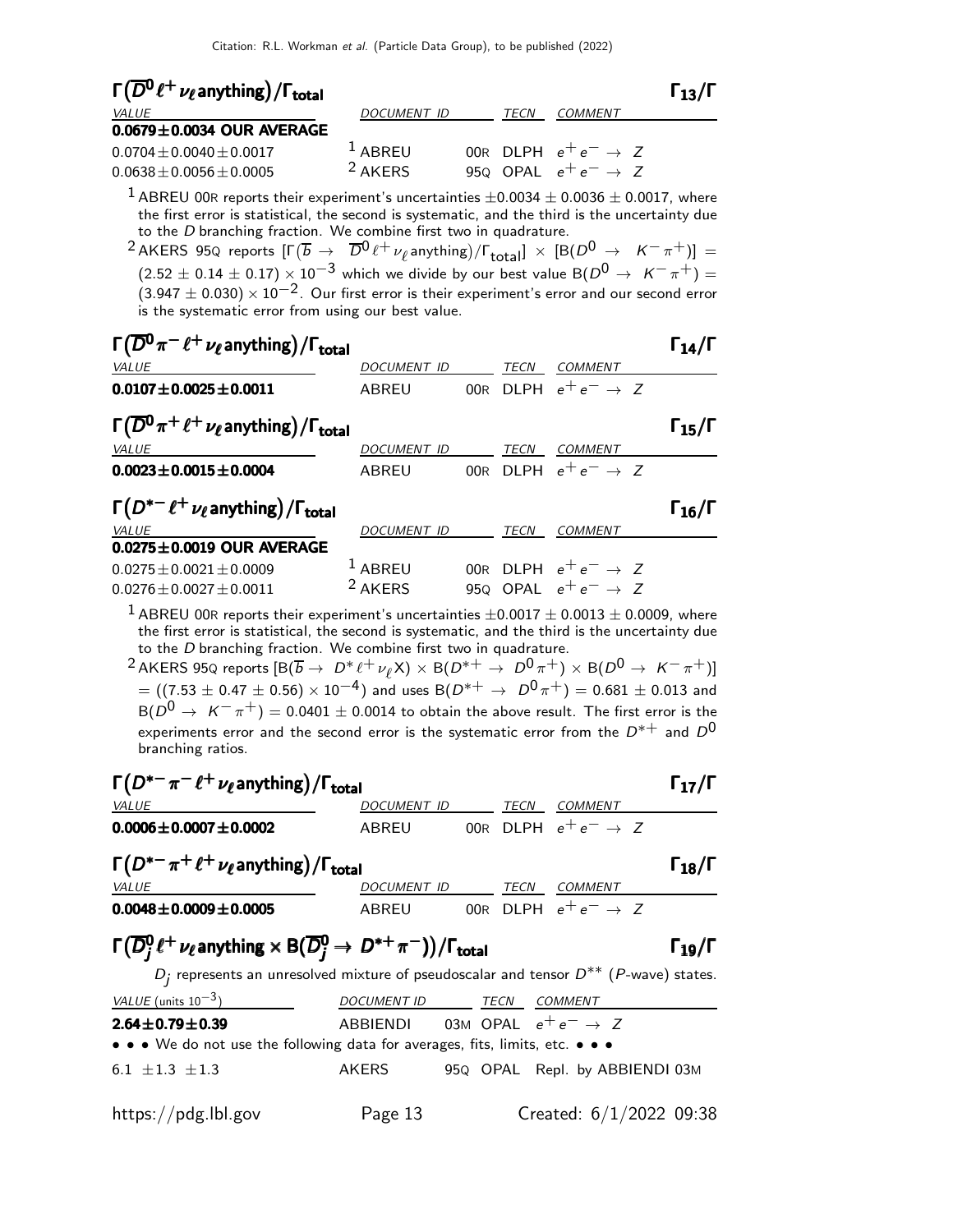## $\Gamma(\overline{D}^0 \ell^+ \nu_\ell \text{anything})/\Gamma_{\text{total}}$ $\Gamma_{13}/\Gamma$

| VALUE | DOCUMENT ID | | TECN | COMMENT |
|---|---|---|---|---|
| **0.0679±0.0034 OUR AVERAGE** | | | | |
| 0.0704±0.0040±0.0017 | [1] ABREU | 00R | DLPH | $e^+ e^- \to Z$ |
| 0.0638±0.0056±0.0005 | [2] AKERS | 95Q | OPAL | $e^+ e^- \to Z$ |

[1] ABREU 00R reports their experiment's uncertainties $\pm 0.0034 \pm 0.0036 \pm 0.0017$, where the first error is statistical, the second is systematic, and the third is the uncertainty due to the $D$ branching fraction. We combine first two in quadrature.

[2] AKERS 95Q reports $[\Gamma(\overline{b} \to \overline{D}^0 \ell^+ \nu_\ell \text{anything})/\Gamma_{\text{total}}] \times [B(D^0 \to K^- \pi^+)] = (2.52 \pm 0.14 \pm 0.17) \times 10^{-3}$ which we divide by our best value $B(D^0 \to K^- \pi^+) = (3.947 \pm 0.030) \times 10^{-2}$. Our first error is their experiment's error and our second error is the systematic error from using our best value.

## $\Gamma(\overline{D}^0 \pi^- \ell^+ \nu_\ell \text{anything})/\Gamma_{\text{total}}$ $\Gamma_{14}/\Gamma$

| VALUE | DOCUMENT ID | | TECN | COMMENT |
|---|---|---|---|---|
| **0.0107±0.0025±0.0011** | ABREU | 00R | DLPH | $e^+ e^- \to Z$ |

## $\Gamma(\overline{D}^0 \pi^+ \ell^+ \nu_\ell \text{anything})/\Gamma_{\text{total}}$ $\Gamma_{15}/\Gamma$

| VALUE | DOCUMENT ID | | TECN | COMMENT |
|---|---|---|---|---|
| **0.0023±0.0015±0.0004** | ABREU | 00R | DLPH | $e^+ e^- \to Z$ |

## $\Gamma(D^{*-} \ell^+ \nu_\ell \text{anything})/\Gamma_{\text{total}}$ $\Gamma_{16}/\Gamma$

| VALUE | DOCUMENT ID | | TECN | COMMENT |
|---|---|---|---|---|
| **0.0275±0.0019 OUR AVERAGE** | | | | |
| 0.0275±0.0021±0.0009 | [1] ABREU | 00R | DLPH | $e^+ e^- \to Z$ |
| 0.0276±0.0027±0.0011 | [2] AKERS | 95Q | OPAL | $e^+ e^- \to Z$ |

[1] ABREU 00R reports their experiment's uncertainties $\pm 0.0017 \pm 0.0013 \pm 0.0009$, where the first error is statistical, the second is systematic, and the third is the uncertainty due to the $D$ branching fraction. We combine first two in quadrature.

[2] AKERS 95Q reports $[B(\overline{b} \to D^* \ell^+ \nu_\ell X) \times B(D^{*+} \to D^0 \pi^+) \times B(D^0 \to K^- \pi^+)] = ((7.53 \pm 0.47 \pm 0.56) \times 10^{-4})$ and uses $B(D^{*+} \to D^0 \pi^+) = 0.681 \pm 0.013$ and $B(D^0 \to K^- \pi^+) = 0.0401 \pm 0.0014$ to obtain the above result. The first error is the experiments error and the second error is the systematic error from the $D^{*+}$ and $D^0$ branching ratios.

## $\Gamma(D^{*-} \pi^- \ell^+ \nu_\ell \text{anything})/\Gamma_{\text{total}}$ $\Gamma_{17}/\Gamma$

| VALUE | DOCUMENT ID | | TECN | COMMENT |
|---|---|---|---|---|
| **0.0006±0.0007±0.0002** | ABREU | 00R | DLPH | $e^+ e^- \to Z$ |

## $\Gamma(D^{*-} \pi^+ \ell^+ \nu_\ell \text{anything})/\Gamma_{\text{total}}$ $\Gamma_{18}/\Gamma$

| VALUE | DOCUMENT ID | | TECN | COMMENT |
|---|---|---|---|---|
| **0.0048±0.0009±0.0005** | ABREU | 00R | DLPH | $e^+ e^- \to Z$ |

## $\Gamma(\overline{D}_j^0 \ell^+ \nu_\ell \text{anything} \times B(\overline{D}_j^0 \to D^{*+} \pi^-))/\Gamma_{\text{total}}$ $\Gamma_{19}/\Gamma$

$D_j$ represents an unresolved mixture of pseudoscalar and tensor $D^{**}$ ($P$-wave) states.

| VALUE (units $10^{-3}$) | DOCUMENT ID | | TECN | COMMENT |
|---|---|---|---|---|
| **2.64±0.79±0.39** | ABBIENDI | 03M | OPAL | $e^+ e^- \to Z$ |
| • • • We do not use the following data for averages, fits, limits, etc. • • • | | | | |
| 6.1 ±1.3 ±1.3 | AKERS | 95Q | OPAL | Repl. by ABBIENDI 03M |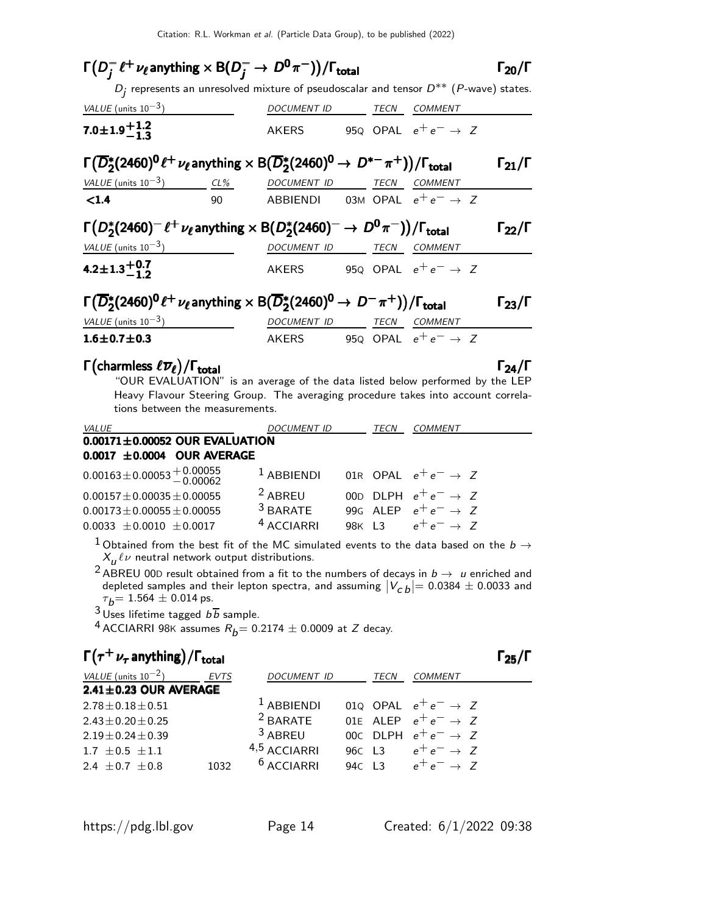### $\Gamma(D_j^- \ell^+ \nu_\ell \text{anything} \times B(D_j^- \to D^0 \pi^-))/\Gamma_{\text{total}}$ — $\Gamma_{20}/\Gamma$

$D_j$ represents an unresolved mixture of pseudoscalar and tensor $D^{**}$ ($P$-wave) states.

| VALUE (units $10^{-3}$) | DOCUMENT ID | | TECN | COMMENT |
|---|---|---|---|---|
| **$7.0 \pm 1.9^{+1.2}_{-1.3}$** | AKERS | 95Q | OPAL | $e^+e^- \to Z$ |

### $\Gamma(\overline{D}_2^*(2460)^0 \ell^+ \nu_\ell \text{anything} \times B(\overline{D}_2^*(2460)^0 \to D^{*-} \pi^+))/\Gamma_{\text{total}}$ — $\Gamma_{21}/\Gamma$

| VALUE (units $10^{-3}$) | CL% | DOCUMENT ID | | TECN | COMMENT |
|---|---|---|---|---|---|
| **<1.4** | 90 | ABBIENDI | 03M | OPAL | $e^+e^- \to Z$ |

### $\Gamma(D_2^*(2460)^- \ell^+ \nu_\ell \text{anything} \times B(D_2^*(2460)^- \to D^0 \pi^-))/\Gamma_{\text{total}}$ — $\Gamma_{22}/\Gamma$

| VALUE (units $10^{-3}$) | DOCUMENT ID | | TECN | COMMENT |
|---|---|---|---|---|
| **$4.2 \pm 1.3^{+0.7}_{-1.2}$** | AKERS | 95Q | OPAL | $e^+e^- \to Z$ |

### $\Gamma(\overline{D}_2^*(2460)^0 \ell^+ \nu_\ell \text{anything} \times B(\overline{D}_2^*(2460)^0 \to D^- \pi^+))/\Gamma_{\text{total}}$ — $\Gamma_{23}/\Gamma$

| VALUE (units $10^{-3}$) | DOCUMENT ID | | TECN | COMMENT |
|---|---|---|---|---|
| **$1.6 \pm 0.7 \pm 0.3$** | AKERS | 95Q | OPAL | $e^+e^- \to Z$ |

### $\Gamma(\text{charmless } \ell \overline{\nu}_\ell)/\Gamma_{\text{total}}$ — $\Gamma_{24}/\Gamma$

"OUR EVALUATION" is an average of the data listed below performed by the LEP Heavy Flavour Steering Group. The averaging procedure takes into account correlations between the measurements.

| VALUE | DOCUMENT ID | | TECN | COMMENT |
|---|---|---|---|---|
| **$0.00171 \pm 0.00052$ OUR EVALUATION** | | | | |
| **$0.0017 \pm 0.0004$ OUR AVERAGE** | | | | |
| $0.00163 \pm 0.00053^{+0.00055}_{-0.00062}$ | [1] ABBIENDI | 01R | OPAL | $e^+e^- \to Z$ |
| $0.00157 \pm 0.00035 \pm 0.00055$ | [2] ABREU | 00D | DLPH | $e^+e^- \to Z$ |
| $0.00173 \pm 0.00055 \pm 0.00055$ | [3] BARATE | 99G | ALEP | $e^+e^- \to Z$ |
| $0.0033 \pm 0.0010 \pm 0.0017$ | [4] ACCIARRI | 98K | L3 | $e^+e^- \to Z$ |

[1] Obtained from the best fit of the MC simulated events to the data based on the $b \to X_u \ell \nu$ neutral network output distributions.

[2] ABREU 00D result obtained from a fit to the numbers of decays in $b \to u$ enriched and depleted samples and their lepton spectra, and assuming $|V_{cb}| = 0.0384 \pm 0.0033$ and $\tau_b = 1.564 \pm 0.014$ ps.

[3] Uses lifetime tagged $b\overline{b}$ sample.

[4] ACCIARRI 98K assumes $R_b = 0.2174 \pm 0.0009$ at $Z$ decay.

### $\Gamma(\tau^+ \nu_\tau \text{anything})/\Gamma_{\text{total}}$ — $\Gamma_{25}/\Gamma$

| VALUE (units $10^{-2}$) | EVTS | DOCUMENT ID | | TECN | COMMENT |
|---|---|---|---|---|---|
| **$2.41 \pm 0.23$ OUR AVERAGE** | | | | | |
| $2.78 \pm 0.18 \pm 0.51$ | | [1] ABBIENDI | 01Q | OPAL | $e^+e^- \to Z$ |
| $2.43 \pm 0.20 \pm 0.25$ | | [2] BARATE | 01E | ALEP | $e^+e^- \to Z$ |
| $2.19 \pm 0.24 \pm 0.39$ | | [3] ABREU | 00C | DLPH | $e^+e^- \to Z$ |
| $1.7 \pm 0.5 \pm 1.1$ | | [4,5] ACCIARRI | 96C | L3 | $e^+e^- \to Z$ |
| $2.4 \pm 0.7 \pm 0.8$ | 1032 | [6] ACCIARRI | 94C | L3 | $e^+e^- \to Z$ |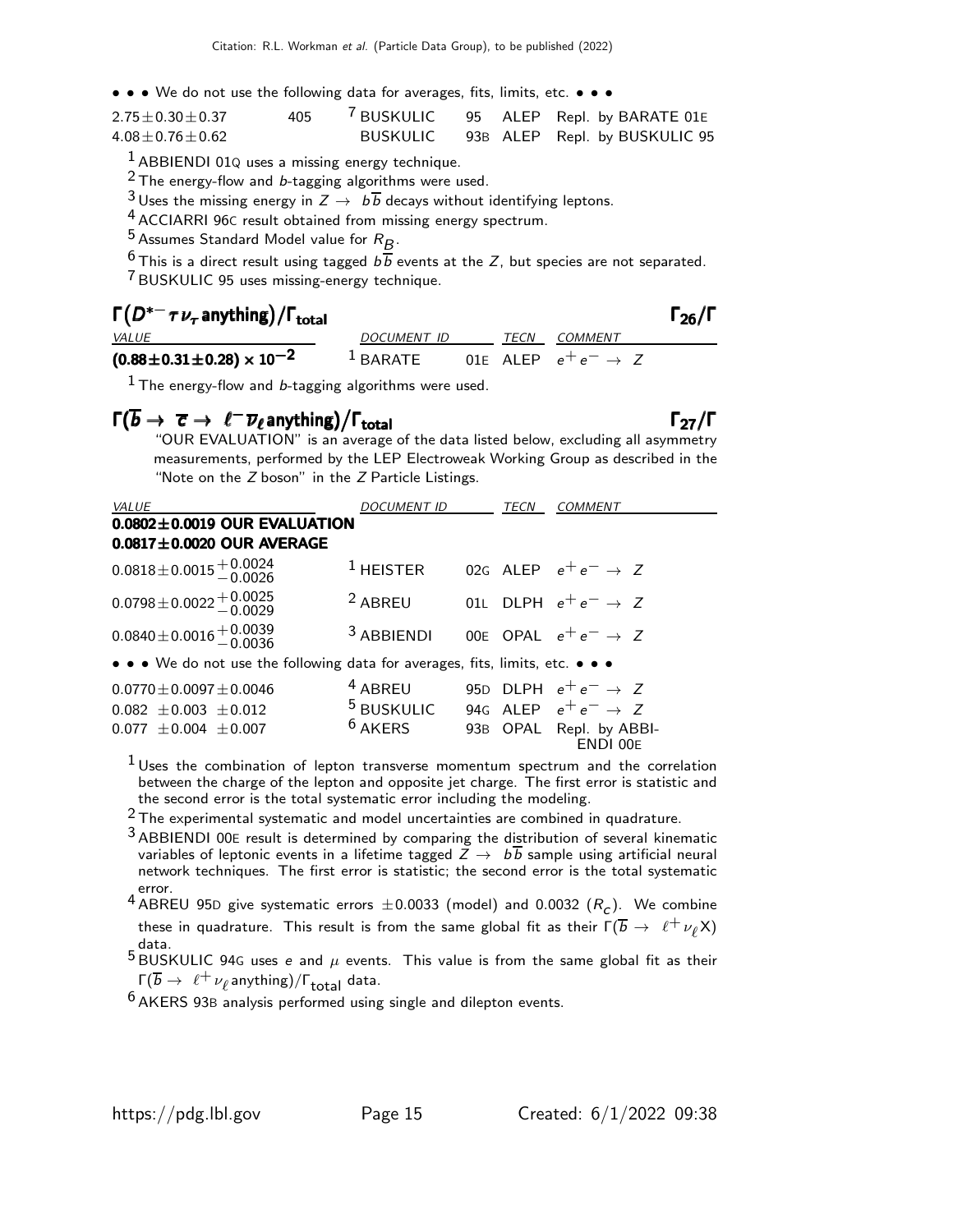• • • We do not use the following data for averages, fits, limits, etc. • • •

| | | | | | |
|---|---|---|---|---|---|
| $2.75 \pm 0.30 \pm 0.37$ | 405 | [7] BUSKULIC | 95 | ALEP | Repl. by BARATE 01E |
| $4.08 \pm 0.76 \pm 0.62$ | | BUSKULIC | 93B | ALEP | Repl. by BUSKULIC 95 |

[1] ABBIENDI 01Q uses a missing energy technique.

[2] The energy-flow and $b$-tagging algorithms were used.

[3] Uses the missing energy in $Z \rightarrow b\overline{b}$ decays without identifying leptons.

[4] ACCIARRI 96C result obtained from missing energy spectrum.

[5] Assumes Standard Model value for $R_B$.

[6] This is a direct result using tagged $b\overline{b}$ events at the $Z$, but species are not separated.

[7] BUSKULIC 95 uses missing-energy technique.

## $\Gamma(D^{*-}\tau\nu_\tau \text{anything})/\Gamma_{\text{total}}$ $\Gamma_{26}/\Gamma$

| VALUE | DOCUMENT ID | | TECN | COMMENT |
|---|---|---|---|---|
| $\mathbf{(0.88 \pm 0.31 \pm 0.28) \times 10^{-2}}$ | [1] BARATE | 01E | ALEP | $e^+e^- \rightarrow Z$ |

[1] The energy-flow and $b$-tagging algorithms were used.

## $\Gamma(\overline{b} \rightarrow \overline{\tau} \rightarrow \ell^-\overline{\nu}_\ell \text{anything})/\Gamma_{\text{total}}$ $\Gamma_{27}/\Gamma$

"OUR EVALUATION" is an average of the data listed below, excluding all asymmetry measurements, performed by the LEP Electroweak Working Group as described in the "Note on the $Z$ boson" in the $Z$ Particle Listings.

| VALUE | DOCUMENT ID | | TECN | COMMENT |
|---|---|---|---|---|
| **0.0802 ± 0.0019 OUR EVALUATION** | | | | |
| **0.0817 ± 0.0020 OUR AVERAGE** | | | | |
| $0.0818 \pm 0.0015 ^{+0.0024}_{-0.0026}$ | [1] HEISTER | 02G | ALEP | $e^+e^- \rightarrow Z$ |
| $0.0798 \pm 0.0022 ^{+0.0025}_{-0.0029}$ | [2] ABREU | 01L | DLPH | $e^+e^- \rightarrow Z$ |
| $0.0840 \pm 0.0016 ^{+0.0039}_{-0.0036}$ | [3] ABBIENDI | 00E | OPAL | $e^+e^- \rightarrow Z$ |
| • • • We do not use the following data for averages, fits, limits, etc. • • • | | | | |
| $0.0770 \pm 0.0097 \pm 0.0046$ | [4] ABREU | 95D | DLPH | $e^+e^- \rightarrow Z$ |
| $0.082 \pm 0.003 \pm 0.012$ | [5] BUSKULIC | 94G | ALEP | $e^+e^- \rightarrow Z$ |
| $0.077 \pm 0.004 \pm 0.007$ | [6] AKERS | 93B | OPAL | Repl. by ABBIENDI 00E |

[1] Uses the combination of lepton transverse momentum spectrum and the correlation between the charge of the lepton and opposite jet charge. The first error is statistic and the second error is the total systematic error including the modeling.

[2] The experimental systematic and model uncertainties are combined in quadrature.

[3] ABBIENDI 00E result is determined by comparing the distribution of several kinematic variables of leptonic events in a lifetime tagged $Z \rightarrow b\overline{b}$ sample using artificial neural network techniques. The first error is statistic; the second error is the total systematic error.

[4] ABREU 95D give systematic errors $\pm 0.0033$ (model) and 0.0032 ($R_c$). We combine these in quadrature. This result is from the same global fit as their $\Gamma(\overline{b} \rightarrow \ell^+\nu_\ell X)$ data.

[5] BUSKULIC 94G uses $e$ and $\mu$ events. This value is from the same global fit as their $\Gamma(\overline{b} \rightarrow \ell^+\nu_\ell \text{anything})/\Gamma_{\text{total}}$ data.

[6] AKERS 93B analysis performed using single and dilepton events.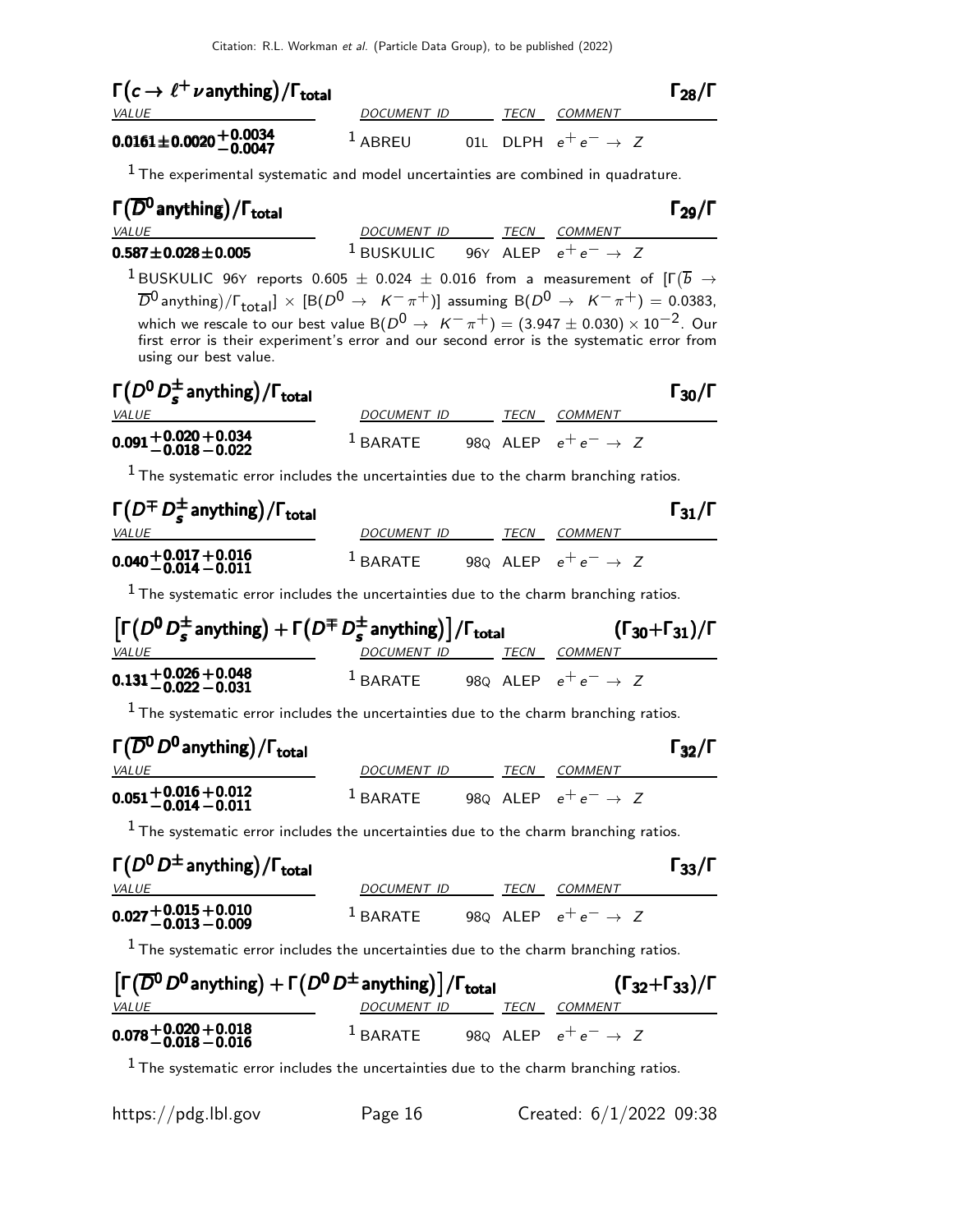### $\Gamma(c \to \ell^+ \nu \text{anything})/\Gamma_{\text{total}}$ $\Gamma_{28}/\Gamma$

| VALUE | DOCUMENT ID | TECN | COMMENT |
|---|---|---|---|
| $\mathbf{0.0161 \pm 0.0020 ^{+0.0034}_{-0.0047}}$ | [1] ABREU 01L | DLPH | $e^+e^- \to Z$ |

[1] The experimental systematic and model uncertainties are combined in quadrature.

### $\Gamma(\overline{D}^0 \text{anything})/\Gamma_{\text{total}}$ $\Gamma_{29}/\Gamma$

| VALUE | DOCUMENT ID | TECN | COMMENT |
|---|---|---|---|
| $\mathbf{0.587 \pm 0.028 \pm 0.005}$ | [1] BUSKULIC 96Y | ALEP | $e^+e^- \to Z$ |

[1] BUSKULIC 96Y reports $0.605 \pm 0.024 \pm 0.016$ from a measurement of $[\Gamma(\overline{b} \to \overline{D}^0 \text{anything})/\Gamma_{\text{total}}] \times [B(D^0 \to K^- \pi^+)]$ assuming $B(D^0 \to K^- \pi^+) = 0.0383$, which we rescale to our best value $B(D^0 \to K^- \pi^+) = (3.947 \pm 0.030) \times 10^{-2}$. Our first error is their experiment's error and our second error is the systematic error from using our best value.

### $\Gamma(D^0 D_s^\pm \text{anything})/\Gamma_{\text{total}}$ $\Gamma_{30}/\Gamma$

| VALUE | DOCUMENT ID | TECN | COMMENT |
|---|---|---|---|
| $\mathbf{0.091 ^{+0.020}_{-0.018} {}^{+0.034}_{-0.022}}$ | [1] BARATE 98Q | ALEP | $e^+e^- \to Z$ |

[1] The systematic error includes the uncertainties due to the charm branching ratios.

### $\Gamma(D^\mp D_s^\pm \text{anything})/\Gamma_{\text{total}}$ $\Gamma_{31}/\Gamma$

| VALUE | DOCUMENT ID | TECN | COMMENT |
|---|---|---|---|
| $\mathbf{0.040 ^{+0.017}_{-0.014} {}^{+0.016}_{-0.011}}$ | [1] BARATE 98Q | ALEP | $e^+e^- \to Z$ |

[1] The systematic error includes the uncertainties due to the charm branching ratios.

### $[\Gamma(D^0 D_s^\pm \text{anything}) + \Gamma(D^\mp D_s^\pm \text{anything})]/\Gamma_{\text{total}}$ $(\Gamma_{30}+\Gamma_{31})/\Gamma$

| VALUE | DOCUMENT ID | TECN | COMMENT |
|---|---|---|---|
| $\mathbf{0.131 ^{+0.026}_{-0.022} {}^{+0.048}_{-0.031}}$ | [1] BARATE 98Q | ALEP | $e^+e^- \to Z$ |

[1] The systematic error includes the uncertainties due to the charm branching ratios.

### $\Gamma(\overline{D}^0 D^0 \text{anything})/\Gamma_{\text{total}}$ $\Gamma_{32}/\Gamma$

| VALUE | DOCUMENT ID | TECN | COMMENT |
|---|---|---|---|
| $\mathbf{0.051 ^{+0.016}_{-0.014} {}^{+0.012}_{-0.011}}$ | [1] BARATE 98Q | ALEP | $e^+e^- \to Z$ |

[1] The systematic error includes the uncertainties due to the charm branching ratios.

### $\Gamma(D^0 D^\pm \text{anything})/\Gamma_{\text{total}}$ $\Gamma_{33}/\Gamma$

| VALUE | DOCUMENT ID | TECN | COMMENT |
|---|---|---|---|
| $\mathbf{0.027 ^{+0.015}_{-0.013} {}^{+0.010}_{-0.009}}$ | [1] BARATE 98Q | ALEP | $e^+e^- \to Z$ |

[1] The systematic error includes the uncertainties due to the charm branching ratios.

### $[\Gamma(\overline{D}^0 D^0 \text{anything}) + \Gamma(D^0 D^\pm \text{anything})]/\Gamma_{\text{total}}$ $(\Gamma_{32}+\Gamma_{33})/\Gamma$

| VALUE | DOCUMENT ID | TECN | COMMENT |
|---|---|---|---|
| $\mathbf{0.078 ^{+0.020}_{-0.018} {}^{+0.018}_{-0.016}}$ | [1] BARATE 98Q | ALEP | $e^+e^- \to Z$ |

[1] The systematic error includes the uncertainties due to the charm branching ratios.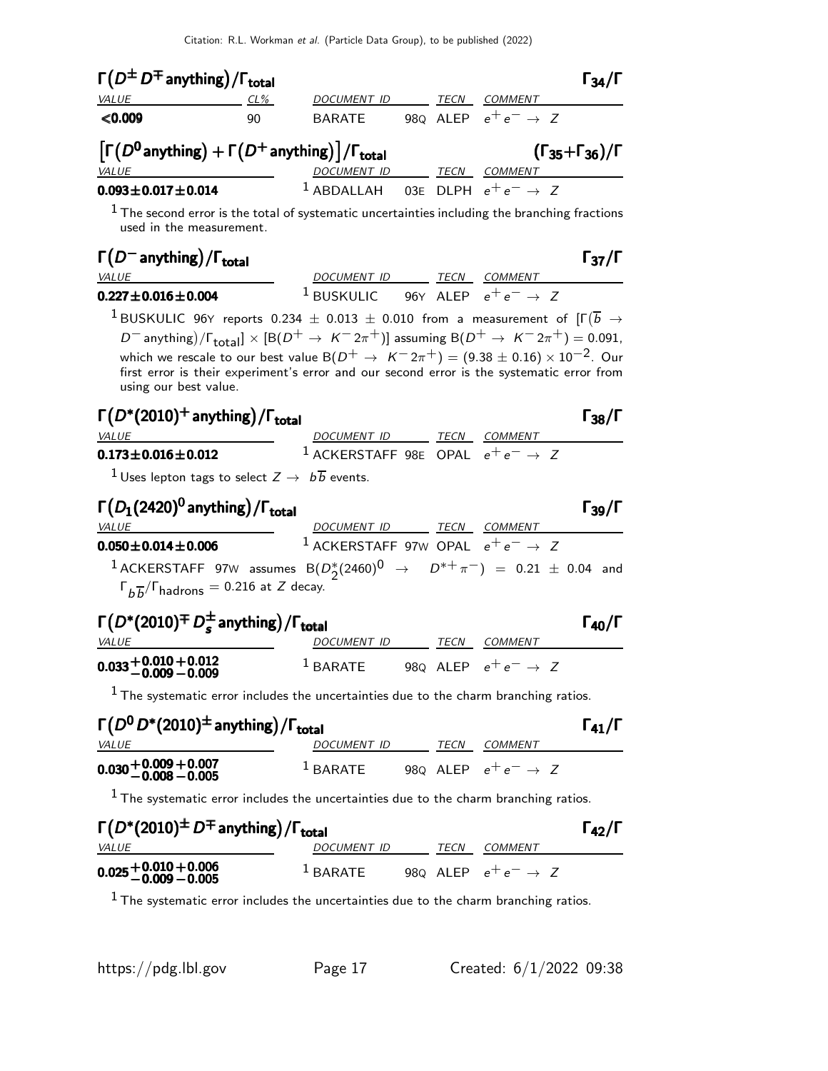### $\Gamma(D^{\pm} D^{\mp} \text{anything})/\Gamma_{\text{total}}$ $\Gamma_{34}/\Gamma$

| VALUE | CL% | DOCUMENT ID | | TECN | COMMENT |
|---|---|---|---|---|---|
| **<0.009** | 90 | BARATE | 98Q | ALEP | $e^+e^- \rightarrow Z$ |

### $\left[\Gamma(D^0 \text{anything}) + \Gamma(D^+ \text{anything})\right]/\Gamma_{\text{total}}$ $(\Gamma_{35}+\Gamma_{36})/\Gamma$

| VALUE | DOCUMENT ID | | TECN | COMMENT |
|---|---|---|---|---|
| **0.093±0.017±0.014** | [1] ABDALLAH | 03E | DLPH | $e^+e^- \rightarrow Z$ |

[1] The second error is the total of systematic uncertainties including the branching fractions used in the measurement.

### $\Gamma(D^- \text{anything})/\Gamma_{\text{total}}$ $\Gamma_{37}/\Gamma$

| VALUE | DOCUMENT ID | | TECN | COMMENT |
|---|---|---|---|---|
| **0.227±0.016±0.004** | [1] BUSKULIC | 96Y | ALEP | $e^+e^- \rightarrow Z$ |

[1] BUSKULIC 96Y reports $0.234 \pm 0.013 \pm 0.010$ from a measurement of $[\Gamma(\overline{b} \rightarrow D^- \text{anything})/\Gamma_{\text{total}}] \times [B(D^+ \rightarrow K^- 2\pi^+)]$ assuming $B(D^+ \rightarrow K^- 2\pi^+) = 0.091$, which we rescale to our best value $B(D^+ \rightarrow K^- 2\pi^+) = (9.38 \pm 0.16) \times 10^{-2}$. Our first error is their experiment's error and our second error is the systematic error from using our best value.

### $\Gamma(D^*(2010)^+ \text{anything})/\Gamma_{\text{total}}$ $\Gamma_{38}/\Gamma$

| VALUE | DOCUMENT ID | | TECN | COMMENT |
|---|---|---|---|---|
| **0.173±0.016±0.012** | [1] ACKERSTAFF | 98E | OPAL | $e^+e^- \rightarrow Z$ |

[1] Uses lepton tags to select $Z \rightarrow b\overline{b}$ events.

### $\Gamma(D_1(2420)^0 \text{anything})/\Gamma_{\text{total}}$ $\Gamma_{39}/\Gamma$

| VALUE | DOCUMENT ID | | TECN | COMMENT |
|---|---|---|---|---|
| **0.050±0.014±0.006** | [1] ACKERSTAFF | 97W | OPAL | $e^+e^- \rightarrow Z$ |

[1] ACKERSTAFF 97W assumes $B(D_2^*(2460)^0 \rightarrow D^{*+}\pi^-) = 0.21 \pm 0.04$ and $\Gamma_{b\overline{b}}/\Gamma_{\text{hadrons}} = 0.216$ at $Z$ decay.

### $\Gamma(D^*(2010)^{\mp} D_s^{\pm} \text{anything})/\Gamma_{\text{total}}$ $\Gamma_{40}/\Gamma$

| VALUE | DOCUMENT ID | | TECN | COMMENT |
|---|---|---|---|---|
| $\mathbf{0.033^{+0.010}_{-0.009}{}^{+0.012}_{-0.009}}$ | [1] BARATE | 98Q | ALEP | $e^+e^- \rightarrow Z$ |

[1] The systematic error includes the uncertainties due to the charm branching ratios.

### $\Gamma(D^0 D^*(2010)^{\pm} \text{anything})/\Gamma_{\text{total}}$ $\Gamma_{41}/\Gamma$

| VALUE | DOCUMENT ID | | TECN | COMMENT |
|---|---|---|---|---|
| $\mathbf{0.030^{+0.009}_{-0.008}{}^{+0.007}_{-0.005}}$ | [1] BARATE | 98Q | ALEP | $e^+e^- \rightarrow Z$ |

[1] The systematic error includes the uncertainties due to the charm branching ratios.

### $\Gamma(D^*(2010)^{\pm} D^{\mp} \text{anything})/\Gamma_{\text{total}}$ $\Gamma_{42}/\Gamma$

| VALUE | DOCUMENT ID | | TECN | COMMENT |
|---|---|---|---|---|
| $\mathbf{0.025^{+0.010}_{-0.009}{}^{+0.006}_{-0.005}}$ | [1] BARATE | 98Q | ALEP | $e^+e^- \rightarrow Z$ |

[1] The systematic error includes the uncertainties due to the charm branching ratios.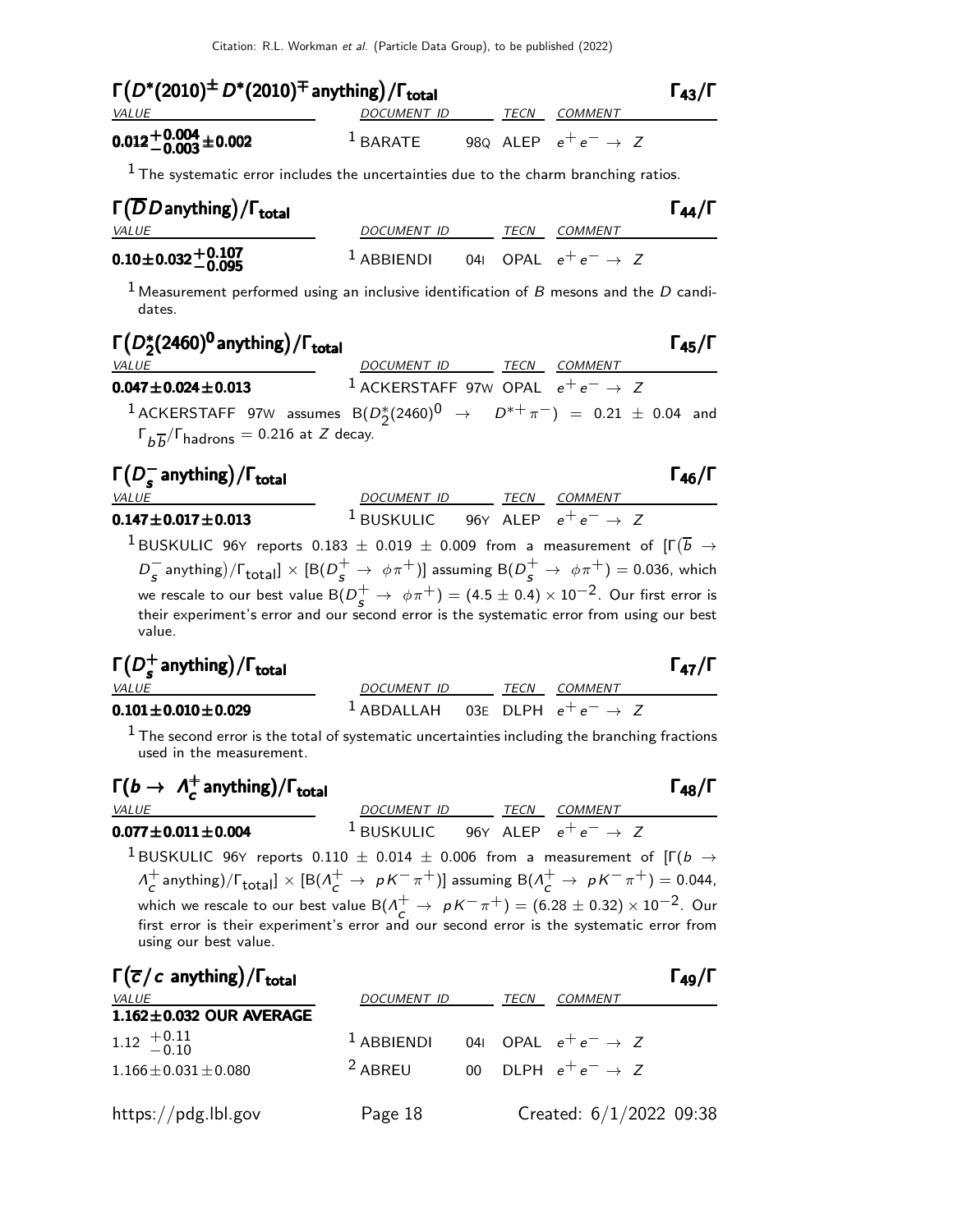### $\Gamma(D^*(2010)^{\pm} D^*(2010)^{\mp}$ anything$)/\Gamma_{\text{total}}$ $\Gamma_{43}/\Gamma$

| VALUE | DOCUMENT ID | TECN | COMMENT |
|---|---|---|---|
| $\mathbf{0.012^{+0.004}_{-0.003} \pm 0.002}$ | [1] BARATE 98Q | ALEP | $e^+e^- \rightarrow Z$ |

[1] The systematic error includes the uncertainties due to the charm branching ratios.

### $\Gamma(\overline{D} D$ anything$)/\Gamma_{\text{total}}$ $\Gamma_{44}/\Gamma$

| VALUE | DOCUMENT ID | TECN | COMMENT |
|---|---|---|---|
| $\mathbf{0.10 \pm 0.032^{+0.107}_{-0.095}}$ | [1] ABBIENDI 04I | OPAL | $e^+e^- \rightarrow Z$ |

[1] Measurement performed using an inclusive identification of $B$ mesons and the $D$ candidates.

### $\Gamma(D_2^*(2460)^0$ anything$)/\Gamma_{\text{total}}$ $\Gamma_{45}/\Gamma$

| VALUE | DOCUMENT ID | TECN | COMMENT |
|---|---|---|---|
| $\mathbf{0.047 \pm 0.024 \pm 0.013}$ | [1] ACKERSTAFF 97W | OPAL | $e^+e^- \rightarrow Z$ |

[1] ACKERSTAFF 97W assumes $B(D_2^*(2460)^0 \rightarrow D^{*+}\pi^-) = 0.21 \pm 0.04$ and $\Gamma_{b\overline{b}}/\Gamma_{\text{hadrons}} = 0.216$ at $Z$ decay.

### $\Gamma(D_s^-$ anything$)/\Gamma_{\text{total}}$ $\Gamma_{46}/\Gamma$

| VALUE | DOCUMENT ID | TECN | COMMENT |
|---|---|---|---|
| $\mathbf{0.147 \pm 0.017 \pm 0.013}$ | [1] BUSKULIC 96Y | ALEP | $e^+e^- \rightarrow Z$ |

[1] BUSKULIC 96Y reports $0.183 \pm 0.019 \pm 0.009$ from a measurement of $[\Gamma(\overline{b} \rightarrow D_s^- \text{anything})/\Gamma_{\text{total}}] \times [B(D_s^+ \rightarrow \phi\pi^+)]$ assuming $B(D_s^+ \rightarrow \phi\pi^+) = 0.036$, which we rescale to our best value $B(D_s^+ \rightarrow \phi\pi^+) = (4.5 \pm 0.4) \times 10^{-2}$. Our first error is their experiment's error and our second error is the systematic error from using our best value.

### $\Gamma(D_s^+$ anything$)/\Gamma_{\text{total}}$ $\Gamma_{47}/\Gamma$

| VALUE | DOCUMENT ID | TECN | COMMENT |
|---|---|---|---|
| $\mathbf{0.101 \pm 0.010 \pm 0.029}$ | [1] ABDALLAH 03E | DLPH | $e^+e^- \rightarrow Z$ |

[1] The second error is the total of systematic uncertainties including the branching fractions used in the measurement.

### $\Gamma(b \rightarrow \Lambda_c^+$ anything$)/\Gamma_{\text{total}}$ $\Gamma_{48}/\Gamma$

| VALUE | DOCUMENT ID | TECN | COMMENT |
|---|---|---|---|
| $\mathbf{0.077 \pm 0.011 \pm 0.004}$ | [1] BUSKULIC 96Y | ALEP | $e^+e^- \rightarrow Z$ |

[1] BUSKULIC 96Y reports $0.110 \pm 0.014 \pm 0.006$ from a measurement of $[\Gamma(b \rightarrow \Lambda_c^+ \text{anything})/\Gamma_{\text{total}}] \times [B(\Lambda_c^+ \rightarrow pK^-\pi^+)]$ assuming $B(\Lambda_c^+ \rightarrow pK^-\pi^+) = 0.044$, which we rescale to our best value $B(\Lambda_c^+ \rightarrow pK^-\pi^+) = (6.28 \pm 0.32) \times 10^{-2}$. Our first error is their experiment's error and our second error is the systematic error from using our best value.

### $\Gamma(\overline{c}/c$ anything$)/\Gamma_{\text{total}}$ $\Gamma_{49}/\Gamma$

| VALUE | DOCUMENT ID | TECN | COMMENT |
|---|---|---|---|
| **1.162 ± 0.032 OUR AVERAGE** | | | |
| $1.12\ ^{+0.11}_{-0.10}$ | [1] ABBIENDI 04I | OPAL | $e^+e^- \rightarrow Z$ |
| $1.166 \pm 0.031 \pm 0.080$ | [2] ABREU 00 | DLPH | $e^+e^- \rightarrow Z$ |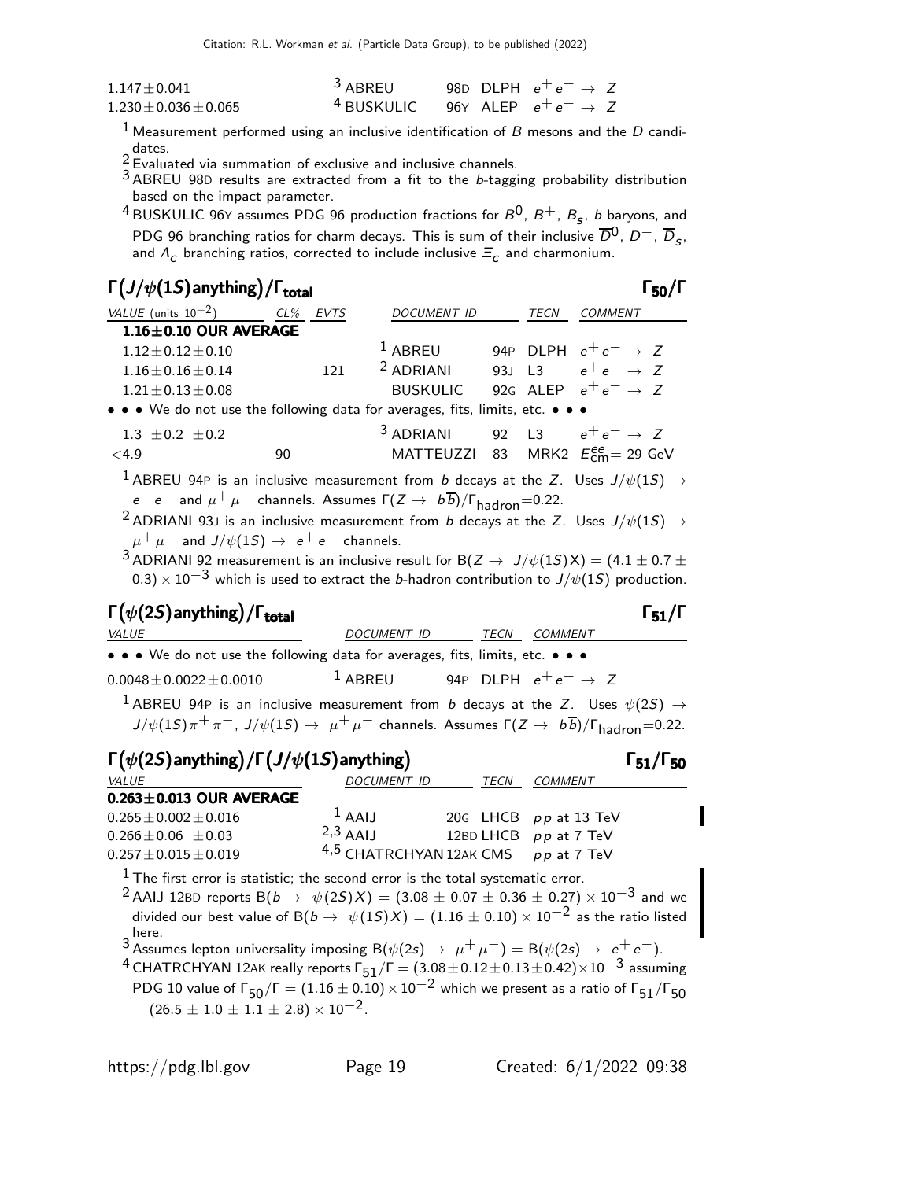| | | | | |
|---|---|---|---|---|
| $1.147 \pm 0.041$ | [3] ABREU | 98D | DLPH | $e^+e^- \rightarrow Z$ |
| $1.230 \pm 0.036 \pm 0.065$ | [4] BUSKULIC | 96Y | ALEP | $e^+e^- \rightarrow Z$ |

[1] Measurement performed using an inclusive identification of $B$ mesons and the $D$ candidates.

[2] Evaluated via summation of exclusive and inclusive channels.

[3] ABREU 98D results are extracted from a fit to the $b$-tagging probability distribution based on the impact parameter.

[4] BUSKULIC 96Y assumes PDG 96 production fractions for $B^0$, $B^+$, $B_s$, $b$ baryons, and PDG 96 branching ratios for charm decays. This is sum of their inclusive $\overline{D}^0$, $D^-$, $\overline{D}_s$, and $\Lambda_c$ branching ratios, corrected to include inclusive $\Xi_c$ and charmonium.

## $\Gamma(J/\psi(1S)\,\text{anything})/\Gamma_{\text{total}}$ $\qquad\qquad$ $\Gamma_{50}/\Gamma$

| VALUE (units $10^{-2}$) | CL% | EVTS | DOCUMENT ID | | TECN | COMMENT |
|---|---|---|---|---|---|---|
| **1.16±0.10 OUR AVERAGE** | | | | | | |
| $1.12 \pm 0.12 \pm 0.10$ | | | [1] ABREU | 94P | DLPH | $e^+e^- \rightarrow Z$ |
| $1.16 \pm 0.16 \pm 0.14$ | | 121 | [2] ADRIANI | 93J | L3 | $e^+e^- \rightarrow Z$ |
| $1.21 \pm 0.13 \pm 0.08$ | | | BUSKULIC | 92G | ALEP | $e^+e^- \rightarrow Z$ |
| • • • We do not use the following data for averages, fits, limits, etc. • • • | | | | | | |
| $1.3 \pm 0.2 \pm 0.2$ | | | [3] ADRIANI | 92 | L3 | $e^+e^- \rightarrow Z$ |
| $<4.9$ | 90 | | MATTEUZZI | 83 | MRK2 | $E^{ee}_{\text{cm}}$= 29 GeV |

[1] ABREU 94P is an inclusive measurement from $b$ decays at the $Z$. Uses $J/\psi(1S) \rightarrow e^+e^-$ and $\mu^+\mu^-$ channels. Assumes $\Gamma(Z \rightarrow b\overline{b})/\Gamma_{\text{hadron}}$=0.22.

[2] ADRIANI 93J is an inclusive measurement from $b$ decays at the $Z$. Uses $J/\psi(1S) \rightarrow \mu^+\mu^-$ and $J/\psi(1S) \rightarrow e^+e^-$ channels.

[3] ADRIANI 92 measurement is an inclusive result for $B(Z \rightarrow J/\psi(1S)X) = (4.1 \pm 0.7 \pm 0.3) \times 10^{-3}$ which is used to extract the $b$-hadron contribution to $J/\psi(1S)$ production.

## $\Gamma(\psi(2S)\,\text{anything})/\Gamma_{\text{total}}$ $\qquad\qquad$ $\Gamma_{51}/\Gamma$

| VALUE | DOCUMENT ID | | TECN | COMMENT |
|---|---|---|---|---|
| • • • We do not use the following data for averages, fits, limits, etc. • • • | | | | |
| $0.0048 \pm 0.0022 \pm 0.0010$ | [1] ABREU | 94P | DLPH | $e^+e^- \rightarrow Z$ |

[1] ABREU 94P is an inclusive measurement from $b$ decays at the $Z$. Uses $\psi(2S) \rightarrow J/\psi(1S)\pi^+\pi^-$, $J/\psi(1S) \rightarrow \mu^+\mu^-$ channels. Assumes $\Gamma(Z \rightarrow b\overline{b})/\Gamma_{\text{hadron}}$=0.22.

## $\Gamma(\psi(2S)\,\text{anything})/\Gamma(J/\psi(1S)\,\text{anything})$ $\qquad\qquad$ $\Gamma_{51}/\Gamma_{50}$

| VALUE | DOCUMENT ID | | TECN | COMMENT |
|---|---|---|---|---|
| **0.263±0.013 OUR AVERAGE** | | | | |
| $0.265 \pm 0.002 \pm 0.016$ | [1] AAIJ | 20G | LHCB | $pp$ at 13 TeV |
| $0.266 \pm 0.06 \pm 0.03$ | [2,3] AAIJ | 12BD | LHCB | $pp$ at 7 TeV |
| $0.257 \pm 0.015 \pm 0.019$ | [4,5] CHATRCHYAN | 12AK | CMS | $pp$ at 7 TeV |

[1] The first error is statistic; the second error is the total systematic error.

[2] AAIJ 12BD reports $B(b \rightarrow \psi(2S)X) = (3.08 \pm 0.07 \pm 0.36 \pm 0.27) \times 10^{-3}$ and we divided our best value of $B(b \rightarrow \psi(1S)X) = (1.16 \pm 0.10) \times 10^{-2}$ as the ratio listed here.

[3] Assumes lepton universality imposing $B(\psi(2s) \rightarrow \mu^+\mu^-) = B(\psi(2s) \rightarrow e^+e^-)$.

[4] CHATRCHYAN 12AK really reports $\Gamma_{51}/\Gamma = (3.08 \pm 0.12 \pm 0.13 \pm 0.42) \times 10^{-3}$ assuming PDG 10 value of $\Gamma_{50}/\Gamma = (1.16 \pm 0.10) \times 10^{-2}$ which we present as a ratio of $\Gamma_{51}/\Gamma_{50} = (26.5 \pm 1.0 \pm 1.1 \pm 2.8) \times 10^{-2}$.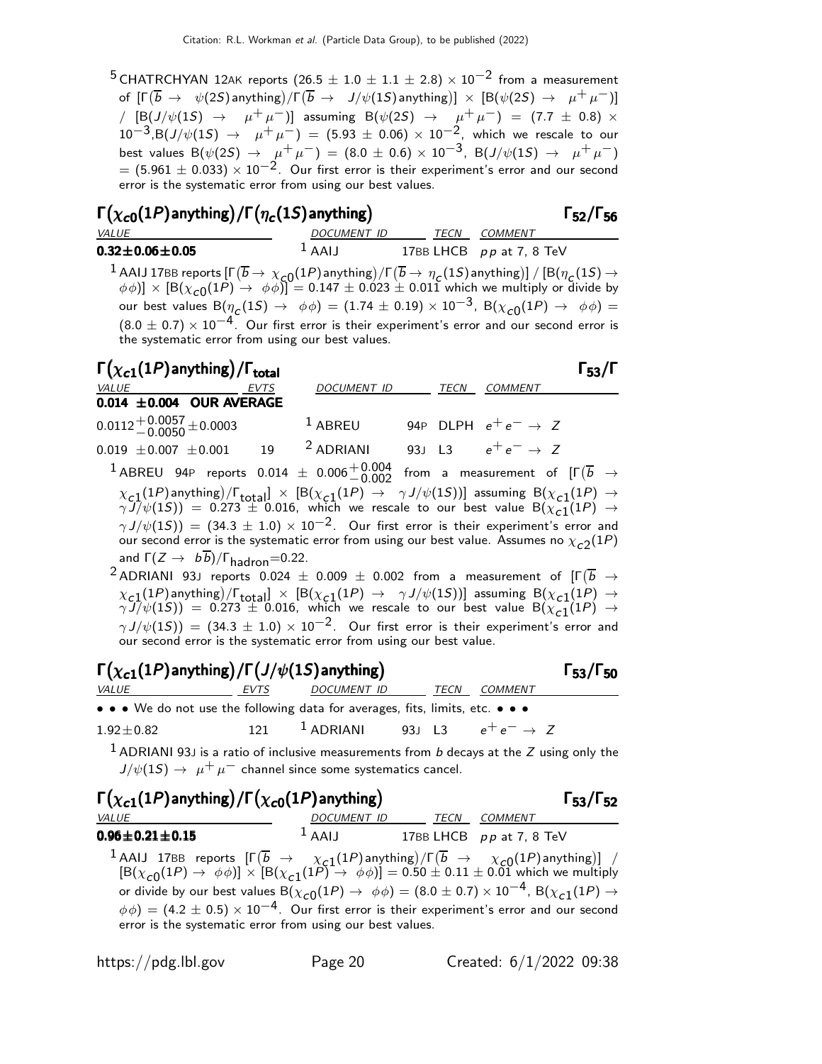[5] CHATRCHYAN 12AK reports $(26.5 \pm 1.0 \pm 1.1 \pm 2.8) \times 10^{-2}$ from a measurement of $[\Gamma(\overline{b} \to \psi(2S)\text{anything})/\Gamma(\overline{b} \to J/\psi(1S)\text{anything})] \times [B(\psi(2S) \to \mu^+\mu^-)] / [B(J/\psi(1S) \to \mu^+\mu^-)]$ assuming $B(\psi(2S) \to \mu^+\mu^-) = (7.7 \pm 0.8) \times 10^{-3}$, $B(J/\psi(1S) \to \mu^+\mu^-) = (5.93 \pm 0.06) \times 10^{-2}$, which we rescale to our best values $B(\psi(2S) \to \mu^+\mu^-) = (8.0 \pm 0.6) \times 10^{-3}$, $B(J/\psi(1S) \to \mu^+\mu^-) = (5.961 \pm 0.033) \times 10^{-2}$. Our first error is their experiment's error and our second error is the systematic error from using our best values.

## $\Gamma(\chi_{c0}(1P)\text{anything})/\Gamma(\eta_c(1S)\text{anything})$ $\Gamma_{52}/\Gamma_{56}$

| VALUE | DOCUMENT ID | TECN | COMMENT |
|---|---|---|---|
| **0.32±0.06±0.05** | [1] AAIJ | 17BB LHCB | $pp$ at 7, 8 TeV |

[1] AAIJ 17BB reports $[\Gamma(\overline{b} \to \chi_{c0}(1P)\text{anything})/\Gamma(\overline{b} \to \eta_c(1S)\text{anything})] / [B(\eta_c(1S) \to \phi\phi)] \times [B(\chi_{c0}(1P) \to \phi\phi)] = 0.147 \pm 0.023 \pm 0.011$ which we multiply or divide by our best values $B(\eta_c(1S) \to \phi\phi) = (1.74 \pm 0.19) \times 10^{-3}$, $B(\chi_{c0}(1P) \to \phi\phi) = (8.0 \pm 0.7) \times 10^{-4}$. Our first error is their experiment's error and our second error is the systematic error from using our best values.

## $\Gamma(\chi_{c1}(1P)\text{anything})/\Gamma_{\text{total}}$ $\Gamma_{53}/\Gamma$

| VALUE | EVTS | DOCUMENT ID | TECN | COMMENT |
|---|---|---|---|---|
| **0.014 ±0.004 OUR AVERAGE** | | | | |
| $0.0112^{+0.0057}_{-0.0050} \pm 0.0003$ | | [1] ABREU | 94P DLPH | $e^+e^- \to Z$ |
| $0.019 \pm 0.007 \pm 0.001$ | 19 | [2] ADRIANI | 93J L3 | $e^+e^- \to Z$ |

[1] ABREU 94P reports $0.014 \pm 0.006^{+0.004}_{-0.002}$ from a measurement of $[\Gamma(\overline{b} \to \chi_{c1}(1P)\text{anything})/\Gamma_{\text{total}}] \times [B(\chi_{c1}(1P) \to \gamma J/\psi(1S))]$ assuming $B(\chi_{c1}(1P) \to \gamma J/\psi(1S)) = 0.273 \pm 0.016$, which we rescale to our best value $B(\chi_{c1}(1P) \to \gamma J/\psi(1S)) = (34.3 \pm 1.0) \times 10^{-2}$. Our first error is their experiment's error and our second error is the systematic error from using our best value. Assumes no $\chi_{c2}(1P)$ and $\Gamma(Z \to b\overline{b})/\Gamma_{\text{hadron}}$=0.22.

[2] ADRIANI 93J reports $0.024 \pm 0.009 \pm 0.002$ from a measurement of $[\Gamma(\overline{b} \to \chi_{c1}(1P)\text{anything})/\Gamma_{\text{total}}] \times [B(\chi_{c1}(1P) \to \gamma J/\psi(1S))]$ assuming $B(\chi_{c1}(1P) \to \gamma J/\psi(1S)) = 0.273 \pm 0.016$, which we rescale to our best value $B(\chi_{c1}(1P) \to \gamma J/\psi(1S)) = (34.3 \pm 1.0) \times 10^{-2}$. Our first error is their experiment's error and our second error is the systematic error from using our best value.

## $\Gamma(\chi_{c1}(1P)\text{anything})/\Gamma(J/\psi(1S)\text{anything})$ $\Gamma_{53}/\Gamma_{50}$

| VALUE | EVTS | DOCUMENT ID | TECN | COMMENT |
|---|---|---|---|---|
| • • • We do not use the following data for averages, fits, limits, etc. • • • | | | | |
| $1.92 \pm 0.82$ | 121 | [1] ADRIANI | 93J L3 | $e^+e^- \to Z$ |

[1] ADRIANI 93J is a ratio of inclusive measurements from $b$ decays at the $Z$ using only the $J/\psi(1S) \to \mu^+\mu^-$ channel since some systematics cancel.

## $\Gamma(\chi_{c1}(1P)\text{anything})/\Gamma(\chi_{c0}(1P)\text{anything})$ $\Gamma_{53}/\Gamma_{52}$

| VALUE | DOCUMENT ID | TECN | COMMENT |
|---|---|---|---|
| **0.96±0.21±0.15** | [1] AAIJ | 17BB LHCB | $pp$ at 7, 8 TeV |

[1] AAIJ 17BB reports $[\Gamma(\overline{b} \to \chi_{c1}(1P)\text{anything})/\Gamma(\overline{b} \to \chi_{c0}(1P)\text{anything})] / [B(\chi_{c0}(1P) \to \phi\phi)] \times [B(\chi_{c1}(1P) \to \phi\phi)] = 0.50 \pm 0.11 \pm 0.01$ which we multiply or divide by our best values $B(\chi_{c0}(1P) \to \phi\phi) = (8.0 \pm 0.7) \times 10^{-4}$, $B(\chi_{c1}(1P) \to \phi\phi) = (4.2 \pm 0.5) \times 10^{-4}$. Our first error is their experiment's error and our second error is the systematic error from using our best values.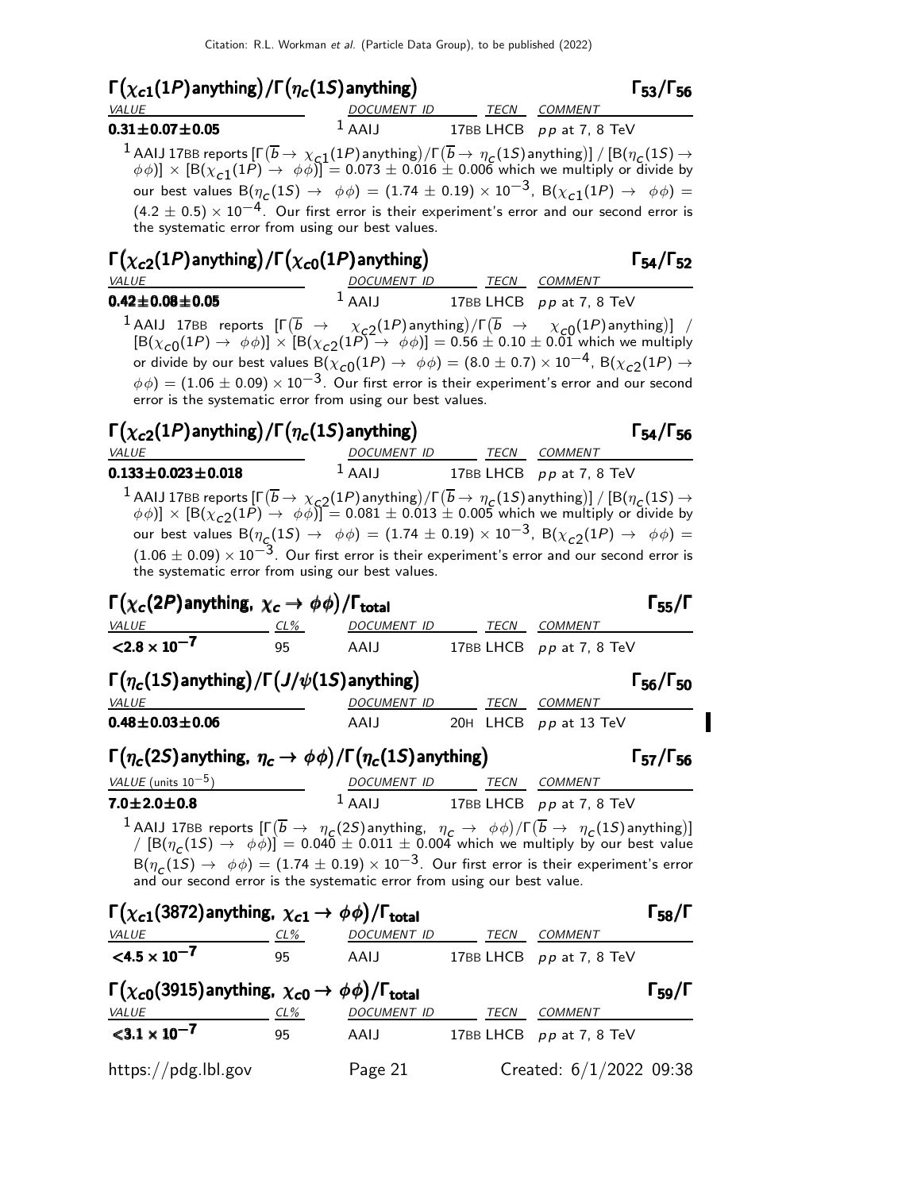### $\Gamma\big(\chi_{c1}(1P)\text{anything}\big)/\Gamma\big(\eta_c(1S)\text{anything}\big)$ — $\Gamma_{53}/\Gamma_{56}$

| VALUE | DOCUMENT ID | TECN | COMMENT |
|---|---|---|---|
| **$0.31\pm0.07\pm0.05$** | [1] AAIJ | 17BB LHCB | $pp$ at 7, 8 TeV |

[1] AAIJ 17BB reports $[\Gamma(\overline{b} \to \chi_{c1}(1P)\text{anything})/\Gamma(\overline{b} \to \eta_c(1S)\text{anything})] / [B(\eta_c(1S) \to \phi\phi)] \times [B(\chi_{c1}(1P) \to \phi\phi)] = 0.073 \pm 0.016 \pm 0.006$ which we multiply or divide by our best values $B(\eta_c(1S) \to \phi\phi) = (1.74 \pm 0.19) \times 10^{-3}$, $B(\chi_{c1}(1P) \to \phi\phi) = (4.2 \pm 0.5) \times 10^{-4}$. Our first error is their experiment's error and our second error is the systematic error from using our best values.

### $\Gamma\big(\chi_{c2}(1P)\text{anything}\big)/\Gamma\big(\chi_{c0}(1P)\text{anything}\big)$ — $\Gamma_{54}/\Gamma_{52}$

| VALUE | DOCUMENT ID | TECN | COMMENT |
|---|---|---|---|
| **$0.42\pm0.08\pm0.05$** | [1] AAIJ | 17BB LHCB | $pp$ at 7, 8 TeV |

[1] AAIJ 17BB reports $[\Gamma(\overline{b} \to \chi_{c2}(1P)\text{anything})/\Gamma(\overline{b} \to \chi_{c0}(1P)\text{anything})] / [B(\chi_{c0}(1P) \to \phi\phi)] \times [B(\chi_{c2}(1P) \to \phi\phi)] = 0.56 \pm 0.10 \pm 0.01$ which we multiply or divide by our best values $B(\chi_{c0}(1P) \to \phi\phi) = (8.0 \pm 0.7) \times 10^{-4}$, $B(\chi_{c2}(1P) \to \phi\phi) = (1.06 \pm 0.09) \times 10^{-3}$. Our first error is their experiment's error and our second error is the systematic error from using our best values.

### $\Gamma\big(\chi_{c2}(1P)\text{anything}\big)/\Gamma\big(\eta_c(1S)\text{anything}\big)$ — $\Gamma_{54}/\Gamma_{56}$

| VALUE | DOCUMENT ID | TECN | COMMENT |
|---|---|---|---|
| **$0.133\pm0.023\pm0.018$** | [1] AAIJ | 17BB LHCB | $pp$ at 7, 8 TeV |

[1] AAIJ 17BB reports $[\Gamma(\overline{b} \to \chi_{c2}(1P)\text{anything})/\Gamma(\overline{b} \to \eta_c(1S)\text{anything})] / [B(\eta_c(1S) \to \phi\phi)] \times [B(\chi_{c2}(1P) \to \phi\phi)] = 0.081 \pm 0.013 \pm 0.005$ which we multiply or divide by our best values $B(\eta_c(1S) \to \phi\phi) = (1.74 \pm 0.19) \times 10^{-3}$, $B(\chi_{c2}(1P) \to \phi\phi) = (1.06 \pm 0.09) \times 10^{-3}$. Our first error is their experiment's error and our second error is the systematic error from using our best values.

### $\Gamma\big(\chi_c(2P)\text{anything},\ \chi_c \to \phi\phi\big)/\Gamma_{\text{total}}$ — $\Gamma_{55}/\Gamma$

| VALUE | CL% | DOCUMENT ID | TECN | COMMENT |
|---|---|---|---|---|
| **$<2.8 \times 10^{-7}$** | 95 | AAIJ | 17BB LHCB | $pp$ at 7, 8 TeV |

### $\Gamma\big(\eta_c(1S)\text{anything}\big)/\Gamma\big(J/\psi(1S)\text{anything}\big)$ — $\Gamma_{56}/\Gamma_{50}$

| VALUE | DOCUMENT ID | TECN | COMMENT |
|---|---|---|---|
| **$0.48\pm0.03\pm0.06$** | AAIJ | 20H LHCB | $pp$ at 13 TeV |

### $\Gamma\big(\eta_c(2S)\text{anything},\ \eta_c \to \phi\phi\big)/\Gamma\big(\eta_c(1S)\text{anything}\big)$ — $\Gamma_{57}/\Gamma_{56}$

| VALUE (units $10^{-5}$) | DOCUMENT ID | TECN | COMMENT |
|---|---|---|---|
| **$7.0\pm2.0\pm0.8$** | [1] AAIJ | 17BB LHCB | $pp$ at 7, 8 TeV |

[1] AAIJ 17BB reports $[\Gamma(\overline{b} \to \eta_c(2S)\text{anything},\ \eta_c \to \phi\phi)/\Gamma(\overline{b} \to \eta_c(1S)\text{anything})] / [B(\eta_c(1S) \to \phi\phi)] = 0.040 \pm 0.011 \pm 0.004$ which we multiply by our best value $B(\eta_c(1S) \to \phi\phi) = (1.74 \pm 0.19) \times 10^{-3}$. Our first error is their experiment's error and our second error is the systematic error from using our best value.

### $\Gamma\big(\chi_{c1}(3872)\text{anything},\ \chi_{c1} \to \phi\phi\big)/\Gamma_{\text{total}}$ — $\Gamma_{58}/\Gamma$

| VALUE | CL% | DOCUMENT ID | TECN | COMMENT |
|---|---|---|---|---|
| **$<4.5 \times 10^{-7}$** | 95 | AAIJ | 17BB LHCB | $pp$ at 7, 8 TeV |

### $\Gamma\big(\chi_{c0}(3915)\text{anything},\ \chi_{c0} \to \phi\phi\big)/\Gamma_{\text{total}}$ — $\Gamma_{59}/\Gamma$

| VALUE | CL% | DOCUMENT ID | TECN | COMMENT |
|---|---|---|---|---|
| **$<3.1 \times 10^{-7}$** | 95 | AAIJ | 17BB LHCB | $pp$ at 7, 8 TeV |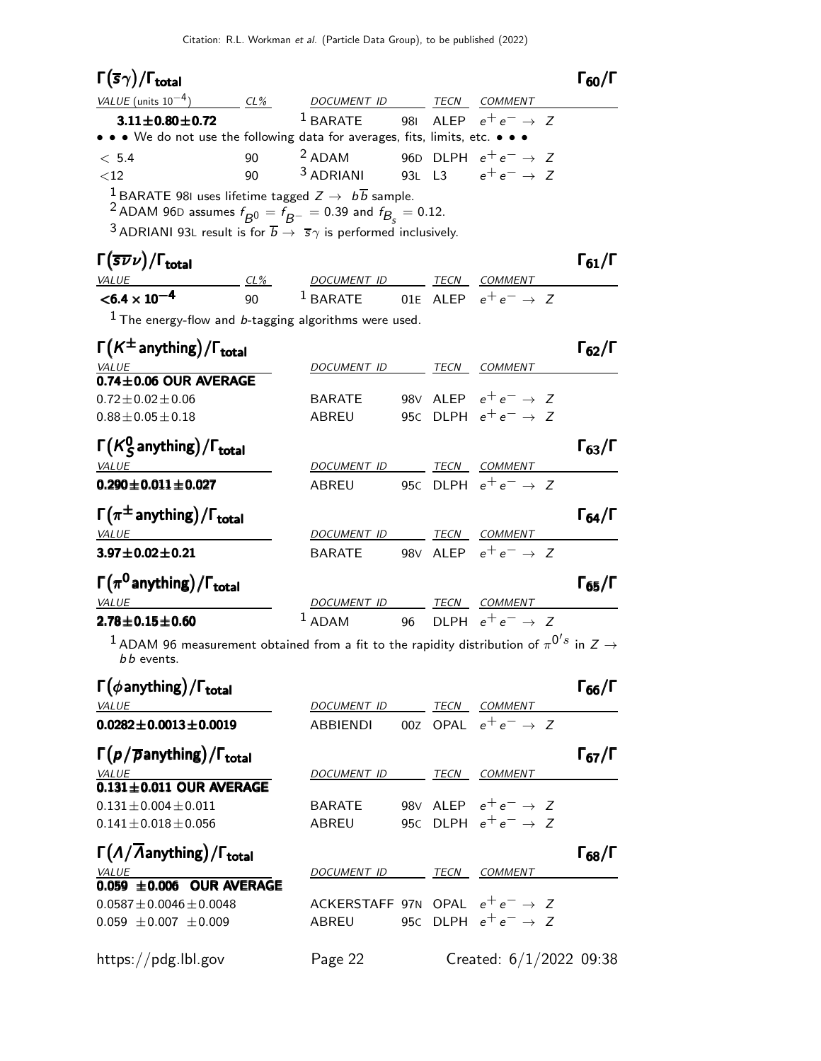## $\Gamma(\overline{s}\gamma)/\Gamma_{\text{total}}$ — $\Gamma_{60}/\Gamma$

| VALUE (units $10^{-4}$) | CL% | DOCUMENT ID | | TECN | COMMENT |
|---|---|---|---|---|---|
| **$3.11\pm0.80\pm0.72$** | | [1] BARATE | 98I | ALEP | $e^+e^-\to Z$ |
| • • • We do not use the following data for averages, fits, limits, etc. • • • | | | | | |
| $<5.4$ | 90 | [2] ADAM | 96D | DLPH | $e^+e^-\to Z$ |
| $<12$ | 90 | [3] ADRIANI | 93L | L3 | $e^+e^-\to Z$ |

[1] BARATE 98I uses lifetime tagged $Z\to b\overline{b}$ sample.
[2] ADAM 96D assumes $f_{B^0}=f_{B^-}=0.39$ and $f_{B_s}=0.12$.
[3] ADRIANI 93L result is for $\overline{b}\to\overline{s}\gamma$ is performed inclusively.

## $\Gamma(\overline{s}\overline{\nu}\nu)/\Gamma_{\text{total}}$ — $\Gamma_{61}/\Gamma$

| VALUE | CL% | DOCUMENT ID | | TECN | COMMENT |
|---|---|---|---|---|---|
| **$<6.4\times10^{-4}$** | 90 | [1] BARATE | 01E | ALEP | $e^+e^-\to Z$ |

[1] The energy-flow and $b$-tagging algorithms were used.

## $\Gamma(K^\pm\,\text{anything})/\Gamma_{\text{total}}$ — $\Gamma_{62}/\Gamma$

| VALUE | DOCUMENT ID | | TECN | COMMENT |
|---|---|---|---|---|
| **$0.74\pm0.06$ OUR AVERAGE** | | | | |
| $0.72\pm0.02\pm0.06$ | BARATE | 98V | ALEP | $e^+e^-\to Z$ |
| $0.88\pm0.05\pm0.18$ | ABREU | 95C | DLPH | $e^+e^-\to Z$ |

## $\Gamma(K^0_S\,\text{anything})/\Gamma_{\text{total}}$ — $\Gamma_{63}/\Gamma$

| VALUE | DOCUMENT ID | | TECN | COMMENT |
|---|---|---|---|---|
| **$0.290\pm0.011\pm0.027$** | ABREU | 95C | DLPH | $e^+e^-\to Z$ |

## $\Gamma(\pi^\pm\,\text{anything})/\Gamma_{\text{total}}$ — $\Gamma_{64}/\Gamma$

| VALUE | DOCUMENT ID | | TECN | COMMENT |
|---|---|---|---|---|
| **$3.97\pm0.02\pm0.21$** | BARATE | 98V | ALEP | $e^+e^-\to Z$ |

## $\Gamma(\pi^0\,\text{anything})/\Gamma_{\text{total}}$ — $\Gamma_{65}/\Gamma$

| VALUE | DOCUMENT ID | | TECN | COMMENT |
|---|---|---|---|---|
| **$2.78\pm0.15\pm0.60$** | [1] ADAM | 96 | DLPH | $e^+e^-\to Z$ |

[1] ADAM 96 measurement obtained from a fit to the rapidity distribution of $\pi^{0's}$ in $Z\to b\,b$ events.

## $\Gamma(\phi\,\text{anything})/\Gamma_{\text{total}}$ — $\Gamma_{66}/\Gamma$

| VALUE | DOCUMENT ID | | TECN | COMMENT |
|---|---|---|---|---|
| **$0.0282\pm0.0013\pm0.0019$** | ABBIENDI | 00Z | OPAL | $e^+e^-\to Z$ |

## $\Gamma(p/\overline{p}\,\text{anything})/\Gamma_{\text{total}}$ — $\Gamma_{67}/\Gamma$

| VALUE | DOCUMENT ID | | TECN | COMMENT |
|---|---|---|---|---|
| **$0.131\pm0.011$ OUR AVERAGE** | | | | |
| $0.131\pm0.004\pm0.011$ | BARATE | 98V | ALEP | $e^+e^-\to Z$ |
| $0.141\pm0.018\pm0.056$ | ABREU | 95C | DLPH | $e^+e^-\to Z$ |

## $\Gamma(\Lambda/\overline{\Lambda}\,\text{anything})/\Gamma_{\text{total}}$ — $\Gamma_{68}/\Gamma$

| VALUE | DOCUMENT ID | | TECN | COMMENT |
|---|---|---|---|---|
| **$0.059\pm0.006$ OUR AVERAGE** | | | | |
| $0.0587\pm0.0046\pm0.0048$ | ACKERSTAFF | 97N | OPAL | $e^+e^-\to Z$ |
| $0.059\pm0.007\pm0.009$ | ABREU | 95C | DLPH | $e^+e^-\to Z$ |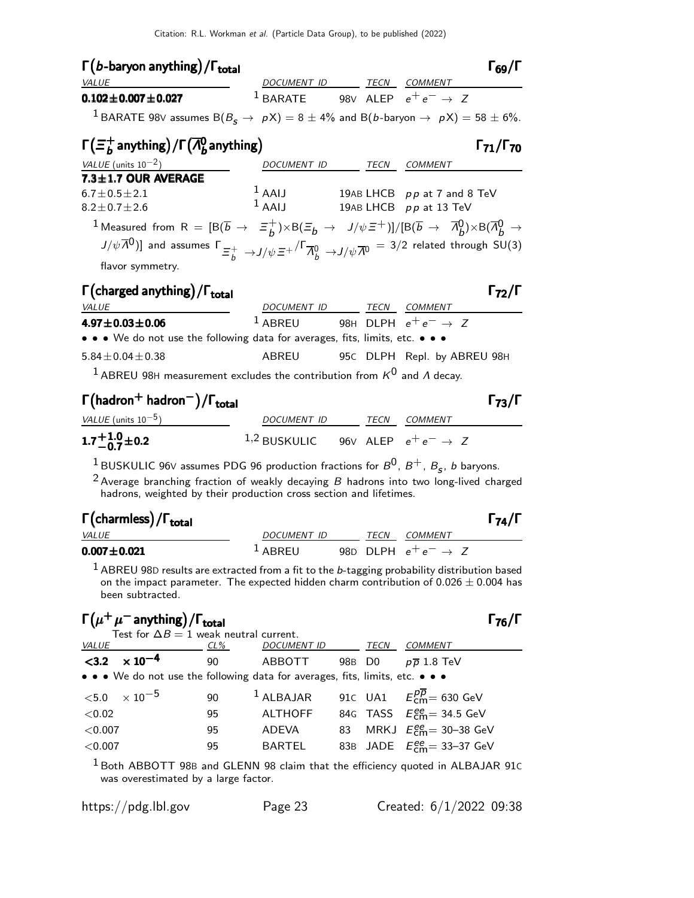### $\Gamma(b\text{-baryon anything})/\Gamma_{\text{total}}$ $\qquad\Gamma_{69}/\Gamma$

| VALUE | DOCUMENT ID | | TECN | COMMENT |
|---|---|---|---|---|
| **$0.102 \pm 0.007 \pm 0.027$** | [1] BARATE | 98V | ALEP | $e^+e^- \to Z$ |

[1] BARATE 98V assumes $B(B_s \to pX) = 8 \pm 4\%$ and $B(b\text{-baryon} \to pX) = 58 \pm 6\%$.

### $\Gamma(\Xi_b^+ \text{anything})/\Gamma(\overline{\Lambda}_b^0 \text{anything})$ $\qquad\Gamma_{71}/\Gamma_{70}$

| VALUE (units $10^{-2}$) | DOCUMENT ID | | TECN | COMMENT |
|---|---|---|---|---|
| **$7.3 \pm 1.7$ OUR AVERAGE** | | | | |
| $6.7 \pm 0.5 \pm 2.1$ | [1] AAIJ | 19AB | LHCB | $pp$ at 7 and 8 TeV |
| $8.2 \pm 0.7 \pm 2.6$ | [1] AAIJ | 19AB | LHCB | $pp$ at 13 TeV |

[1] Measured from $R = [B(\overline{b} \to \Xi_b^+) \times B(\Xi_b \to J/\psi \Xi^+)]/[B(\overline{b} \to \overline{\Lambda}_b^0) \times B(\overline{\Lambda}_b^0 \to J/\psi \overline{\Lambda}^0)]$ and assumes $\Gamma_{\Xi_b^+ \to J/\psi \Xi^+}/\Gamma_{\overline{\Lambda}_b^0 \to J/\psi \overline{\Lambda}^0} = 3/2$ related through SU(3) flavor symmetry.

### $\Gamma(\text{charged anything})/\Gamma_{\text{total}}$ $\qquad\Gamma_{72}/\Gamma$

| VALUE | DOCUMENT ID | | TECN | COMMENT |
|---|---|---|---|---|
| **$4.97 \pm 0.03 \pm 0.06$** | [1] ABREU | 98H | DLPH | $e^+e^- \to Z$ |
| • • • We do not use the following data for averages, fits, limits, etc. • • • | | | | |
| $5.84 \pm 0.04 \pm 0.38$ | ABREU | 95C | DLPH | Repl. by ABREU 98H |

[1] ABREU 98H measurement excludes the contribution from $K^0$ and $\Lambda$ decay.

### $\Gamma(\text{hadron}^+ \text{hadron}^-)/\Gamma_{\text{total}}$ $\qquad\Gamma_{73}/\Gamma$

| VALUE (units $10^{-5}$) | DOCUMENT ID | | TECN | COMMENT |
|---|---|---|---|---|
| **$1.7^{+1.0}_{-0.7} \pm 0.2$** | [1,2] BUSKULIC | 96V | ALEP | $e^+e^- \to Z$ |

[1] BUSKULIC 96V assumes PDG 96 production fractions for $B^0$, $B^+$, $B_s$, $b$ baryons.

[2] Average branching fraction of weakly decaying $B$ hadrons into two long-lived charged hadrons, weighted by their production cross section and lifetimes.

### $\Gamma(\text{charmless})/\Gamma_{\text{total}}$ $\qquad\Gamma_{74}/\Gamma$

| VALUE | DOCUMENT ID | | TECN | COMMENT |
|---|---|---|---|---|
| **$0.007 \pm 0.021$** | [1] ABREU | 98D | DLPH | $e^+e^- \to Z$ |

[1] ABREU 98D results are extracted from a fit to the $b$-tagging probability distribution based on the impact parameter. The expected hidden charm contribution of $0.026 \pm 0.004$ has been subtracted.

### $\Gamma(\mu^+\mu^- \text{anything})/\Gamma_{\text{total}}$ $\qquad\Gamma_{76}/\Gamma$

Test for $\Delta B = 1$ weak neutral current.

| VALUE | CL% | DOCUMENT ID | | TECN | COMMENT |
|---|---|---|---|---|---|
| **$<3.2 \times 10^{-4}$** | 90 | ABBOTT | 98B | D0 | $p\overline{p}$ 1.8 TeV |
| • • • We do not use the following data for averages, fits, limits, etc. • • • | | | | | |
| $<5.0 \times 10^{-5}$ | 90 | [1] ALBAJAR | 91C | UA1 | $E_{\text{cm}}^{p\overline{p}} = 630$ GeV |
| $<0.02$ | 95 | ALTHOFF | 84G | TASS | $E_{\text{cm}}^{ee} = 34.5$ GeV |
| $<0.007$ | 95 | ADEVA | 83 | MRKJ | $E_{\text{cm}}^{ee} = $ 30–38 GeV |
| $<0.007$ | 95 | BARTEL | 83B | JADE | $E_{\text{cm}}^{ee} = $ 33–37 GeV |

[1] Both ABBOTT 98B and GLENN 98 claim that the efficiency quoted in ALBAJAR 91C was overestimated by a large factor.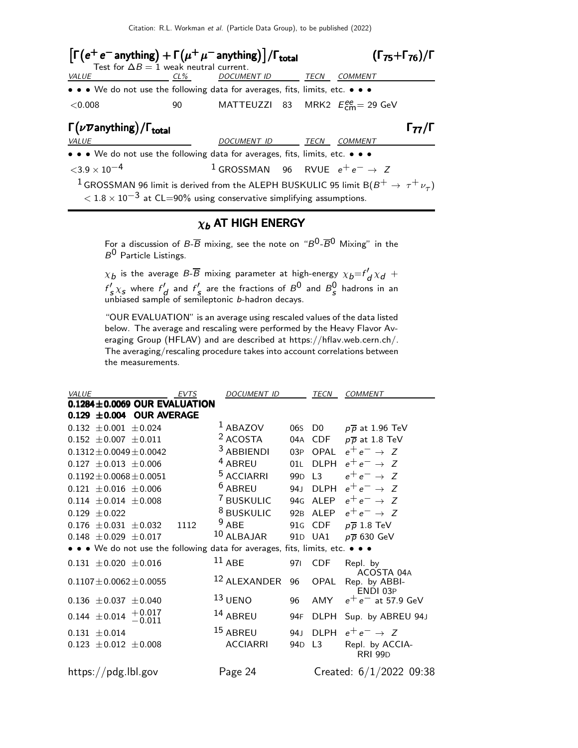### $\left[\Gamma(e^+e^- \text{anything}) + \Gamma(\mu^+\mu^- \text{anything})\right]/\Gamma_{\text{total}}$ $(\Gamma_{75}+\Gamma_{76})/\Gamma$

Test for $\Delta B = 1$ weak neutral current.

| VALUE | CL% | DOCUMENT ID | | TECN | COMMENT |
|---|---|---|---|---|---|
| • • • We do not use the following data for averages, fits, limits, etc. • • • | | | | | |
| $<0.008$ | 90 | MATTEUZZI | 83 | MRK2 | $E^{ee}_{\text{cm}} = 29$ GeV |

### $\Gamma(\nu\overline{\nu}\text{anything})/\Gamma_{\text{total}}$ $\Gamma_{77}/\Gamma$

| VALUE | DOCUMENT ID | | TECN | COMMENT |
|---|---|---|---|---|
| • • • We do not use the following data for averages, fits, limits, etc. • • • | | | | |
| $<3.9 \times 10^{-4}$ | [1] GROSSMAN | 96 | RVUE | $e^+e^- \rightarrow Z$ |

[1] GROSSMAN 96 limit is derived from the ALEPH BUSKULIC 95 limit $B(B^+ \rightarrow \tau^+\nu_\tau) < 1.8 \times 10^{-3}$ at CL=90% using conservative simplifying assumptions.

## $\chi_b$ AT HIGH ENERGY

For a discussion of $B$-$\overline{B}$ mixing, see the note on "$B^0$-$\overline{B}^0$ Mixing" in the $B^0$ Particle Listings.

$\chi_b$ is the average $B$-$\overline{B}$ mixing parameter at high-energy $\chi_b = f'_d\chi_d + f'_s\chi_s$ where $f'_d$ and $f'_s$ are the fractions of $B^0$ and $B^0_s$ hadrons in an unbiased sample of semileptonic $b$-hadron decays.

"OUR EVALUATION" is an average using rescaled values of the data listed below. The average and rescaling were performed by the Heavy Flavor Averaging Group (HFLAV) and are described at https://hflav.web.cern.ch/. The averaging/rescaling procedure takes into account correlations between the measurements.

| VALUE | EVTS | DOCUMENT ID | | TECN | COMMENT |
|---|---|---|---|---|---|
| **0.1284±0.0069 OUR EVALUATION** | | | | | |
| **0.129 ±0.004 OUR AVERAGE** | | | | | |
| $0.132 \pm 0.001 \pm 0.024$ | | [1] ABAZOV | 06S | D0 | $p\overline{p}$ at 1.96 TeV |
| $0.152 \pm 0.007 \pm 0.011$ | | [2] ACOSTA | 04A | CDF | $p\overline{p}$ at 1.8 TeV |
| $0.1312 \pm 0.0049 \pm 0.0042$ | | [3] ABBIENDI | 03P | OPAL | $e^+e^- \rightarrow Z$ |
| $0.127 \pm 0.013 \pm 0.006$ | | [4] ABREU | 01L | DLPH | $e^+e^- \rightarrow Z$ |
| $0.1192 \pm 0.0068 \pm 0.0051$ | | [5] ACCIARRI | 99D | L3 | $e^+e^- \rightarrow Z$ |
| $0.121 \pm 0.016 \pm 0.006$ | | [6] ABREU | 94J | DLPH | $e^+e^- \rightarrow Z$ |
| $0.114 \pm 0.014 \pm 0.008$ | | [7] BUSKULIC | 94G | ALEP | $e^+e^- \rightarrow Z$ |
| $0.129 \pm 0.022$ | | [8] BUSKULIC | 92B | ALEP | $e^+e^- \rightarrow Z$ |
| $0.176 \pm 0.031 \pm 0.032$ | 1112 | [9] ABE | 91G | CDF | $p\overline{p}$ 1.8 TeV |
| $0.148 \pm 0.029 \pm 0.017$ | | [10] ALBAJAR | 91D | UA1 | $p\overline{p}$ 630 GeV |
| • • • We do not use the following data for averages, fits, limits, etc. • • • | | | | | |
| $0.131 \pm 0.020 \pm 0.016$ | | [11] ABE | 97I | CDF | Repl. by ACOSTA 04A |
| $0.1107 \pm 0.0062 \pm 0.0055$ | | [12] ALEXANDER | 96 | OPAL | Rep. by ABBIENDI 03P |
| $0.136 \pm 0.037 \pm 0.040$ | | [13] UENO | 96 | AMY | $e^+e^-$ at 57.9 GeV |
| $0.144 \pm 0.014 \, ^{+0.017}_{-0.011}$ | | [14] ABREU | 94F | DLPH | Sup. by ABREU 94J |
| $0.131 \pm 0.014$ | | [15] ABREU | 94J | DLPH | $e^+e^- \rightarrow Z$ |
| $0.123 \pm 0.012 \pm 0.008$ | | ACCIARRI | 94D | L3 | Repl. by ACCIARRI 99D |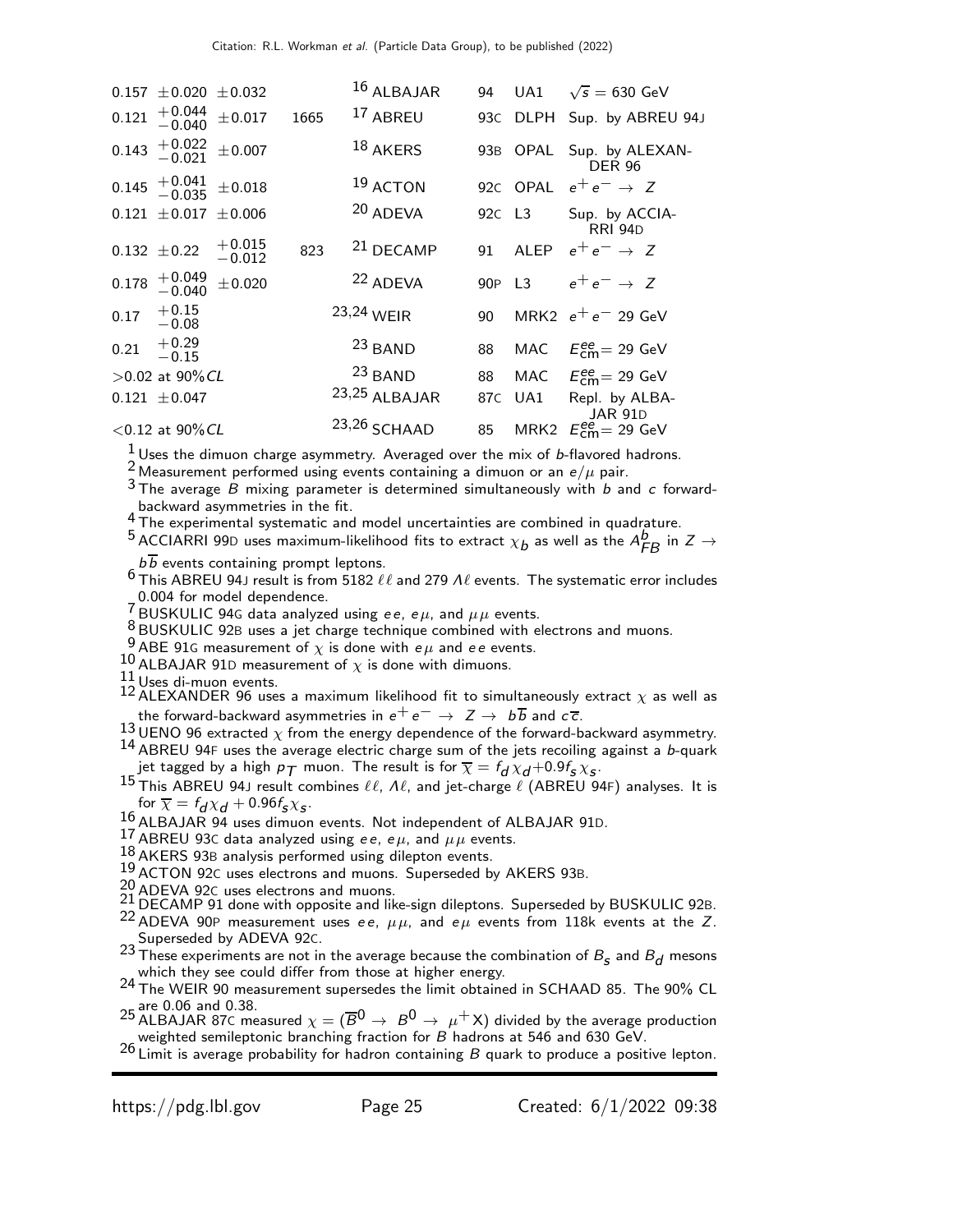| VALUE | | | EVTS | DOCUMENT ID | | TECN | COMMENT |
|---|---|---|---|---|---|---|---|
| 0.157 | ±0.020 | ±0.032 | | [16] ALBAJAR | 94 | UA1 | $\sqrt{s}$ = 630 GeV |
| 0.121 | $^{+0.044}_{-0.040}$ | ±0.017 | 1665 | [17] ABREU | 93C | DLPH | Sup. by ABREU 94J |
| 0.143 | $^{+0.022}_{-0.021}$ | ±0.007 | | [18] AKERS | 93B | OPAL | Sup. by ALEXANDER 96 |
| 0.145 | $^{+0.041}_{-0.035}$ | ±0.018 | | [19] ACTON | 92C | OPAL | $e^+e^- \rightarrow Z$ |
| 0.121 | ±0.017 | ±0.006 | | [20] ADEVA | 92C | L3 | Sup. by ACCIARRI 94D |
| 0.132 | ±0.22 | $^{+0.015}_{-0.012}$ | 823 | [21] DECAMP | 91 | ALEP | $e^+e^- \rightarrow Z$ |
| 0.178 | $^{+0.049}_{-0.040}$ | ±0.020 | | [22] ADEVA | 90P | L3 | $e^+e^- \rightarrow Z$ |
| 0.17 | $^{+0.15}_{-0.08}$ | | | [23,24] WEIR | 90 | MRK2 | $e^+e^-$ 29 GeV |
| 0.21 | $^{+0.29}_{-0.15}$ | | | [23] BAND | 88 | MAC | $E^{ee}_{cm}$= 29 GeV |
| >0.02 at 90% CL | | | | [23] BAND | 88 | MAC | $E^{ee}_{cm}$= 29 GeV |
| 0.121 | ±0.047 | | | [23,25] ALBAJAR | 87C | UA1 | Repl. by ALBAJAR 91D |
| <0.12 at 90% CL | | | | [23,26] SCHAAD | 85 | MRK2 | $E^{ee}_{cm}$= 29 GeV |

[1] Uses the dimuon charge asymmetry. Averaged over the mix of $b$-flavored hadrons.

[2] Measurement performed using events containing a dimuon or an $e/\mu$ pair.

[3] The average $B$ mixing parameter is determined simultaneously with $b$ and $c$ forward-backward asymmetries in the fit.

[4] The experimental systematic and model uncertainties are combined in quadrature.

[5] ACCIARRI 99D uses maximum-likelihood fits to extract $\chi_b$ as well as the $A^b_{FB}$ in $Z \rightarrow b\overline{b}$ events containing prompt leptons.

[6] This ABREU 94J result is from 5182 $\ell\ell$ and 279 $\Lambda\ell$ events. The systematic error includes 0.004 for model dependence.

[7] BUSKULIC 94G data analyzed using $ee$, $e\mu$, and $\mu\mu$ events.

[8] BUSKULIC 92B uses a jet charge technique combined with electrons and muons.

[9] ABE 91G measurement of $\chi$ is done with $e\mu$ and $ee$ events.

[10] ALBAJAR 91D measurement of $\chi$ is done with dimuons.

[11] Uses di-muon events.

[12] ALEXANDER 96 uses a maximum likelihood fit to simultaneously extract $\chi$ as well as the forward-backward asymmetries in $e^+e^- \rightarrow Z \rightarrow b\overline{b}$ and $c\overline{c}$.

[13] UENO 96 extracted $\chi$ from the energy dependence of the forward-backward asymmetry.

[14] ABREU 94F uses the average electric charge sum of the jets recoiling against a $b$-quark jet tagged by a high $p_T$ muon. The result is for $\overline{\chi} = f_d\chi_d + 0.9 f_s\chi_s$.

[15] This ABREU 94J result combines $\ell\ell$, $\Lambda\ell$, and jet-charge $\ell$ (ABREU 94F) analyses. It is for $\overline{\chi} = f_d\chi_d + 0.96 f_s\chi_s$.

[16] ALBAJAR 94 uses dimuon events. Not independent of ALBAJAR 91D.

[17] ABREU 93C data analyzed using $ee$, $e\mu$, and $\mu\mu$ events.

[18] AKERS 93B analysis performed using dilepton events.

[19] ACTON 92C uses electrons and muons. Superseded by AKERS 93B.

[20] ADEVA 92C uses electrons and muons.

[21] DECAMP 91 done with opposite and like-sign dileptons. Superseded by BUSKULIC 92B.

[22] ADEVA 90P measurement uses $ee$, $\mu\mu$, and $e\mu$ events from 118k events at the $Z$. Superseded by ADEVA 92C.

[23] These experiments are not in the average because the combination of $B_s$ and $B_d$ mesons which they see could differ from those at higher energy.

[24] The WEIR 90 measurement supersedes the limit obtained in SCHAAD 85. The 90% CL are 0.06 and 0.38.

[25] ALBAJAR 87C measured $\chi = (\overline{B}^0 \rightarrow B^0 \rightarrow \mu^+ X)$ divided by the average production weighted semileptonic branching fraction for $B$ hadrons at 546 and 630 GeV.

[26] Limit is average probability for hadron containing $B$ quark to produce a positive lepton.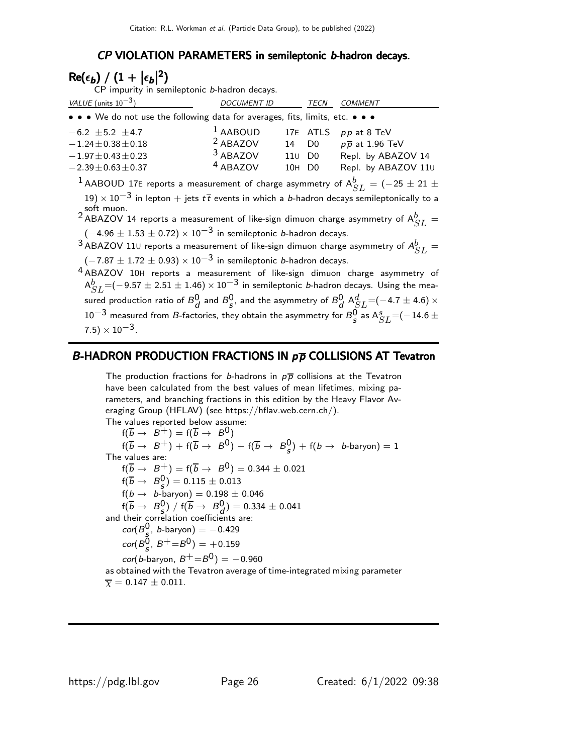## *CP* VIOLATION PARAMETERS in semileptonic *b*-hadron decays.

### $\mathrm{Re}(\epsilon_b)$ / $(1 + |\epsilon_b|^2)$

CP impurity in semileptonic *b*-hadron decays.

| VALUE (units $10^{-3}$) | DOCUMENT ID | | TECN | COMMENT |
|---|---|---|---|---|
| • • • We do not use the following data for averages, fits, limits, etc. • • • | | | | |
| $-6.2 \pm 5.2 \pm 4.7$ | [1] AABOUD | 17E | ATLS | $pp$ at 8 TeV |
| $-1.24 \pm 0.38 \pm 0.18$ | [2] ABAZOV | 14 | D0 | $p\overline{p}$ at 1.96 TeV |
| $-1.97 \pm 0.43 \pm 0.23$ | [3] ABAZOV | 11U | D0 | Repl. by ABAZOV 14 |
| $-2.39 \pm 0.63 \pm 0.37$ | [4] ABAZOV | 10H | D0 | Repl. by ABAZOV 11U |

[1] AABOUD 17E reports a measurement of charge asymmetry of $A^b_{SL} = (-25 \pm 21 \pm 19) \times 10^{-3}$ in lepton + jets $t\overline{t}$ events in which a *b*-hadron decays semileptonically to a soft muon.

[2] ABAZOV 14 reports a measurement of like-sign dimuon charge asymmetry of $A^b_{SL} = (-4.96 \pm 1.53 \pm 0.72) \times 10^{-3}$ in semileptonic *b*-hadron decays.

[3] ABAZOV 11U reports a measurement of like-sign dimuon charge asymmetry of $A^b_{SL} = (-7.87 \pm 1.72 \pm 0.93) \times 10^{-3}$ in semileptonic *b*-hadron decays.

[4] ABAZOV 10H reports a measurement of like-sign dimuon charge asymmetry of $A^b_{SL} = (-9.57 \pm 2.51 \pm 1.46) \times 10^{-3}$ in semileptonic *b*-hadron decays. Using the measured production ratio of $B^0_d$ and $B^0_s$, and the asymmetry of $B^0_d$ $A^d_{SL} = (-4.7 \pm 4.6) \times 10^{-3}$ measured from *B*-factories, they obtain the asymmetry for $B^0_s$ as $A^s_{SL} = (-14.6 \pm 7.5) \times 10^{-3}$.

## *B*-HADRON PRODUCTION FRACTIONS IN $p\overline{p}$ COLLISIONS AT Tevatron

The production fractions for *b*-hadrons in $p\overline{p}$ collisions at the Tevatron have been calculated from the best values of mean lifetimes, mixing parameters, and branching fractions in this edition by the Heavy Flavor Averaging Group (HFLAV) (see https://hflav.web.cern.ch/).

The values reported below assume:

$f(\overline{b} \to B^+) = f(\overline{b} \to B^0)$

$f(\overline{b} \to B^+) + f(\overline{b} \to B^0) + f(\overline{b} \to B^0_s) + f(b \to b\text{-baryon}) = 1$

The values are:

$f(\overline{b} \to B^+) = f(\overline{b} \to B^0) = 0.344 \pm 0.021$

$f(\overline{b} \to B^0_s) = 0.115 \pm 0.013$

$f(b \to b\text{-baryon}) = 0.198 \pm 0.046$

$f(\overline{b} \to B^0_s) \,/\, f(\overline{b} \to B^0_d) = 0.334 \pm 0.041$

and their correlation coefficients are:

$cor(B^0_s, b\text{-baryon}) = -0.429$

$cor(B^0_s, B^+{=}B^0) = +0.159$

$cor(b\text{-baryon}, B^+{=}B^0) = -0.960$

as obtained with the Tevatron average of time-integrated mixing parameter $\overline{\chi} = 0.147 \pm 0.011$.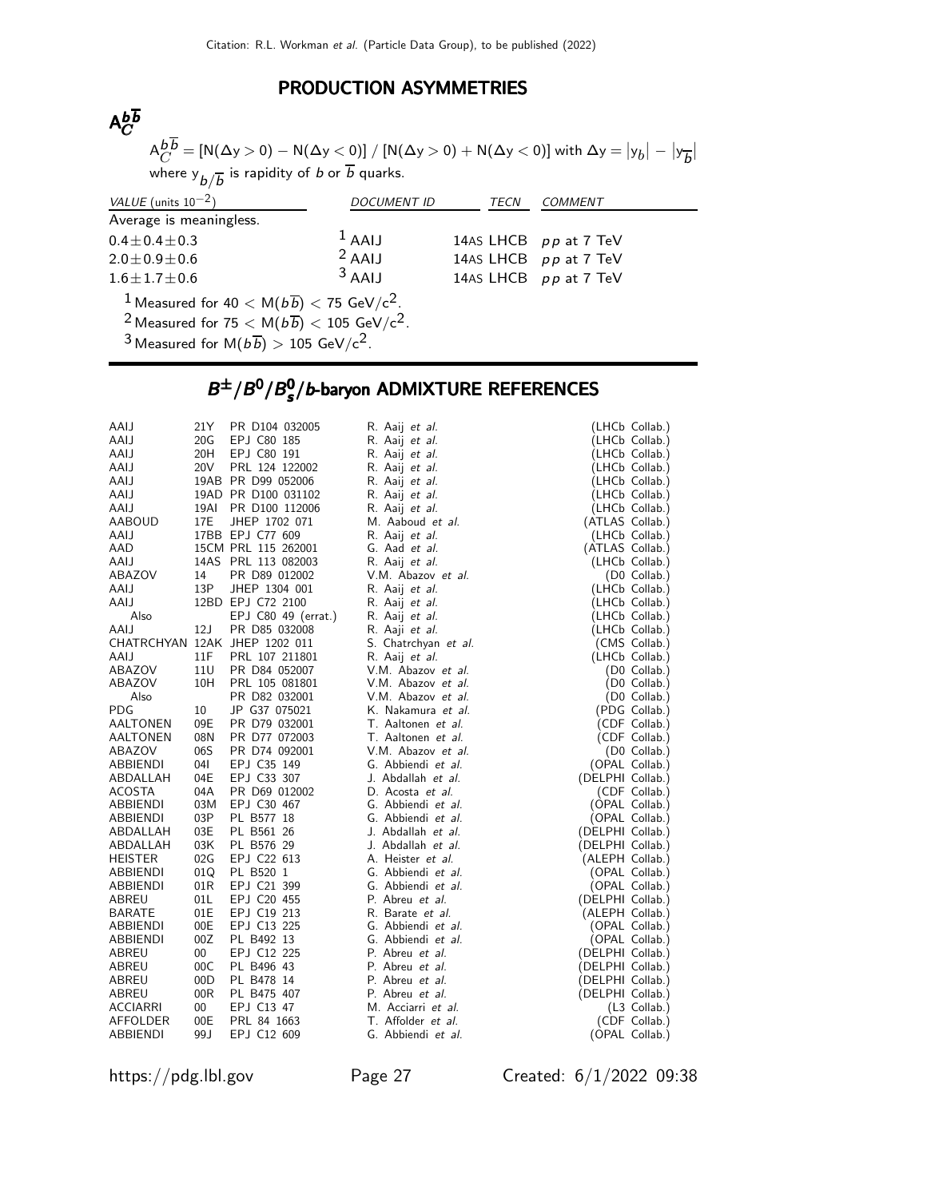## PRODUCTION ASYMMETRIES

### $A_C^{b\overline{b}}$

$A_C^{b\overline{b}} = [N(\Delta y > 0) - N(\Delta y < 0)] \,/\, [N(\Delta y > 0) + N(\Delta y < 0)]$ with $\Delta y = |y_b| - |y_{\overline{b}}|$ where $y_{b/\overline{b}}$ is rapidity of $b$ or $\overline{b}$ quarks.

| VALUE (units $10^{-2}$) | DOCUMENT ID | TECN | COMMENT |
|---|---|---|---|
| Average is meaningless. | | | |
| $0.4 \pm 0.4 \pm 0.3$ | [1] AAIJ 14AS | LHCB | $pp$ at 7 TeV |
| $2.0 \pm 0.9 \pm 0.6$ | [2] AAIJ 14AS | LHCB | $pp$ at 7 TeV |
| $1.6 \pm 1.7 \pm 0.6$ | [3] AAIJ 14AS | LHCB | $pp$ at 7 TeV |

[1] Measured for $40 < M(b\overline{b}) < 75$ GeV/$c^2$.
[2] Measured for $75 < M(b\overline{b}) < 105$ GeV/$c^2$.
[3] Measured for $M(b\overline{b}) > 105$ GeV/$c^2$.

## $B^{\pm}/B^0/B_s^0/b$-baryon ADMIXTURE REFERENCES

| | | | | |
|---|---|---|---|---|
| AAIJ | 21Y | PR D104 032005 | R. Aaij *et al.* | (LHCb Collab.) |
| AAIJ | 20G | EPJ C80 185 | R. Aaij *et al.* | (LHCb Collab.) |
| AAIJ | 20H | EPJ C80 191 | R. Aaij *et al.* | (LHCb Collab.) |
| AAIJ | 20V | PRL 124 122002 | R. Aaij *et al.* | (LHCb Collab.) |
| AAIJ | 19AB | PR D99 052006 | R. Aaij *et al.* | (LHCb Collab.) |
| AAIJ | 19AD | PR D100 031102 | R. Aaij *et al.* | (LHCb Collab.) |
| AAIJ | 19AI | PR D100 112006 | R. Aaij *et al.* | (LHCb Collab.) |
| AABOUD | 17E | JHEP 1702 071 | M. Aaboud *et al.* | (ATLAS Collab.) |
| AAIJ | 17BB | EPJ C77 609 | R. Aaij *et al.* | (LHCb Collab.) |
| AAD | 15CM | PRL 115 262001 | G. Aad *et al.* | (ATLAS Collab.) |
| AAIJ | 14AS | PRL 113 082003 | R. Aaij *et al.* | (LHCb Collab.) |
| ABAZOV | 14 | PR D89 012002 | V.M. Abazov *et al.* | (D0 Collab.) |
| AAIJ | 13P | JHEP 1304 001 | R. Aaij *et al.* | (LHCb Collab.) |
| AAIJ | 12BD | EPJ C72 2100 | R. Aaij *et al.* | (LHCb Collab.) |
| Also | | EPJ C80 49 (errat.) | R. Aaij *et al.* | (LHCb Collab.) |
| AAIJ | 12J | PR D85 032008 | R. Aaji *et al.* | (LHCb Collab.) |
| CHATRCHYAN | 12AK | JHEP 1202 011 | S. Chatrchyan *et al.* | (CMS Collab.) |
| AAIJ | 11F | PRL 107 211801 | R. Aaij *et al.* | (LHCb Collab.) |
| ABAZOV | 11U | PR D84 052007 | V.M. Abazov *et al.* | (D0 Collab.) |
| ABAZOV | 10H | PRL 105 081801 | V.M. Abazov *et al.* | (D0 Collab.) |
| Also | | PR D82 032001 | V.M. Abazov *et al.* | (D0 Collab.) |
| PDG | 10 | JP G37 075021 | K. Nakamura *et al.* | (PDG Collab.) |
| AALTONEN | 09E | PR D79 032001 | T. Aaltonen *et al.* | (CDF Collab.) |
| AALTONEN | 08N | PR D77 072003 | T. Aaltonen *et al.* | (CDF Collab.) |
| ABAZOV | 06S | PR D74 092001 | V.M. Abazov *et al.* | (D0 Collab.) |
| ABBIENDI | 04I | EPJ C35 149 | G. Abbiendi *et al.* | (OPAL Collab.) |
| ABDALLAH | 04E | EPJ C33 307 | J. Abdallah *et al.* | (DELPHI Collab.) |
| ACOSTA | 04A | PR D69 012002 | D. Acosta *et al.* | (CDF Collab.) |
| ABBIENDI | 03M | EPJ C30 467 | G. Abbiendi *et al.* | (OPAL Collab.) |
| ABBIENDI | 03P | PL B577 18 | G. Abbiendi *et al.* | (OPAL Collab.) |
| ABDALLAH | 03E | PL B561 26 | J. Abdallah *et al.* | (DELPHI Collab.) |
| ABDALLAH | 03K | PL B576 29 | J. Abdallah *et al.* | (DELPHI Collab.) |
| HEISTER | 02G | EPJ C22 613 | A. Heister *et al.* | (ALEPH Collab.) |
| ABBIENDI | 01Q | PL B520 1 | G. Abbiendi *et al.* | (OPAL Collab.) |
| ABBIENDI | 01R | EPJ C21 399 | G. Abbiendi *et al.* | (OPAL Collab.) |
| ABREU | 01L | EPJ C20 455 | P. Abreu *et al.* | (DELPHI Collab.) |
| BARATE | 01E | EPJ C19 213 | R. Barate *et al.* | (ALEPH Collab.) |
| ABBIENDI | 00E | EPJ C13 225 | G. Abbiendi *et al.* | (OPAL Collab.) |
| ABBIENDI | 00Z | PL B492 13 | G. Abbiendi *et al.* | (OPAL Collab.) |
| ABREU | 00 | EPJ C12 225 | P. Abreu *et al.* | (DELPHI Collab.) |
| ABREU | 00C | PL B496 43 | P. Abreu *et al.* | (DELPHI Collab.) |
| ABREU | 00D | PL B478 14 | P. Abreu *et al.* | (DELPHI Collab.) |
| ABREU | 00R | PL B475 407 | P. Abreu *et al.* | (DELPHI Collab.) |
| ACCIARRI | 00 | EPJ C13 47 | M. Acciarri *et al.* | (L3 Collab.) |
| AFFOLDER | 00E | PRL 84 1663 | T. Affolder *et al.* | (CDF Collab.) |
| ABBIENDI | 99J | EPJ C12 609 | G. Abbiendi *et al.* | (OPAL Collab.) |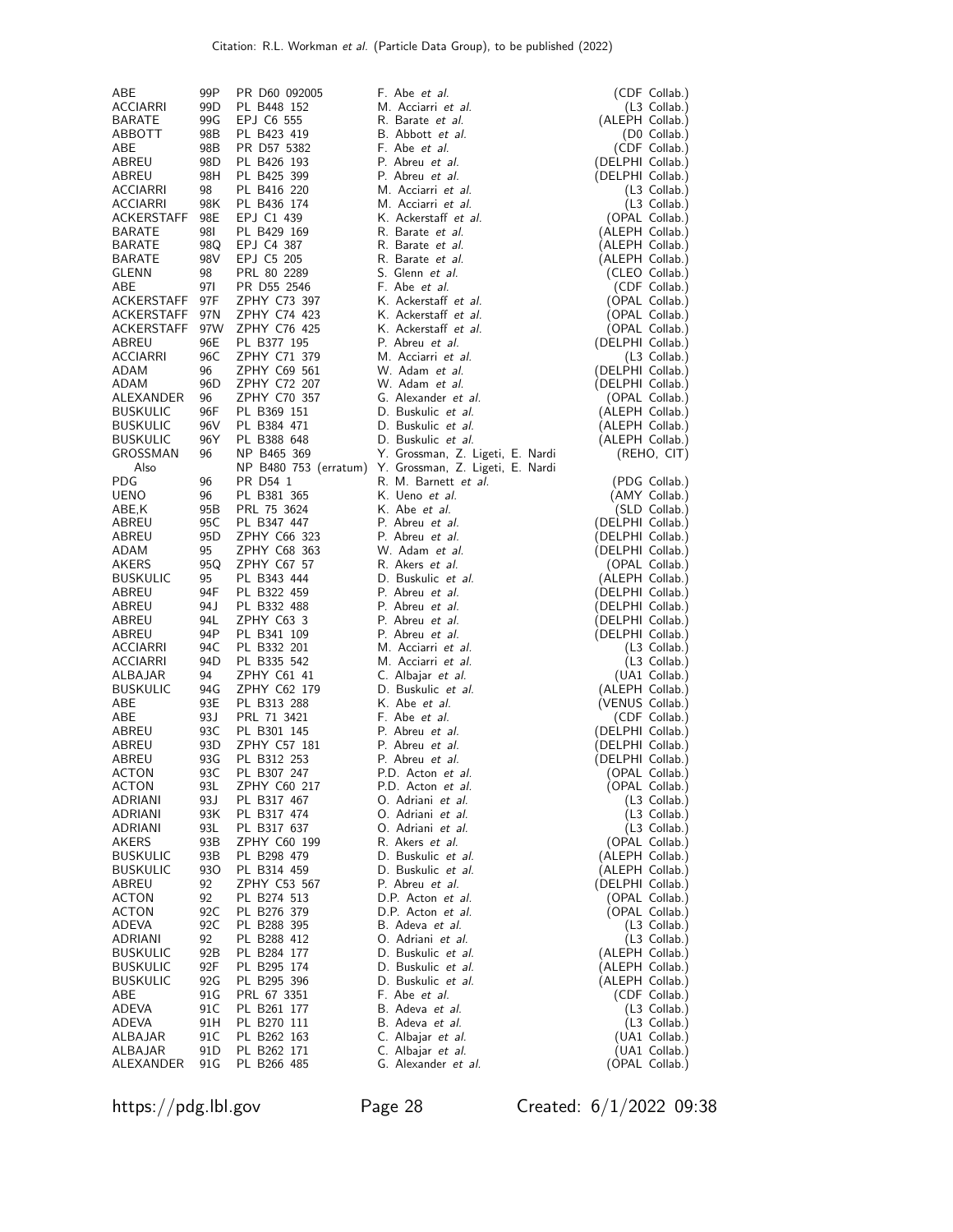| | | | | |
|---|---|---|---|---|
| ABE | 99P | PR D60 092005 | F. Abe *et al.* | (CDF Collab.) |
| ACCIARRI | 99D | PL B448 152 | M. Acciarri *et al.* | (L3 Collab.) |
| BARATE | 99G | EPJ C6 555 | R. Barate *et al.* | (ALEPH Collab.) |
| ABBOTT | 98B | PL B423 419 | B. Abbott *et al.* | (D0 Collab.) |
| ABE | 98B | PR D57 5382 | F. Abe *et al.* | (CDF Collab.) |
| ABREU | 98D | PL B426 193 | P. Abreu *et al.* | (DELPHI Collab.) |
| ABREU | 98H | PL B425 399 | P. Abreu *et al.* | (DELPHI Collab.) |
| ACCIARRI | 98 | PL B416 220 | M. Acciarri *et al.* | (L3 Collab.) |
| ACCIARRI | 98K | PL B436 174 | M. Acciarri *et al.* | (L3 Collab.) |
| ACKERSTAFF | 98E | EPJ C1 439 | K. Ackerstaff *et al.* | (OPAL Collab.) |
| BARATE | 98I | PL B429 169 | R. Barate *et al.* | (ALEPH Collab.) |
| BARATE | 98Q | EPJ C4 387 | R. Barate *et al.* | (ALEPH Collab.) |
| BARATE | 98V | EPJ C5 205 | R. Barate *et al.* | (ALEPH Collab.) |
| GLENN | 98 | PRL 80 2289 | S. Glenn *et al.* | (CLEO Collab.) |
| ABE | 97I | PR D55 2546 | F. Abe *et al.* | (CDF Collab.) |
| ACKERSTAFF | 97F | ZPHY C73 397 | K. Ackerstaff *et al.* | (OPAL Collab.) |
| ACKERSTAFF | 97N | ZPHY C74 423 | K. Ackerstaff *et al.* | (OPAL Collab.) |
| ACKERSTAFF | 97W | ZPHY C76 425 | K. Ackerstaff *et al.* | (OPAL Collab.) |
| ABREU | 96E | PL B377 195 | P. Abreu *et al.* | (DELPHI Collab.) |
| ACCIARRI | 96C | ZPHY C71 379 | M. Acciarri *et al.* | (L3 Collab.) |
| ADAM | 96 | ZPHY C69 561 | W. Adam *et al.* | (DELPHI Collab.) |
| ADAM | 96D | ZPHY C72 207 | W. Adam *et al.* | (DELPHI Collab.) |
| ALEXANDER | 96 | ZPHY C70 357 | G. Alexander *et al.* | (OPAL Collab.) |
| BUSKULIC | 96F | PL B369 151 | D. Buskulic *et al.* | (ALEPH Collab.) |
| BUSKULIC | 96V | PL B384 471 | D. Buskulic *et al.* | (ALEPH Collab.) |
| BUSKULIC | 96Y | PL B388 648 | D. Buskulic *et al.* | (ALEPH Collab.) |
| GROSSMAN | 96 | NP B465 369 | Y. Grossman, Z. Ligeti, E. Nardi | (REHO, CIT) |
| Also | | NP B480 753 (erratum) | Y. Grossman, Z. Ligeti, E. Nardi | |
| PDG | 96 | PR D54 1 | R. M. Barnett *et al.* | (PDG Collab.) |
| UENO | 96 | PL B381 365 | K. Ueno *et al.* | (AMY Collab.) |
| ABE,K | 95B | PRL 75 3624 | K. Abe *et al.* | (SLD Collab.) |
| ABREU | 95C | PL B347 447 | P. Abreu *et al.* | (DELPHI Collab.) |
| ABREU | 95D | ZPHY C66 323 | P. Abreu *et al.* | (DELPHI Collab.) |
| ADAM | 95 | ZPHY C68 363 | W. Adam *et al.* | (DELPHI Collab.) |
| AKERS | 95Q | ZPHY C67 57 | R. Akers *et al.* | (OPAL Collab.) |
| BUSKULIC | 95 | PL B343 444 | D. Buskulic *et al.* | (ALEPH Collab.) |
| ABREU | 94F | PL B322 459 | P. Abreu *et al.* | (DELPHI Collab.) |
| ABREU | 94J | PL B332 488 | P. Abreu *et al.* | (DELPHI Collab.) |
| ABREU | 94L | ZPHY C63 3 | P. Abreu *et al.* | (DELPHI Collab.) |
| ABREU | 94P | PL B341 109 | P. Abreu *et al.* | (DELPHI Collab.) |
| ACCIARRI | 94C | PL B332 201 | M. Acciarri *et al.* | (L3 Collab.) |
| ACCIARRI | 94D | PL B335 542 | M. Acciarri *et al.* | (L3 Collab.) |
| ALBAJAR | 94 | ZPHY C61 41 | C. Albajar *et al.* | (UA1 Collab.) |
| BUSKULIC | 94G | ZPHY C62 179 | D. Buskulic *et al.* | (ALEPH Collab.) |
| ABE | 93E | PL B313 288 | K. Abe *et al.* | (VENUS Collab.) |
| ABE | 93J | PRL 71 3421 | F. Abe *et al.* | (CDF Collab.) |
| ABREU | 93C | PL B301 145 | P. Abreu *et al.* | (DELPHI Collab.) |
| ABREU | 93D | ZPHY C57 181 | P. Abreu *et al.* | (DELPHI Collab.) |
| ABREU | 93G | PL B312 253 | P. Abreu *et al.* | (DELPHI Collab.) |
| ACTON | 93C | PL B307 247 | P.D. Acton *et al.* | (OPAL Collab.) |
| ACTON | 93L | ZPHY C60 217 | P.D. Acton *et al.* | (OPAL Collab.) |
| ADRIANI | 93J | PL B317 467 | O. Adriani *et al.* | (L3 Collab.) |
| ADRIANI | 93K | PL B317 474 | O. Adriani *et al.* | (L3 Collab.) |
| ADRIANI | 93L | PL B317 637 | O. Adriani *et al.* | (L3 Collab.) |
| AKERS | 93B | ZPHY C60 199 | R. Akers *et al.* | (OPAL Collab.) |
| BUSKULIC | 93B | PL B298 479 | D. Buskulic *et al.* | (ALEPH Collab.) |
| BUSKULIC | 93O | PL B314 459 | D. Buskulic *et al.* | (ALEPH Collab.) |
| ABREU | 92 | ZPHY C53 567 | P. Abreu *et al.* | (DELPHI Collab.) |
| ACTON | 92 | PL B274 513 | D.P. Acton *et al.* | (OPAL Collab.) |
| ACTON | 92C | PL B276 379 | D.P. Acton *et al.* | (OPAL Collab.) |
| ADEVA | 92C | PL B288 395 | B. Adeva *et al.* | (L3 Collab.) |
| ADRIANI | 92 | PL B288 412 | O. Adriani *et al.* | (L3 Collab.) |
| BUSKULIC | 92B | PL B284 177 | D. Buskulic *et al.* | (ALEPH Collab.) |
| BUSKULIC | 92F | PL B295 174 | D. Buskulic *et al.* | (ALEPH Collab.) |
| BUSKULIC | 92G | PL B295 396 | D. Buskulic *et al.* | (ALEPH Collab.) |
| ABE | 91G | PRL 67 3351 | F. Abe *et al.* | (CDF Collab.) |
| ADEVA | 91C | PL B261 177 | B. Adeva *et al.* | (L3 Collab.) |
| ADEVA | 91H | PL B270 111 | B. Adeva *et al.* | (L3 Collab.) |
| ALBAJAR | 91C | PL B262 163 | C. Albajar *et al.* | (UA1 Collab.) |
| ALBAJAR | 91D | PL B262 171 | C. Albajar *et al.* | (UA1 Collab.) |
| ALEXANDER | 91G | PL B266 485 | G. Alexander *et al.* | (OPAL Collab.) |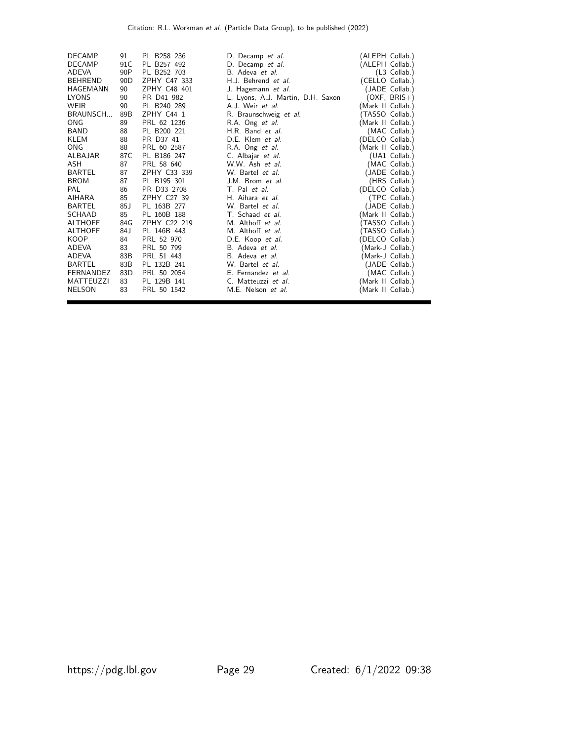| | | | | |
|---|---|---|---|---|
| DECAMP | 91 | PL B258 236 | D. Decamp *et al.* | (ALEPH Collab.) |
| DECAMP | 91C | PL B257 492 | D. Decamp *et al.* | (ALEPH Collab.) |
| ADEVA | 90P | PL B252 703 | B. Adeva *et al.* | (L3 Collab.) |
| BEHREND | 90D | ZPHY C47 333 | H.J. Behrend *et al.* | (CELLO Collab.) |
| HAGEMANN | 90 | ZPHY C48 401 | J. Hagemann *et al.* | (JADE Collab.) |
| LYONS | 90 | PR D41 982 | L. Lyons, A.J. Martin, D.H. Saxon | (OXF, BRIS+) |
| WEIR | 90 | PL B240 289 | A.J. Weir *et al.* | (Mark II Collab.) |
| BRAUNSCH... | 89B | ZPHY C44 1 | R. Braunschweig *et al.* | (TASSO Collab.) |
| ONG | 89 | PRL 62 1236 | R.A. Ong *et al.* | (Mark II Collab.) |
| BAND | 88 | PL B200 221 | H.R. Band *et al.* | (MAC Collab.) |
| KLEM | 88 | PR D37 41 | D.E. Klem *et al.* | (DELCO Collab.) |
| ONG | 88 | PRL 60 2587 | R.A. Ong *et al.* | (Mark II Collab.) |
| ALBAJAR | 87C | PL B186 247 | C. Albajar *et al.* | (UA1 Collab.) |
| ASH | 87 | PRL 58 640 | W.W. Ash *et al.* | (MAC Collab.) |
| BARTEL | 87 | ZPHY C33 339 | W. Bartel *et al.* | (JADE Collab.) |
| BROM | 87 | PL B195 301 | J.M. Brom *et al.* | (HRS Collab.) |
| PAL | 86 | PR D33 2708 | T. Pal *et al.* | (DELCO Collab.) |
| AIHARA | 85 | ZPHY C27 39 | H. Aihara *et al.* | (TPC Collab.) |
| BARTEL | 85J | PL 163B 277 | W. Bartel *et al.* | (JADE Collab.) |
| SCHAAD | 85 | PL 160B 188 | T. Schaad *et al.* | (Mark II Collab.) |
| ALTHOFF | 84G | ZPHY C22 219 | M. Althoff *et al.* | (TASSO Collab.) |
| ALTHOFF | 84J | PL 146B 443 | M. Althoff *et al.* | (TASSO Collab.) |
| KOOP | 84 | PRL 52 970 | D.E. Koop *et al.* | (DELCO Collab.) |
| ADEVA | 83 | PRL 50 799 | B. Adeva *et al.* | (Mark-J Collab.) |
| ADEVA | 83B | PRL 51 443 | B. Adeva *et al.* | (Mark-J Collab.) |
| BARTEL | 83B | PL 132B 241 | W. Bartel *et al.* | (JADE Collab.) |
| FERNANDEZ | 83D | PRL 50 2054 | E. Fernandez *et al.* | (MAC Collab.) |
| MATTEUZZI | 83 | PL 129B 141 | C. Matteuzzi *et al.* | (Mark II Collab.) |
| NELSON | 83 | PRL 50 1542 | M.E. Nelson *et al.* | (Mark II Collab.) |